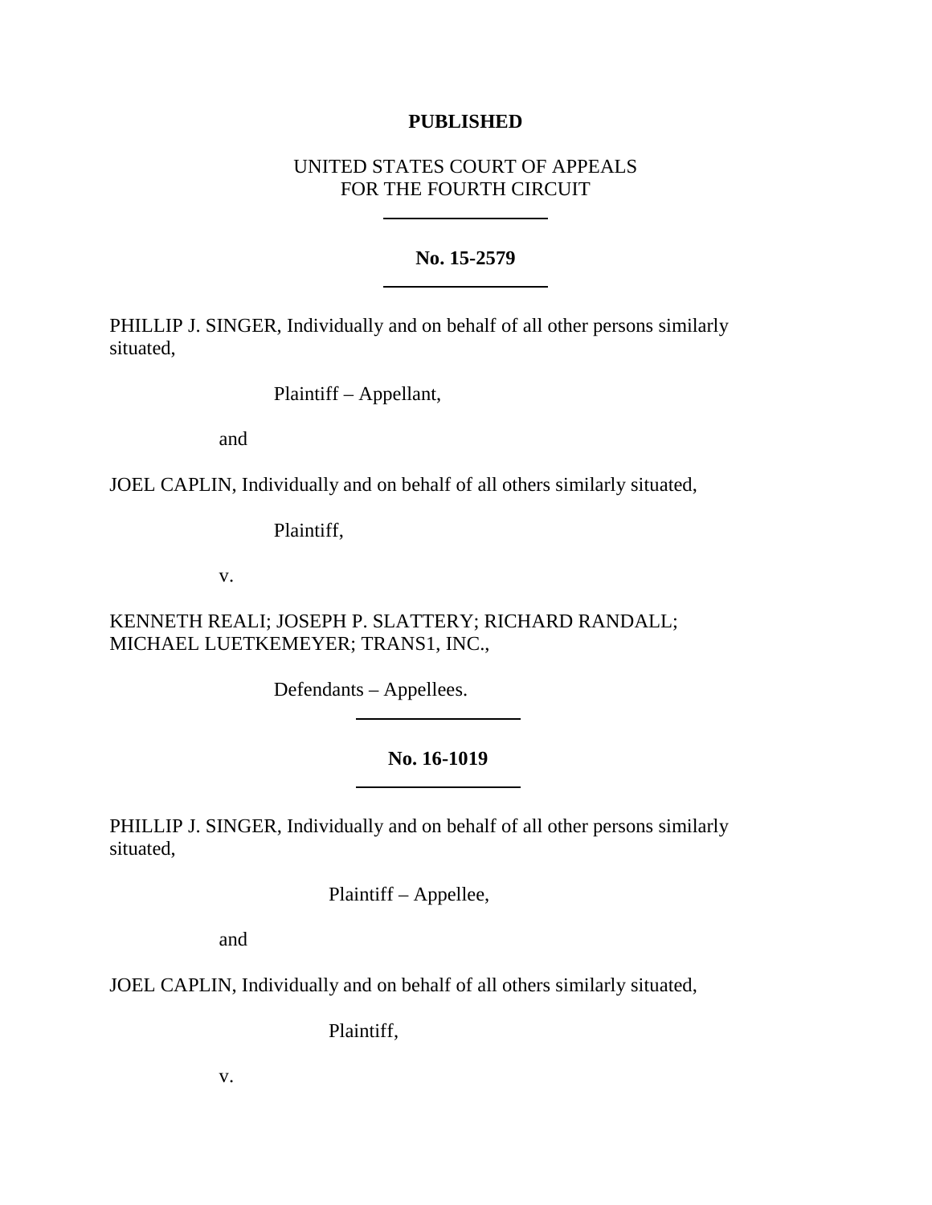**PUBLISHED**

UNITED STATES COURT OF APPEALS
FOR THE FOURTH CIRCUIT

---

**No. 15-2579**

---

PHILLIP J. SINGER, Individually and on behalf of all other persons similarly situated,

Plaintiff – Appellant,

and

JOEL CAPLIN, Individually and on behalf of all others similarly situated,

Plaintiff,

v.

KENNETH REALI; JOSEPH P. SLATTERY; RICHARD RANDALL; MICHAEL LUETKEMEYER; TRANS1, INC.,

Defendants – Appellees.

---

**No. 16-1019**

---

PHILLIP J. SINGER, Individually and on behalf of all other persons similarly situated,

Plaintiff – Appellee,

and

JOEL CAPLIN, Individually and on behalf of all others similarly situated,

Plaintiff,

v.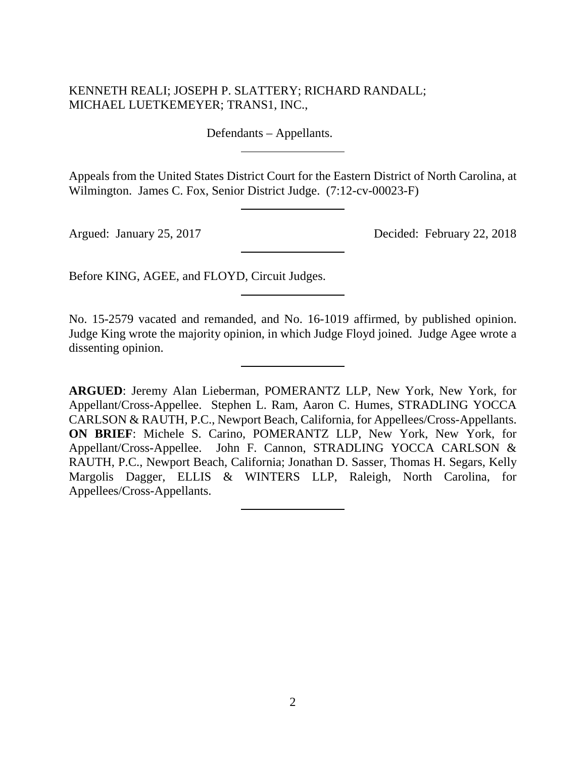KENNETH REALI; JOSEPH P. SLATTERY; RICHARD RANDALL; MICHAEL LUETKEMEYER; TRANS1, INC.,

Defendants – Appellants.

---

Appeals from the United States District Court for the Eastern District of North Carolina, at Wilmington. James C. Fox, Senior District Judge. (7:12-cv-00023-F)

---

Argued: January 25, 2017 Decided: February 22, 2018

---

Before KING, AGEE, and FLOYD, Circuit Judges.

---

No. 15-2579 vacated and remanded, and No. 16-1019 affirmed, by published opinion. Judge King wrote the majority opinion, in which Judge Floyd joined. Judge Agee wrote a dissenting opinion.

---

**ARGUED**: Jeremy Alan Lieberman, POMERANTZ LLP, New York, New York, for Appellant/Cross-Appellee. Stephen L. Ram, Aaron C. Humes, STRADLING YOCCA CARLSON & RAUTH, P.C., Newport Beach, California, for Appellees/Cross-Appellants. **ON BRIEF**: Michele S. Carino, POMERANTZ LLP, New York, New York, for Appellant/Cross-Appellee. John F. Cannon, STRADLING YOCCA CARLSON & RAUTH, P.C., Newport Beach, California; Jonathan D. Sasser, Thomas H. Segars, Kelly Margolis Dagger, ELLIS & WINTERS LLP, Raleigh, North Carolina, for Appellees/Cross-Appellants.

---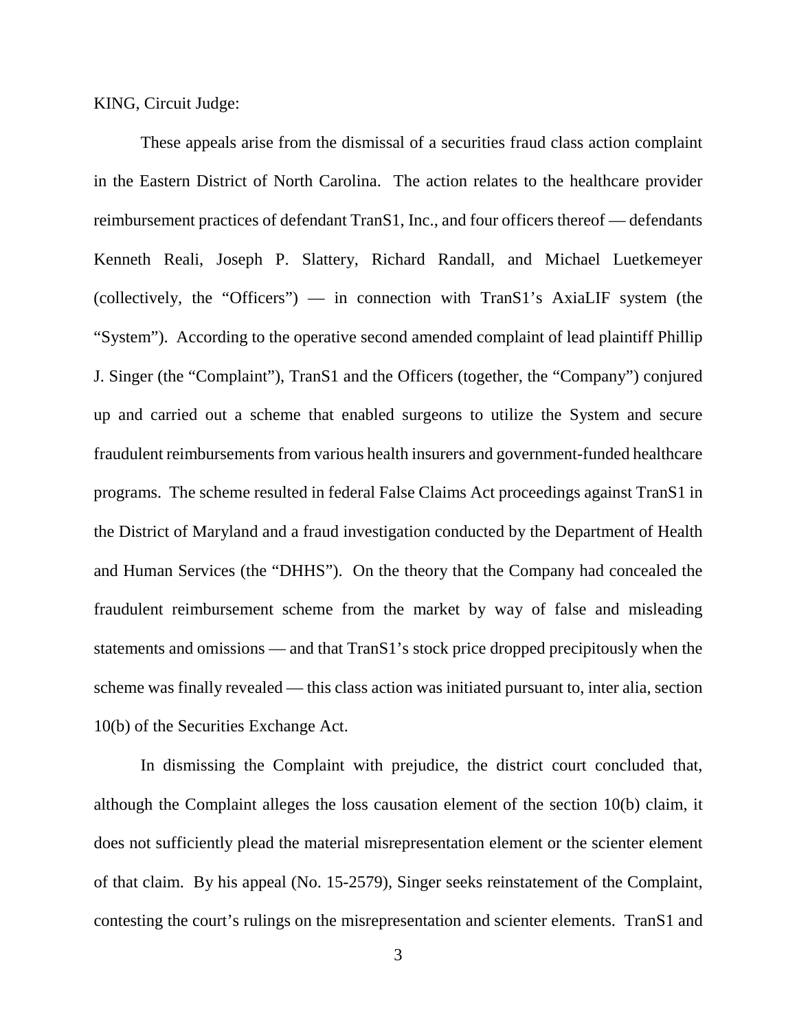KING, Circuit Judge:

These appeals arise from the dismissal of a securities fraud class action complaint in the Eastern District of North Carolina. The action relates to the healthcare provider reimbursement practices of defendant TranS1, Inc., and four officers thereof — defendants Kenneth Reali, Joseph P. Slattery, Richard Randall, and Michael Luetkemeyer (collectively, the "Officers") — in connection with TranS1's AxiaLIF system (the "System"). According to the operative second amended complaint of lead plaintiff Phillip J. Singer (the "Complaint"), TranS1 and the Officers (together, the "Company") conjured up and carried out a scheme that enabled surgeons to utilize the System and secure fraudulent reimbursements from various health insurers and government-funded healthcare programs. The scheme resulted in federal False Claims Act proceedings against TranS1 in the District of Maryland and a fraud investigation conducted by the Department of Health and Human Services (the "DHHS"). On the theory that the Company had concealed the fraudulent reimbursement scheme from the market by way of false and misleading statements and omissions — and that TranS1's stock price dropped precipitously when the scheme was finally revealed — this class action was initiated pursuant to, inter alia, section 10(b) of the Securities Exchange Act.

In dismissing the Complaint with prejudice, the district court concluded that, although the Complaint alleges the loss causation element of the section 10(b) claim, it does not sufficiently plead the material misrepresentation element or the scienter element of that claim. By his appeal (No. 15-2579), Singer seeks reinstatement of the Complaint, contesting the court's rulings on the misrepresentation and scienter elements. TranS1 and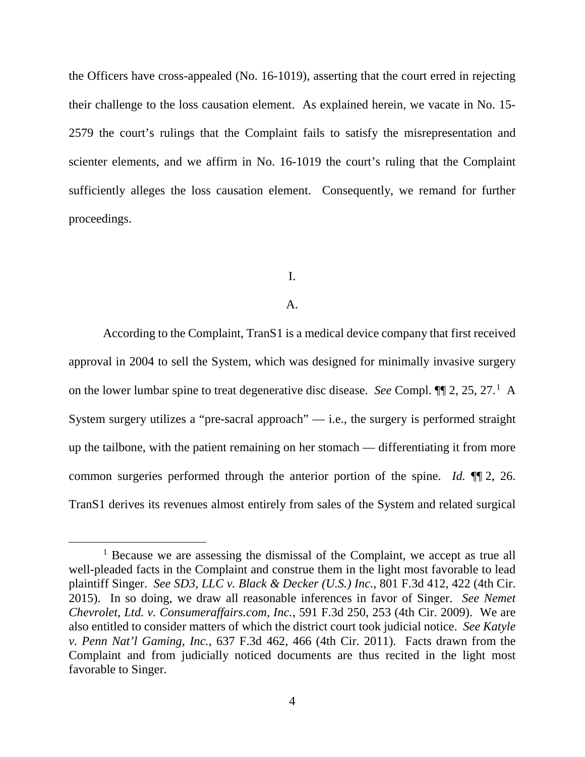the Officers have cross-appealed (No. 16-1019), asserting that the court erred in rejecting their challenge to the loss causation element. As explained herein, we vacate in No. 15-2579 the court's rulings that the Complaint fails to satisfy the misrepresentation and scienter elements, and we affirm in No. 16-1019 the court's ruling that the Complaint sufficiently alleges the loss causation element. Consequently, we remand for further proceedings.

I.

A.

According to the Complaint, TranS1 is a medical device company that first received approval in 2004 to sell the System, which was designed for minimally invasive surgery on the lower lumbar spine to treat degenerative disc disease. *See* Compl. ¶¶ 2, 25, 27.[1] A System surgery utilizes a "pre-sacral approach" — i.e., the surgery is performed straight up the tailbone, with the patient remaining on her stomach — differentiating it from more common surgeries performed through the anterior portion of the spine. *Id.* ¶¶ 2, 26. TranS1 derives its revenues almost entirely from sales of the System and related surgical

[1] Because we are assessing the dismissal of the Complaint, we accept as true all well-pleaded facts in the Complaint and construe them in the light most favorable to lead plaintiff Singer. *See SD3, LLC v. Black & Decker (U.S.) Inc.*, 801 F.3d 412, 422 (4th Cir. 2015). In so doing, we draw all reasonable inferences in favor of Singer. *See Nemet Chevrolet, Ltd. v. Consumeraffairs.com, Inc.*, 591 F.3d 250, 253 (4th Cir. 2009). We are also entitled to consider matters of which the district court took judicial notice. *See Katyle v. Penn Nat'l Gaming, Inc.*, 637 F.3d 462, 466 (4th Cir. 2011). Facts drawn from the Complaint and from judicially noticed documents are thus recited in the light most favorable to Singer.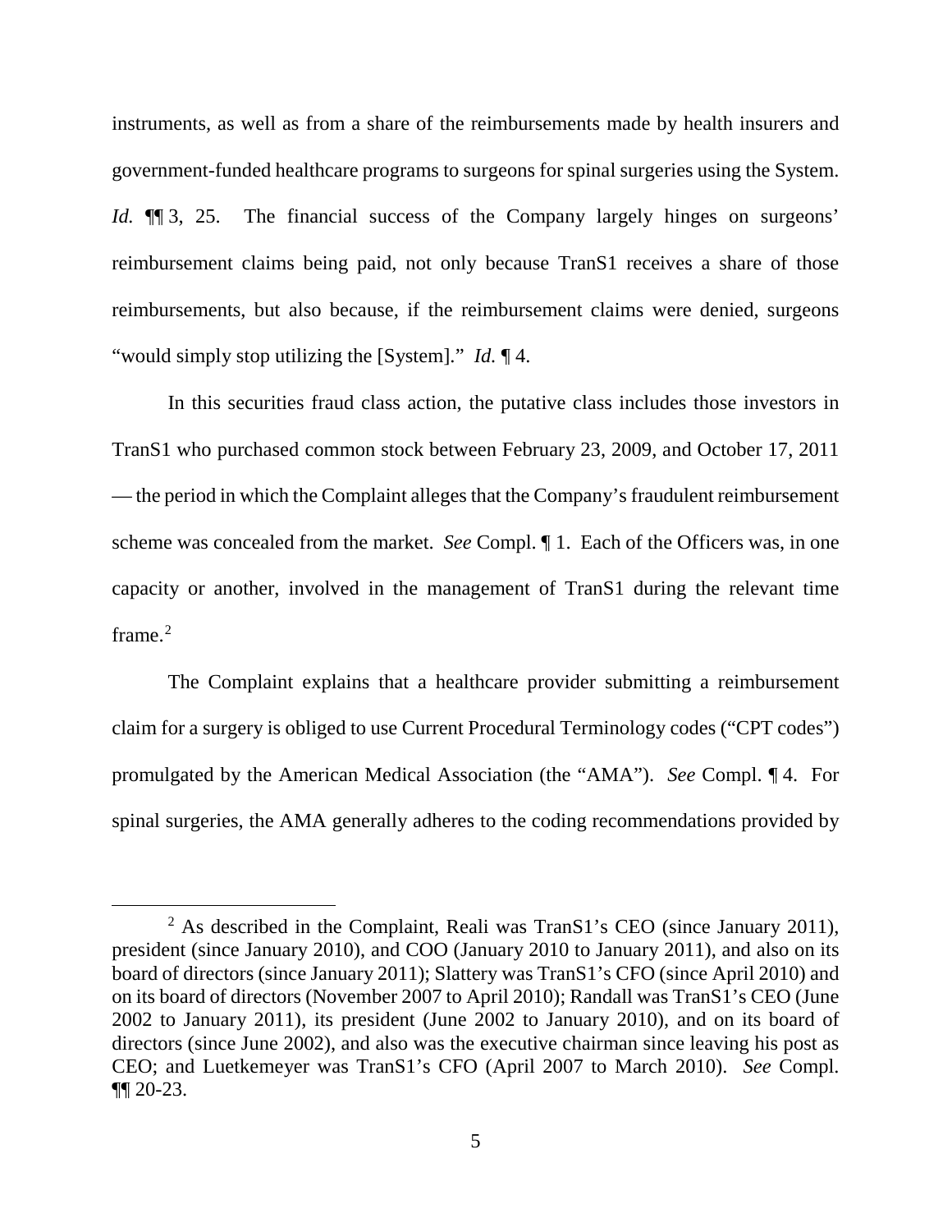instruments, as well as from a share of the reimbursements made by health insurers and government-funded healthcare programs to surgeons for spinal surgeries using the System. *Id.* ¶¶ 3, 25. The financial success of the Company largely hinges on surgeons' reimbursement claims being paid, not only because TranS1 receives a share of those reimbursements, but also because, if the reimbursement claims were denied, surgeons "would simply stop utilizing the [System]." *Id.* ¶ 4.

In this securities fraud class action, the putative class includes those investors in TranS1 who purchased common stock between February 23, 2009, and October 17, 2011 — the period in which the Complaint alleges that the Company's fraudulent reimbursement scheme was concealed from the market. *See* Compl. ¶ 1. Each of the Officers was, in one capacity or another, involved in the management of TranS1 during the relevant time frame.[2]

The Complaint explains that a healthcare provider submitting a reimbursement claim for a surgery is obliged to use Current Procedural Terminology codes ("CPT codes") promulgated by the American Medical Association (the "AMA"). *See* Compl. ¶ 4. For spinal surgeries, the AMA generally adheres to the coding recommendations provided by

[2] As described in the Complaint, Reali was TranS1's CEO (since January 2011), president (since January 2010), and COO (January 2010 to January 2011), and also on its board of directors (since January 2011); Slattery was TranS1's CFO (since April 2010) and on its board of directors (November 2007 to April 2010); Randall was TranS1's CEO (June 2002 to January 2011), its president (June 2002 to January 2010), and on its board of directors (since June 2002), and also was the executive chairman since leaving his post as CEO; and Luetkemeyer was TranS1's CFO (April 2007 to March 2010). *See* Compl. ¶¶ 20-23.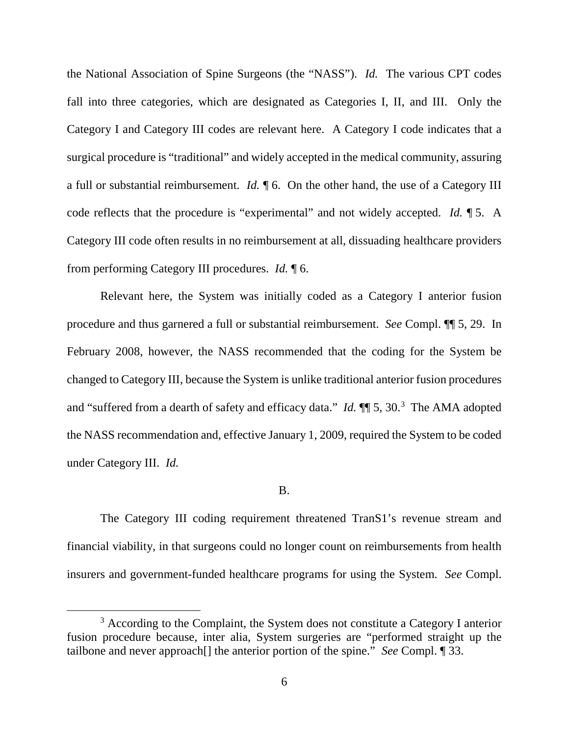the National Association of Spine Surgeons (the "NASS"). *Id.* The various CPT codes fall into three categories, which are designated as Categories I, II, and III. Only the Category I and Category III codes are relevant here. A Category I code indicates that a surgical procedure is "traditional" and widely accepted in the medical community, assuring a full or substantial reimbursement. *Id.* ¶ 6. On the other hand, the use of a Category III code reflects that the procedure is "experimental" and not widely accepted. *Id.* ¶ 5. A Category III code often results in no reimbursement at all, dissuading healthcare providers from performing Category III procedures. *Id.* ¶ 6.

Relevant here, the System was initially coded as a Category I anterior fusion procedure and thus garnered a full or substantial reimbursement. *See* Compl. ¶¶ 5, 29. In February 2008, however, the NASS recommended that the coding for the System be changed to Category III, because the System is unlike traditional anterior fusion procedures and "suffered from a dearth of safety and efficacy data." *Id.* ¶¶ 5, 30.[3] The AMA adopted the NASS recommendation and, effective January 1, 2009, required the System to be coded under Category III. *Id.*

B.

The Category III coding requirement threatened TranS1's revenue stream and financial viability, in that surgeons could no longer count on reimbursements from health insurers and government-funded healthcare programs for using the System. *See* Compl.

[3] According to the Complaint, the System does not constitute a Category I anterior fusion procedure because, inter alia, System surgeries are "performed straight up the tailbone and never approach[] the anterior portion of the spine." *See* Compl. ¶ 33.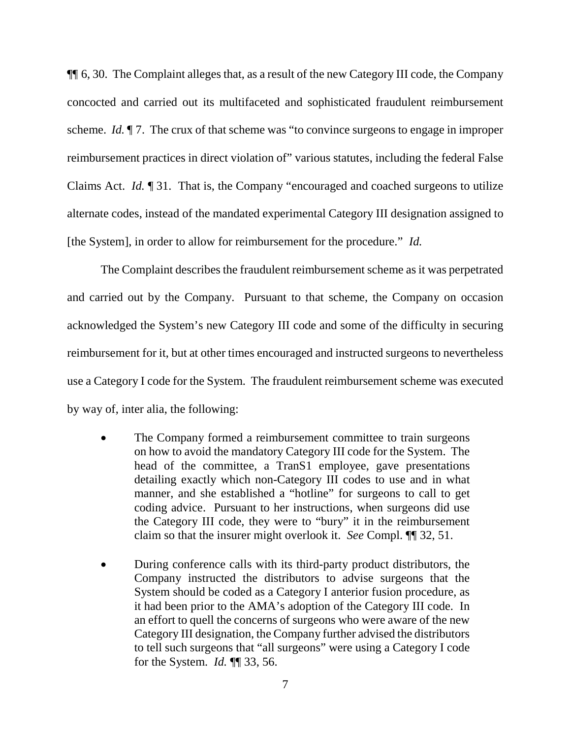¶¶ 6, 30. The Complaint alleges that, as a result of the new Category III code, the Company concocted and carried out its multifaceted and sophisticated fraudulent reimbursement scheme. *Id.* ¶ 7. The crux of that scheme was "to convince surgeons to engage in improper reimbursement practices in direct violation of" various statutes, including the federal False Claims Act. *Id.* ¶ 31. That is, the Company "encouraged and coached surgeons to utilize alternate codes, instead of the mandated experimental Category III designation assigned to [the System], in order to allow for reimbursement for the procedure." *Id.*

The Complaint describes the fraudulent reimbursement scheme as it was perpetrated and carried out by the Company. Pursuant to that scheme, the Company on occasion acknowledged the System's new Category III code and some of the difficulty in securing reimbursement for it, but at other times encouraged and instructed surgeons to nevertheless use a Category I code for the System. The fraudulent reimbursement scheme was executed by way of, inter alia, the following:

- The Company formed a reimbursement committee to train surgeons on how to avoid the mandatory Category III code for the System. The head of the committee, a TranS1 employee, gave presentations detailing exactly which non-Category III codes to use and in what manner, and she established a "hotline" for surgeons to call to get coding advice. Pursuant to her instructions, when surgeons did use the Category III code, they were to "bury" it in the reimbursement claim so that the insurer might overlook it. *See* Compl. ¶¶ 32, 51.

- During conference calls with its third-party product distributors, the Company instructed the distributors to advise surgeons that the System should be coded as a Category I anterior fusion procedure, as it had been prior to the AMA's adoption of the Category III code. In an effort to quell the concerns of surgeons who were aware of the new Category III designation, the Company further advised the distributors to tell such surgeons that "all surgeons" were using a Category I code for the System. *Id.* ¶¶ 33, 56.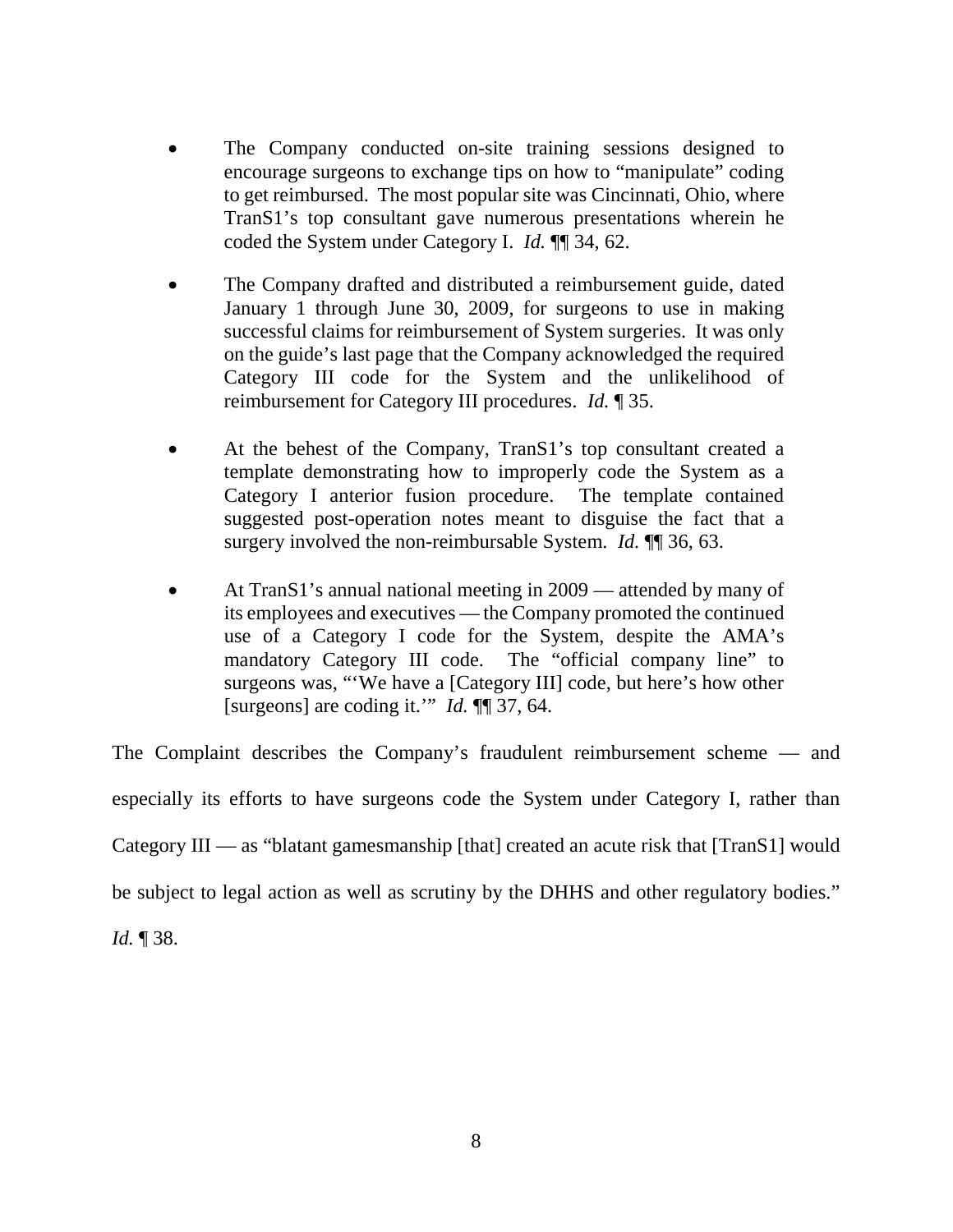- The Company conducted on-site training sessions designed to encourage surgeons to exchange tips on how to "manipulate" coding to get reimbursed. The most popular site was Cincinnati, Ohio, where TranS1's top consultant gave numerous presentations wherein he coded the System under Category I. *Id.* ¶¶ 34, 62.

- The Company drafted and distributed a reimbursement guide, dated January 1 through June 30, 2009, for surgeons to use in making successful claims for reimbursement of System surgeries. It was only on the guide's last page that the Company acknowledged the required Category III code for the System and the unlikelihood of reimbursement for Category III procedures. *Id.* ¶ 35.

- At the behest of the Company, TranS1's top consultant created a template demonstrating how to improperly code the System as a Category I anterior fusion procedure. The template contained suggested post-operation notes meant to disguise the fact that a surgery involved the non-reimbursable System. *Id.* ¶¶ 36, 63.

- At TranS1's annual national meeting in 2009 — attended by many of its employees and executives — the Company promoted the continued use of a Category I code for the System, despite the AMA's mandatory Category III code. The "official company line" to surgeons was, "'We have a [Category III] code, but here's how other [surgeons] are coding it.'" *Id.* ¶¶ 37, 64.

The Complaint describes the Company's fraudulent reimbursement scheme — and especially its efforts to have surgeons code the System under Category I, rather than Category III — as "blatant gamesmanship [that] created an acute risk that [TranS1] would be subject to legal action as well as scrutiny by the DHHS and other regulatory bodies." *Id.* ¶ 38.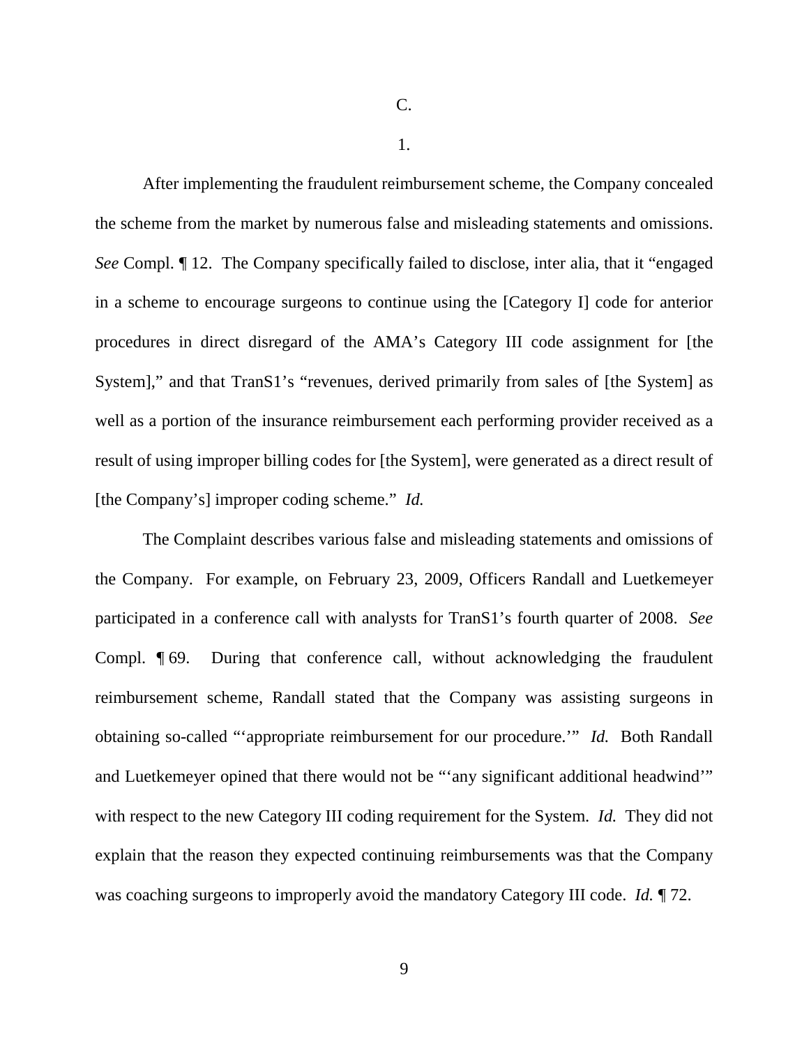C.

1.

After implementing the fraudulent reimbursement scheme, the Company concealed the scheme from the market by numerous false and misleading statements and omissions. *See* Compl. ¶ 12. The Company specifically failed to disclose, inter alia, that it "engaged in a scheme to encourage surgeons to continue using the [Category I] code for anterior procedures in direct disregard of the AMA's Category III code assignment for [the System]," and that TranS1's "revenues, derived primarily from sales of [the System] as well as a portion of the insurance reimbursement each performing provider received as a result of using improper billing codes for [the System], were generated as a direct result of [the Company's] improper coding scheme." *Id.*

The Complaint describes various false and misleading statements and omissions of the Company. For example, on February 23, 2009, Officers Randall and Luetkemeyer participated in a conference call with analysts for TranS1's fourth quarter of 2008. *See* Compl. ¶ 69. During that conference call, without acknowledging the fraudulent reimbursement scheme, Randall stated that the Company was assisting surgeons in obtaining so-called "'appropriate reimbursement for our procedure.'" *Id.* Both Randall and Luetkemeyer opined that there would not be "'any significant additional headwind'" with respect to the new Category III coding requirement for the System. *Id.* They did not explain that the reason they expected continuing reimbursements was that the Company was coaching surgeons to improperly avoid the mandatory Category III code. *Id.* ¶ 72.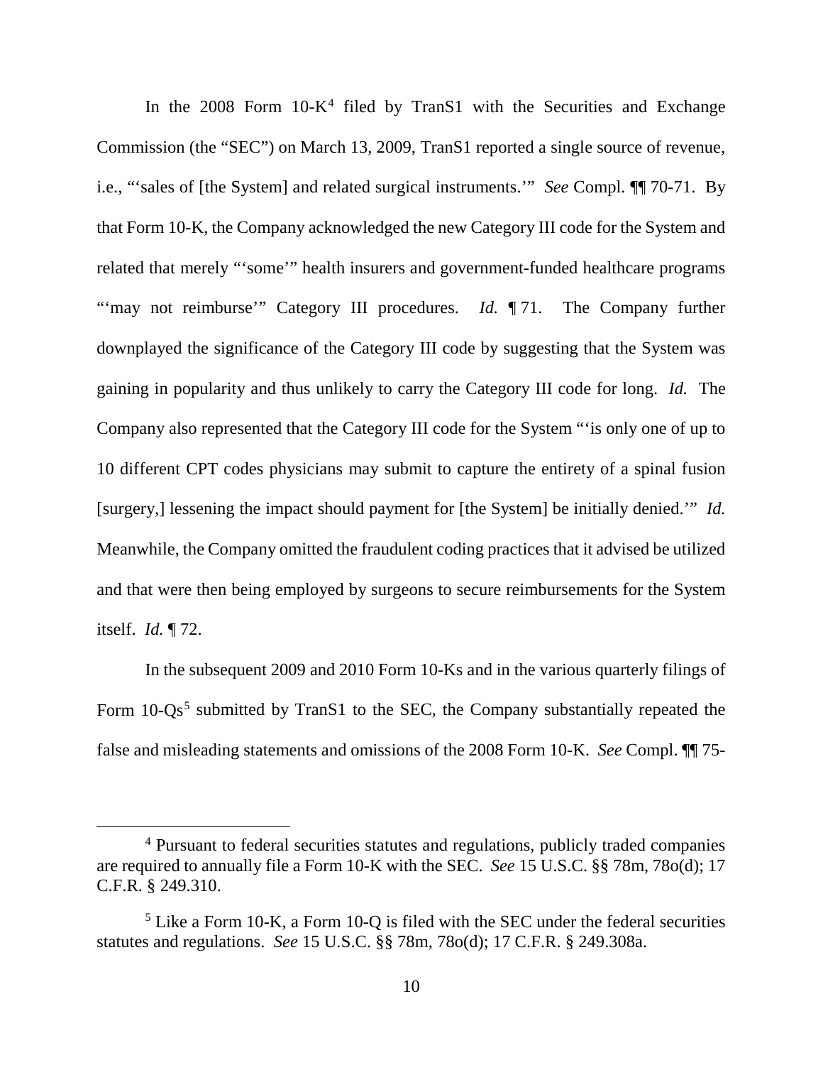In the 2008 Form 10-K[4] filed by TranS1 with the Securities and Exchange Commission (the "SEC") on March 13, 2009, TranS1 reported a single source of revenue, i.e., "'sales of [the System] and related surgical instruments.'" *See* Compl. ¶¶ 70-71. By that Form 10-K, the Company acknowledged the new Category III code for the System and related that merely "'some'" health insurers and government-funded healthcare programs "'may not reimburse'" Category III procedures. *Id.* ¶ 71. The Company further downplayed the significance of the Category III code by suggesting that the System was gaining in popularity and thus unlikely to carry the Category III code for long. *Id.* The Company also represented that the Category III code for the System "'is only one of up to 10 different CPT codes physicians may submit to capture the entirety of a spinal fusion [surgery,] lessening the impact should payment for [the System] be initially denied.'" *Id.* Meanwhile, the Company omitted the fraudulent coding practices that it advised be utilized and that were then being employed by surgeons to secure reimbursements for the System itself. *Id.* ¶ 72.

In the subsequent 2009 and 2010 Form 10-Ks and in the various quarterly filings of Form 10-Qs[5] submitted by TranS1 to the SEC, the Company substantially repeated the false and misleading statements and omissions of the 2008 Form 10-K. *See* Compl. ¶¶ 75-

[4] Pursuant to federal securities statutes and regulations, publicly traded companies are required to annually file a Form 10-K with the SEC. *See* 15 U.S.C. §§ 78m, 78o(d); 17 C.F.R. § 249.310.

[5] Like a Form 10-K, a Form 10-Q is filed with the SEC under the federal securities statutes and regulations. *See* 15 U.S.C. §§ 78m, 78o(d); 17 C.F.R. § 249.308a.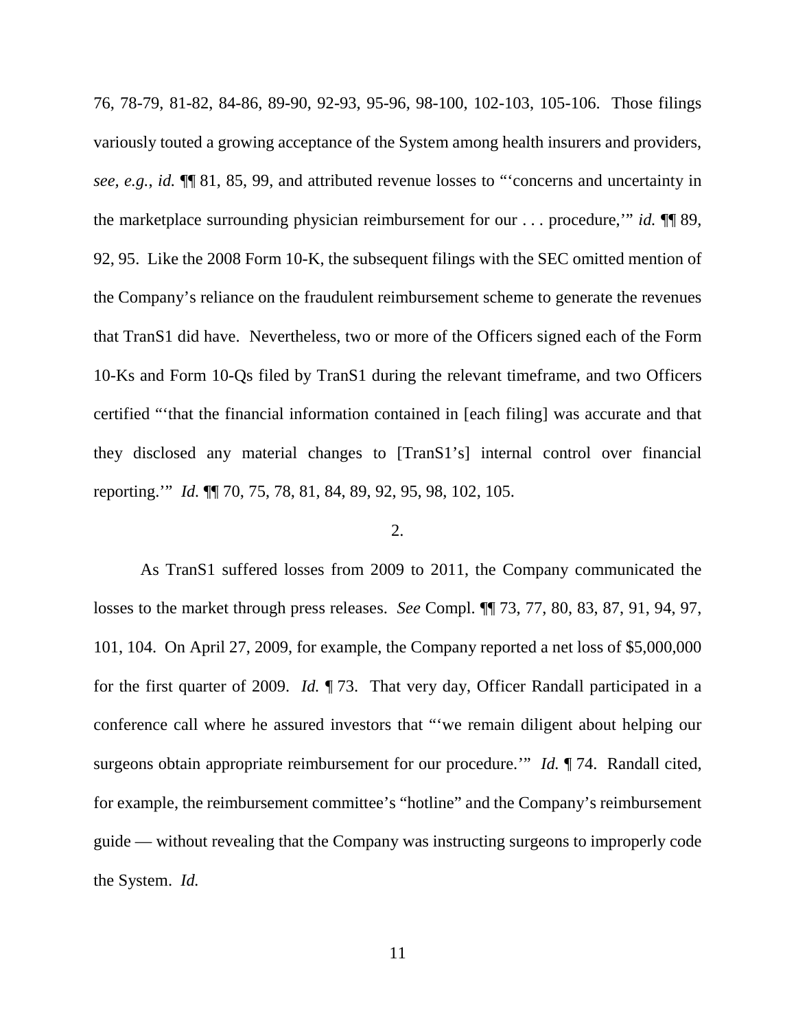76, 78-79, 81-82, 84-86, 89-90, 92-93, 95-96, 98-100, 102-103, 105-106. Those filings variously touted a growing acceptance of the System among health insurers and providers, *see, e.g.*, *id.* ¶¶ 81, 85, 99, and attributed revenue losses to "'concerns and uncertainty in the marketplace surrounding physician reimbursement for our . . . procedure,'" *id.* ¶¶ 89, 92, 95. Like the 2008 Form 10-K, the subsequent filings with the SEC omitted mention of the Company's reliance on the fraudulent reimbursement scheme to generate the revenues that TranS1 did have. Nevertheless, two or more of the Officers signed each of the Form 10-Ks and Form 10-Qs filed by TranS1 during the relevant timeframe, and two Officers certified "'that the financial information contained in [each filing] was accurate and that they disclosed any material changes to [TranS1's] internal control over financial reporting.'" *Id.* ¶¶ 70, 75, 78, 81, 84, 89, 92, 95, 98, 102, 105.

2.

As TranS1 suffered losses from 2009 to 2011, the Company communicated the losses to the market through press releases. *See* Compl. ¶¶ 73, 77, 80, 83, 87, 91, 94, 97, 101, 104. On April 27, 2009, for example, the Company reported a net loss of $5,000,000 for the first quarter of 2009. *Id.* ¶ 73. That very day, Officer Randall participated in a conference call where he assured investors that "'we remain diligent about helping our surgeons obtain appropriate reimbursement for our procedure.'" *Id.* ¶ 74. Randall cited, for example, the reimbursement committee's "hotline" and the Company's reimbursement guide — without revealing that the Company was instructing surgeons to improperly code the System. *Id.*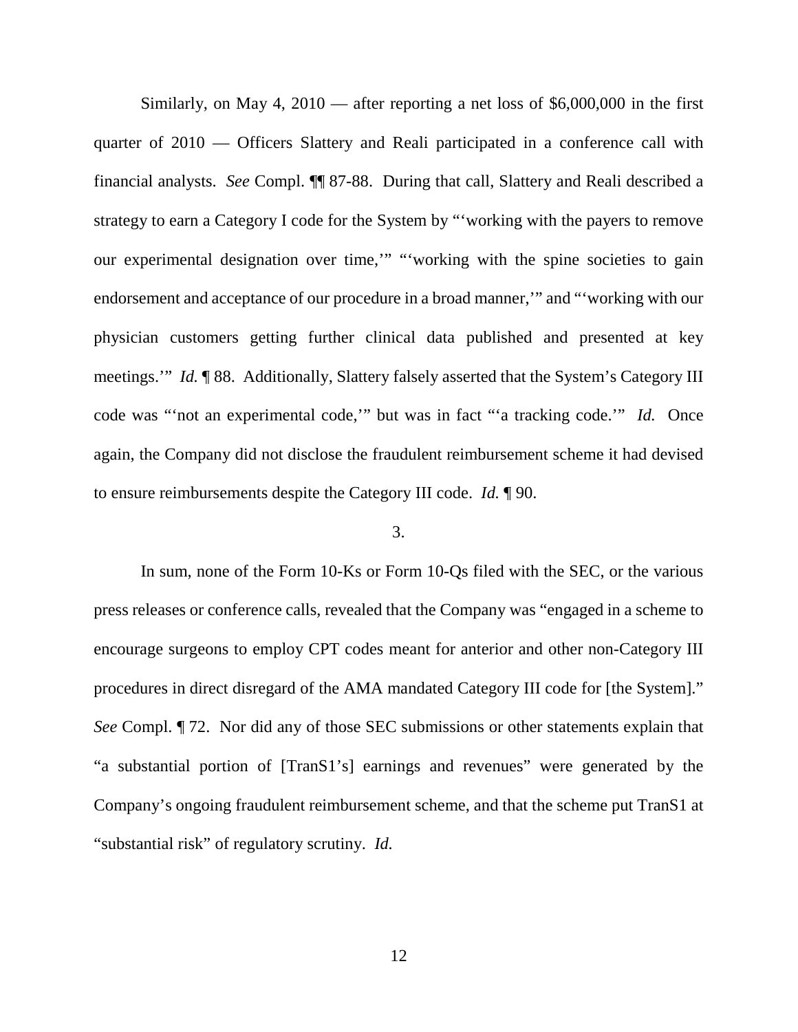Similarly, on May 4, 2010 — after reporting a net loss of $6,000,000 in the first quarter of 2010 — Officers Slattery and Reali participated in a conference call with financial analysts. *See* Compl. ¶¶ 87-88. During that call, Slattery and Reali described a strategy to earn a Category I code for the System by "'working with the payers to remove our experimental designation over time,'" "'working with the spine societies to gain endorsement and acceptance of our procedure in a broad manner,'" and "'working with our physician customers getting further clinical data published and presented at key meetings.'" *Id.* ¶ 88. Additionally, Slattery falsely asserted that the System's Category III code was "'not an experimental code,'" but was in fact "'a tracking code.'" *Id.* Once again, the Company did not disclose the fraudulent reimbursement scheme it had devised to ensure reimbursements despite the Category III code. *Id.* ¶ 90.

3.

In sum, none of the Form 10-Ks or Form 10-Qs filed with the SEC, or the various press releases or conference calls, revealed that the Company was "engaged in a scheme to encourage surgeons to employ CPT codes meant for anterior and other non-Category III procedures in direct disregard of the AMA mandated Category III code for [the System]." *See* Compl. ¶ 72. Nor did any of those SEC submissions or other statements explain that "a substantial portion of [TranS1's] earnings and revenues" were generated by the Company's ongoing fraudulent reimbursement scheme, and that the scheme put TranS1 at "substantial risk" of regulatory scrutiny. *Id.*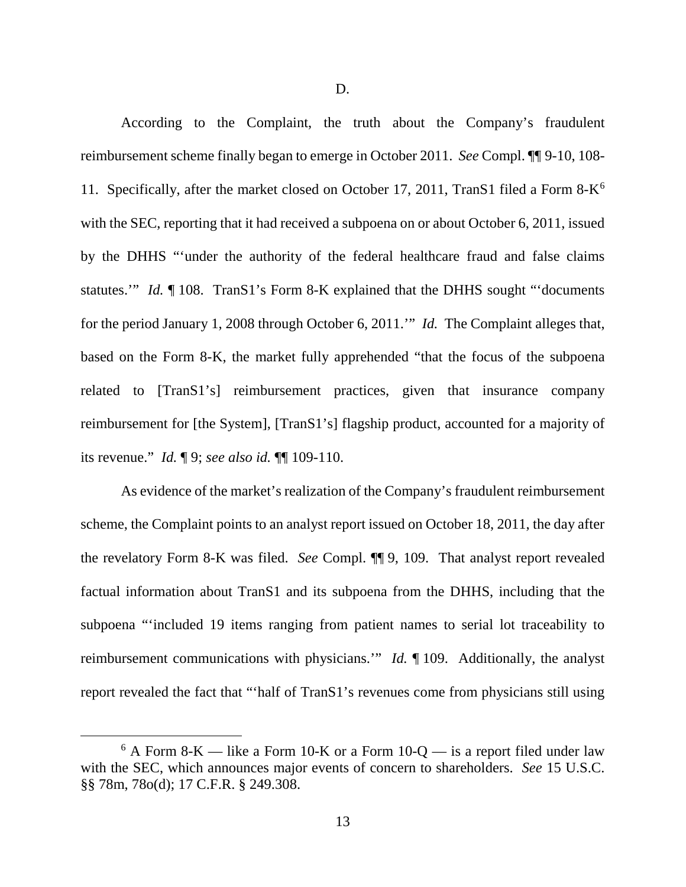D.

According to the Complaint, the truth about the Company's fraudulent reimbursement scheme finally began to emerge in October 2011. *See* Compl. ¶¶ 9-10, 108-11. Specifically, after the market closed on October 17, 2011, TranS1 filed a Form 8-K[6] with the SEC, reporting that it had received a subpoena on or about October 6, 2011, issued by the DHHS "'under the authority of the federal healthcare fraud and false claims statutes.'" *Id.* ¶ 108. TranS1's Form 8-K explained that the DHHS sought "'documents for the period January 1, 2008 through October 6, 2011.'" *Id.* The Complaint alleges that, based on the Form 8-K, the market fully apprehended "that the focus of the subpoena related to [TranS1's] reimbursement practices, given that insurance company reimbursement for [the System], [TranS1's] flagship product, accounted for a majority of its revenue." *Id.* ¶ 9; *see also id.* ¶¶ 109-110.

As evidence of the market's realization of the Company's fraudulent reimbursement scheme, the Complaint points to an analyst report issued on October 18, 2011, the day after the revelatory Form 8-K was filed. *See* Compl. ¶¶ 9, 109. That analyst report revealed factual information about TranS1 and its subpoena from the DHHS, including that the subpoena "'included 19 items ranging from patient names to serial lot traceability to reimbursement communications with physicians.'" *Id.* ¶ 109. Additionally, the analyst report revealed the fact that "'half of TranS1's revenues come from physicians still using

---

[6] A Form 8-K — like a Form 10-K or a Form 10-Q — is a report filed under law with the SEC, which announces major events of concern to shareholders. *See* 15 U.S.C. §§ 78m, 78o(d); 17 C.F.R. § 249.308.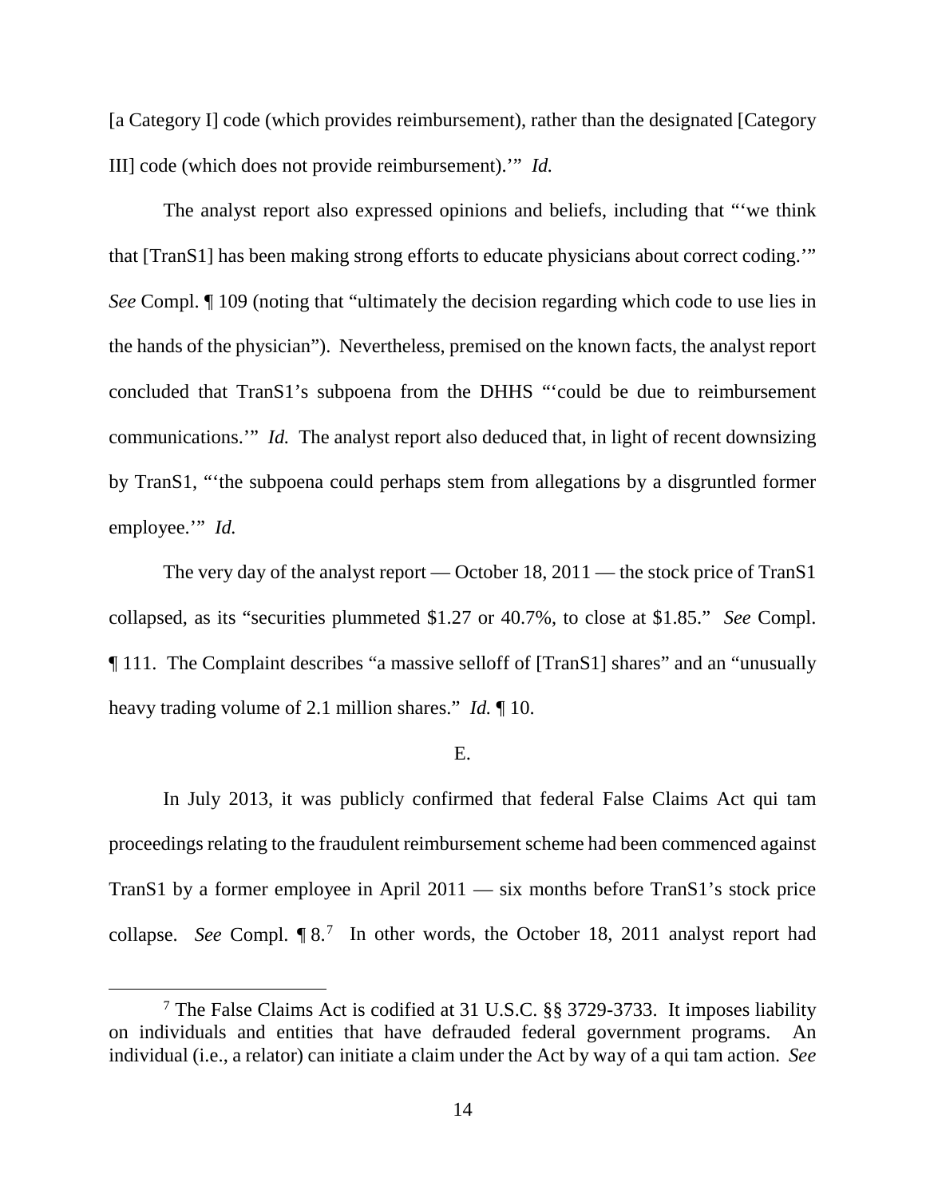[a Category I] code (which provides reimbursement), rather than the designated [Category III] code (which does not provide reimbursement).'" *Id.*

The analyst report also expressed opinions and beliefs, including that "'we think that [TranS1] has been making strong efforts to educate physicians about correct coding.'" *See* Compl. ¶ 109 (noting that "ultimately the decision regarding which code to use lies in the hands of the physician"). Nevertheless, premised on the known facts, the analyst report concluded that TranS1's subpoena from the DHHS "'could be due to reimbursement communications.'" *Id.* The analyst report also deduced that, in light of recent downsizing by TranS1, "'the subpoena could perhaps stem from allegations by a disgruntled former employee.'" *Id.*

The very day of the analyst report — October 18, 2011 — the stock price of TranS1 collapsed, as its "securities plummeted $1.27 or 40.7%, to close at $1.85." *See* Compl. ¶ 111. The Complaint describes "a massive selloff of [TranS1] shares" and an "unusually heavy trading volume of 2.1 million shares." *Id.* ¶ 10.

E.

In July 2013, it was publicly confirmed that federal False Claims Act qui tam proceedings relating to the fraudulent reimbursement scheme had been commenced against TranS1 by a former employee in April 2011 — six months before TranS1's stock price collapse. *See* Compl. ¶ 8.[7] In other words, the October 18, 2011 analyst report had

[7] The False Claims Act is codified at 31 U.S.C. §§ 3729-3733. It imposes liability on individuals and entities that have defrauded federal government programs. An individual (i.e., a relator) can initiate a claim under the Act by way of a qui tam action. *See*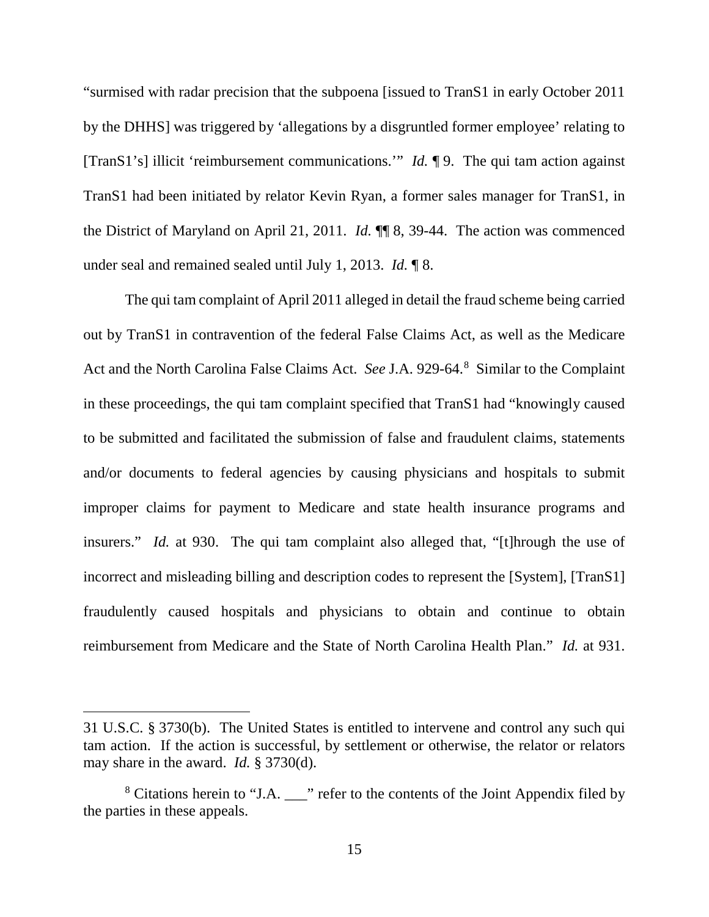"surmised with radar precision that the subpoena [issued to TranS1 in early October 2011 by the DHHS] was triggered by 'allegations by a disgruntled former employee' relating to [TranS1's] illicit 'reimbursement communications.'" *Id.* ¶ 9. The qui tam action against TranS1 had been initiated by relator Kevin Ryan, a former sales manager for TranS1, in the District of Maryland on April 21, 2011. *Id.* ¶¶ 8, 39-44. The action was commenced under seal and remained sealed until July 1, 2013. *Id.* ¶ 8.

The qui tam complaint of April 2011 alleged in detail the fraud scheme being carried out by TranS1 in contravention of the federal False Claims Act, as well as the Medicare Act and the North Carolina False Claims Act. *See* J.A. 929-64.[8] Similar to the Complaint in these proceedings, the qui tam complaint specified that TranS1 had "knowingly caused to be submitted and facilitated the submission of false and fraudulent claims, statements and/or documents to federal agencies by causing physicians and hospitals to submit improper claims for payment to Medicare and state health insurance programs and insurers." *Id.* at 930. The qui tam complaint also alleged that, "[t]hrough the use of incorrect and misleading billing and description codes to represent the [System], [TranS1] fraudulently caused hospitals and physicians to obtain and continue to obtain reimbursement from Medicare and the State of North Carolina Health Plan." *Id.* at 931.

---

31 U.S.C. § 3730(b). The United States is entitled to intervene and control any such qui tam action. If the action is successful, by settlement or otherwise, the relator or relators may share in the award. *Id.* § 3730(d).

[8] Citations herein to "J.A. ___" refer to the contents of the Joint Appendix filed by the parties in these appeals.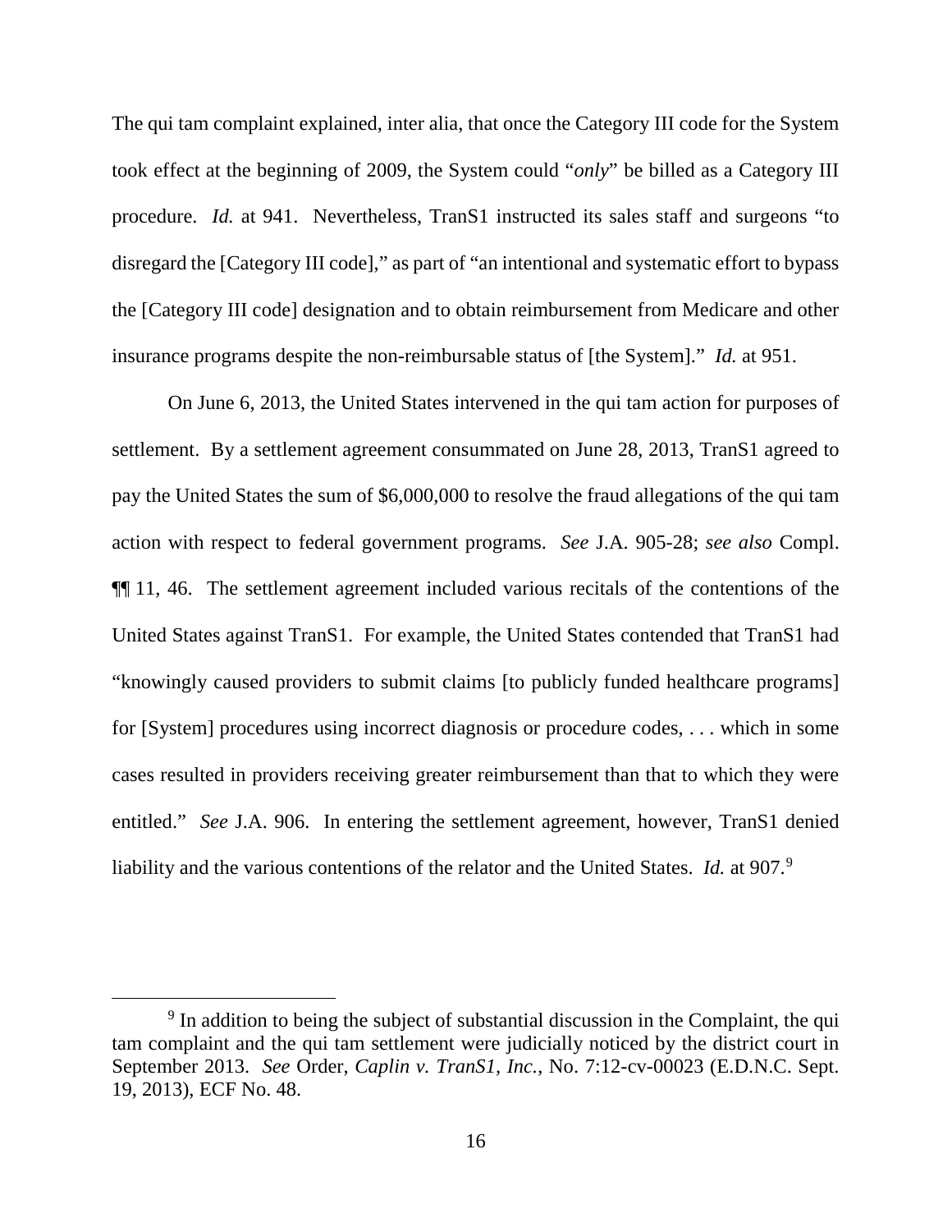The qui tam complaint explained, inter alia, that once the Category III code for the System took effect at the beginning of 2009, the System could "*only*" be billed as a Category III procedure. *Id.* at 941. Nevertheless, TranS1 instructed its sales staff and surgeons "to disregard the [Category III code]," as part of "an intentional and systematic effort to bypass the [Category III code] designation and to obtain reimbursement from Medicare and other insurance programs despite the non-reimbursable status of [the System]." *Id.* at 951.

On June 6, 2013, the United States intervened in the qui tam action for purposes of settlement. By a settlement agreement consummated on June 28, 2013, TranS1 agreed to pay the United States the sum of $6,000,000 to resolve the fraud allegations of the qui tam action with respect to federal government programs. *See* J.A. 905-28; *see also* Compl. ¶¶ 11, 46. The settlement agreement included various recitals of the contentions of the United States against TranS1. For example, the United States contended that TranS1 had "knowingly caused providers to submit claims [to publicly funded healthcare programs] for [System] procedures using incorrect diagnosis or procedure codes, . . . which in some cases resulted in providers receiving greater reimbursement than that to which they were entitled." *See* J.A. 906. In entering the settlement agreement, however, TranS1 denied liability and the various contentions of the relator and the United States. *Id.* at 907.[9]

[9] In addition to being the subject of substantial discussion in the Complaint, the qui tam complaint and the qui tam settlement were judicially noticed by the district court in September 2013. *See* Order, *Caplin v. TranS1, Inc.*, No. 7:12-cv-00023 (E.D.N.C. Sept. 19, 2013), ECF No. 48.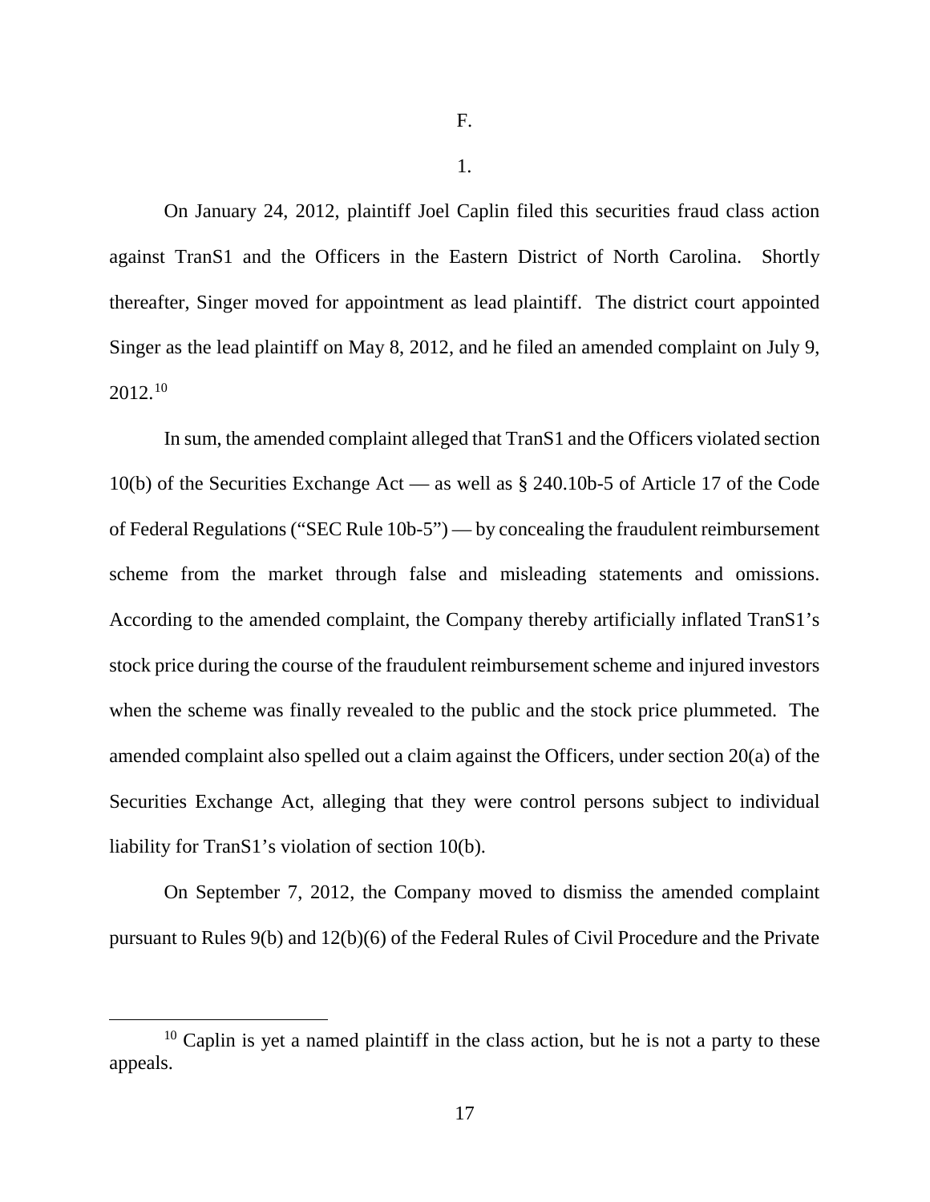F.

1.

On January 24, 2012, plaintiff Joel Caplin filed this securities fraud class action against TranS1 and the Officers in the Eastern District of North Carolina. Shortly thereafter, Singer moved for appointment as lead plaintiff. The district court appointed Singer as the lead plaintiff on May 8, 2012, and he filed an amended complaint on July 9, 2012.[10]

In sum, the amended complaint alleged that TranS1 and the Officers violated section 10(b) of the Securities Exchange Act — as well as § 240.10b-5 of Article 17 of the Code of Federal Regulations ("SEC Rule 10b-5") — by concealing the fraudulent reimbursement scheme from the market through false and misleading statements and omissions. According to the amended complaint, the Company thereby artificially inflated TranS1's stock price during the course of the fraudulent reimbursement scheme and injured investors when the scheme was finally revealed to the public and the stock price plummeted. The amended complaint also spelled out a claim against the Officers, under section 20(a) of the Securities Exchange Act, alleging that they were control persons subject to individual liability for TranS1's violation of section 10(b).

On September 7, 2012, the Company moved to dismiss the amended complaint pursuant to Rules 9(b) and 12(b)(6) of the Federal Rules of Civil Procedure and the Private

[10] Caplin is yet a named plaintiff in the class action, but he is not a party to these appeals.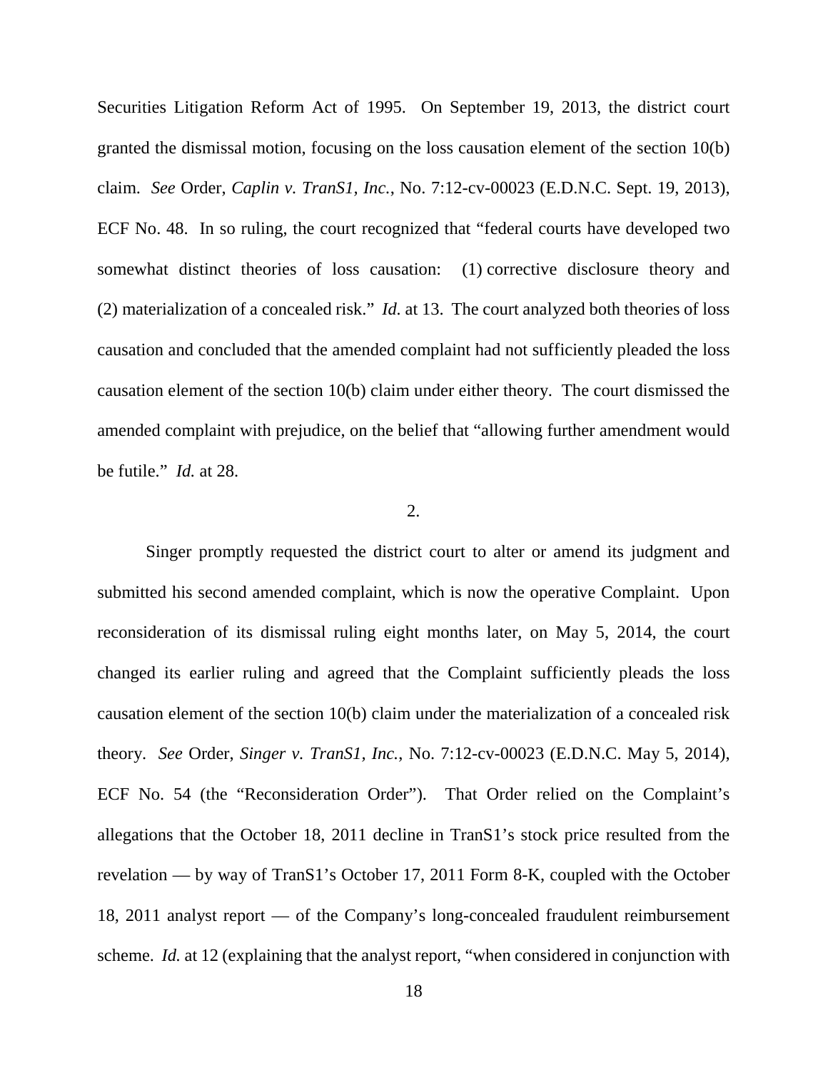Securities Litigation Reform Act of 1995. On September 19, 2013, the district court granted the dismissal motion, focusing on the loss causation element of the section 10(b) claim. *See* Order, *Caplin v. TranS1, Inc.*, No. 7:12-cv-00023 (E.D.N.C. Sept. 19, 2013), ECF No. 48. In so ruling, the court recognized that "federal courts have developed two somewhat distinct theories of loss causation: (1) corrective disclosure theory and (2) materialization of a concealed risk." *Id.* at 13. The court analyzed both theories of loss causation and concluded that the amended complaint had not sufficiently pleaded the loss causation element of the section 10(b) claim under either theory. The court dismissed the amended complaint with prejudice, on the belief that "allowing further amendment would be futile." *Id.* at 28.

2.

Singer promptly requested the district court to alter or amend its judgment and submitted his second amended complaint, which is now the operative Complaint. Upon reconsideration of its dismissal ruling eight months later, on May 5, 2014, the court changed its earlier ruling and agreed that the Complaint sufficiently pleads the loss causation element of the section 10(b) claim under the materialization of a concealed risk theory. *See* Order, *Singer v. TranS1, Inc.*, No. 7:12-cv-00023 (E.D.N.C. May 5, 2014), ECF No. 54 (the "Reconsideration Order"). That Order relied on the Complaint's allegations that the October 18, 2011 decline in TranS1's stock price resulted from the revelation — by way of TranS1's October 17, 2011 Form 8-K, coupled with the October 18, 2011 analyst report — of the Company's long-concealed fraudulent reimbursement scheme. *Id.* at 12 (explaining that the analyst report, "when considered in conjunction with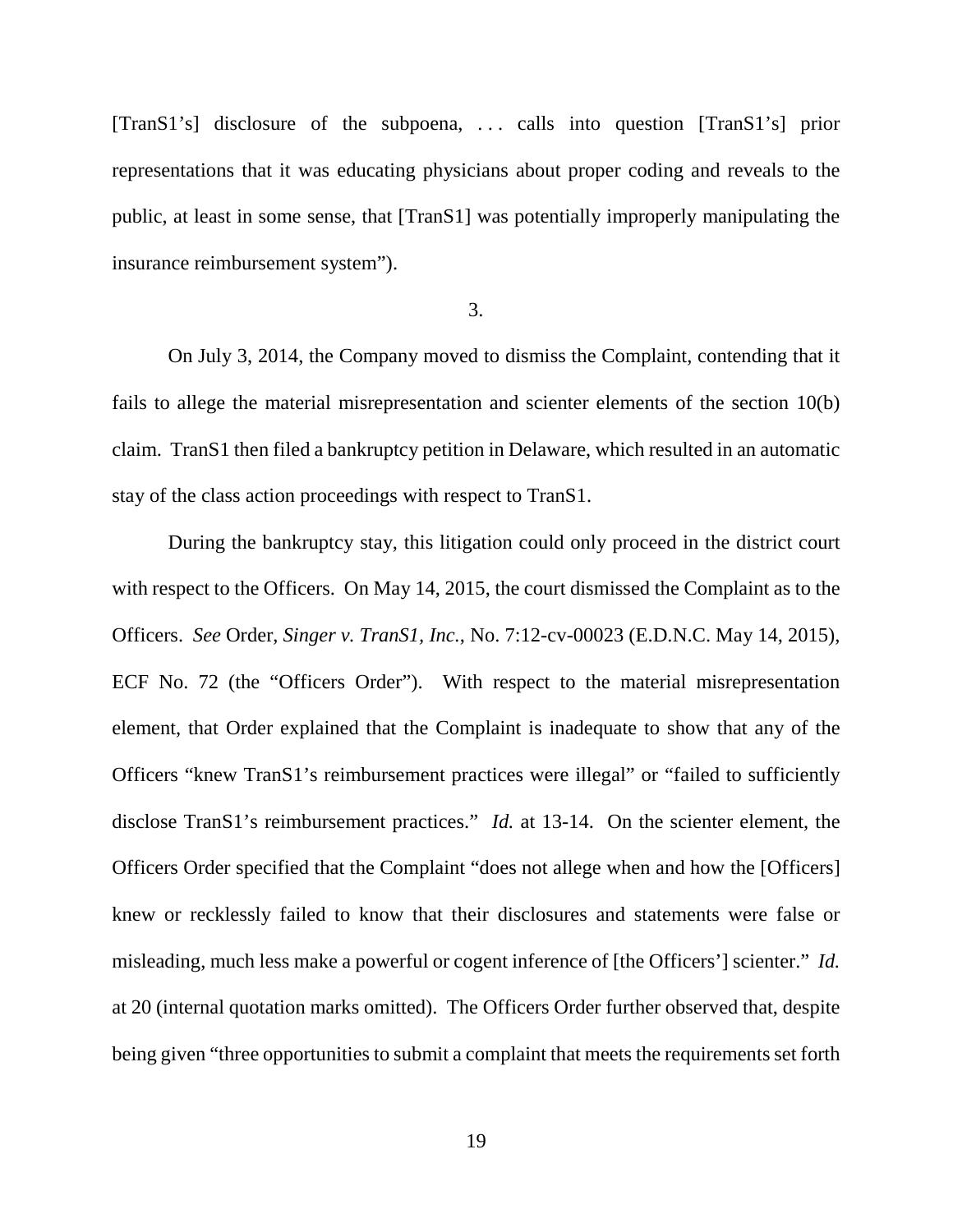[TranS1's] disclosure of the subpoena, . . . calls into question [TranS1's] prior representations that it was educating physicians about proper coding and reveals to the public, at least in some sense, that [TranS1] was potentially improperly manipulating the insurance reimbursement system").

3.

On July 3, 2014, the Company moved to dismiss the Complaint, contending that it fails to allege the material misrepresentation and scienter elements of the section 10(b) claim. TranS1 then filed a bankruptcy petition in Delaware, which resulted in an automatic stay of the class action proceedings with respect to TranS1.

During the bankruptcy stay, this litigation could only proceed in the district court with respect to the Officers. On May 14, 2015, the court dismissed the Complaint as to the Officers. *See* Order, *Singer v. TranS1, Inc.*, No. 7:12-cv-00023 (E.D.N.C. May 14, 2015), ECF No. 72 (the "Officers Order"). With respect to the material misrepresentation element, that Order explained that the Complaint is inadequate to show that any of the Officers "knew TranS1's reimbursement practices were illegal" or "failed to sufficiently disclose TranS1's reimbursement practices." *Id.* at 13-14. On the scienter element, the Officers Order specified that the Complaint "does not allege when and how the [Officers] knew or recklessly failed to know that their disclosures and statements were false or misleading, much less make a powerful or cogent inference of [the Officers'] scienter." *Id.* at 20 (internal quotation marks omitted). The Officers Order further observed that, despite being given "three opportunities to submit a complaint that meets the requirements set forth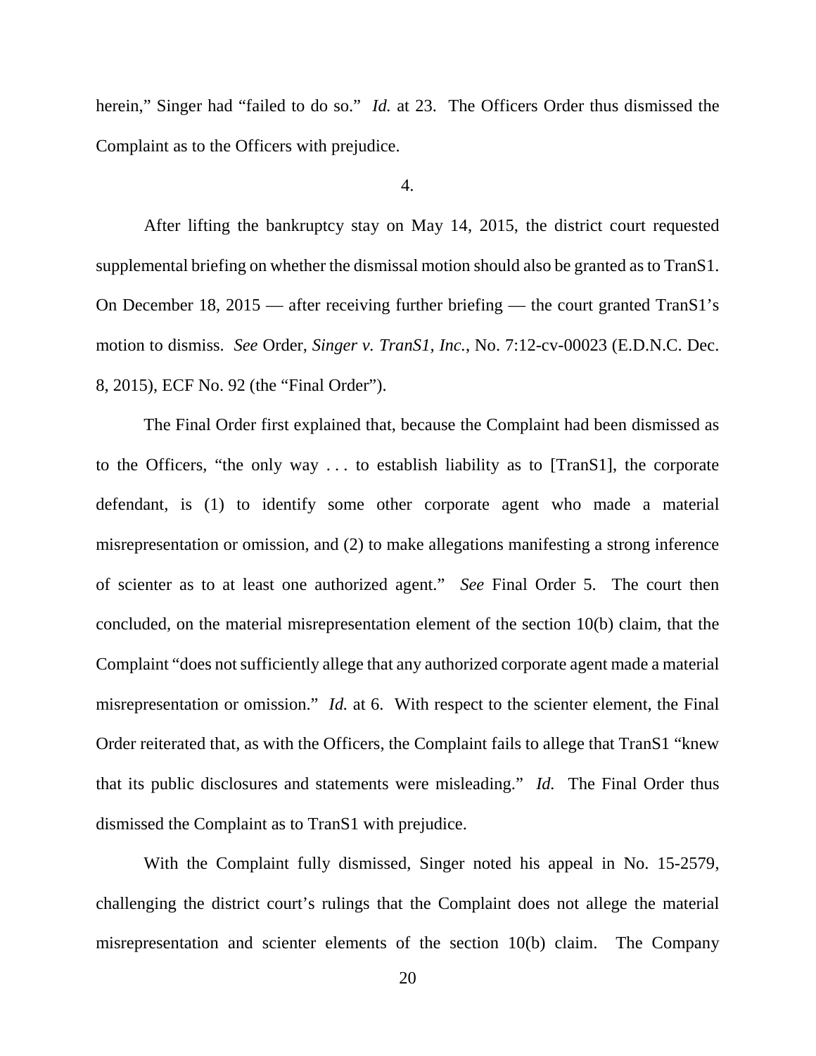herein," Singer had "failed to do so." *Id.* at 23. The Officers Order thus dismissed the Complaint as to the Officers with prejudice.

4.

After lifting the bankruptcy stay on May 14, 2015, the district court requested supplemental briefing on whether the dismissal motion should also be granted as to TranS1. On December 18, 2015 — after receiving further briefing — the court granted TranS1's motion to dismiss. *See* Order, *Singer v. TranS1, Inc.*, No. 7:12-cv-00023 (E.D.N.C. Dec. 8, 2015), ECF No. 92 (the "Final Order").

The Final Order first explained that, because the Complaint had been dismissed as to the Officers, "the only way . . . to establish liability as to [TranS1], the corporate defendant, is (1) to identify some other corporate agent who made a material misrepresentation or omission, and (2) to make allegations manifesting a strong inference of scienter as to at least one authorized agent." *See* Final Order 5. The court then concluded, on the material misrepresentation element of the section 10(b) claim, that the Complaint "does not sufficiently allege that any authorized corporate agent made a material misrepresentation or omission." *Id.* at 6. With respect to the scienter element, the Final Order reiterated that, as with the Officers, the Complaint fails to allege that TranS1 "knew that its public disclosures and statements were misleading." *Id.* The Final Order thus dismissed the Complaint as to TranS1 with prejudice.

With the Complaint fully dismissed, Singer noted his appeal in No. 15-2579, challenging the district court's rulings that the Complaint does not allege the material misrepresentation and scienter elements of the section 10(b) claim. The Company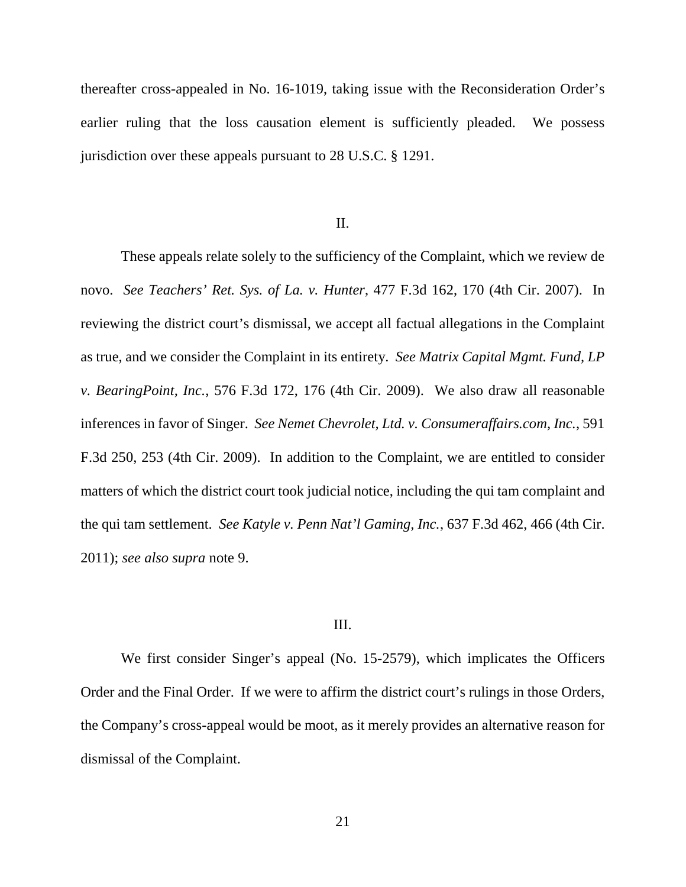thereafter cross-appealed in No. 16-1019, taking issue with the Reconsideration Order's earlier ruling that the loss causation element is sufficiently pleaded. We possess jurisdiction over these appeals pursuant to 28 U.S.C. § 1291.

## II.

These appeals relate solely to the sufficiency of the Complaint, which we review de novo. *See Teachers' Ret. Sys. of La. v. Hunter*, 477 F.3d 162, 170 (4th Cir. 2007). In reviewing the district court's dismissal, we accept all factual allegations in the Complaint as true, and we consider the Complaint in its entirety. *See Matrix Capital Mgmt. Fund, LP v. BearingPoint, Inc.*, 576 F.3d 172, 176 (4th Cir. 2009). We also draw all reasonable inferences in favor of Singer. *See Nemet Chevrolet, Ltd. v. Consumeraffairs.com, Inc.*, 591 F.3d 250, 253 (4th Cir. 2009). In addition to the Complaint, we are entitled to consider matters of which the district court took judicial notice, including the qui tam complaint and the qui tam settlement. *See Katyle v. Penn Nat'l Gaming, Inc.*, 637 F.3d 462, 466 (4th Cir. 2011); *see also supra* note 9.

## III.

We first consider Singer's appeal (No. 15-2579), which implicates the Officers Order and the Final Order. If we were to affirm the district court's rulings in those Orders, the Company's cross-appeal would be moot, as it merely provides an alternative reason for dismissal of the Complaint.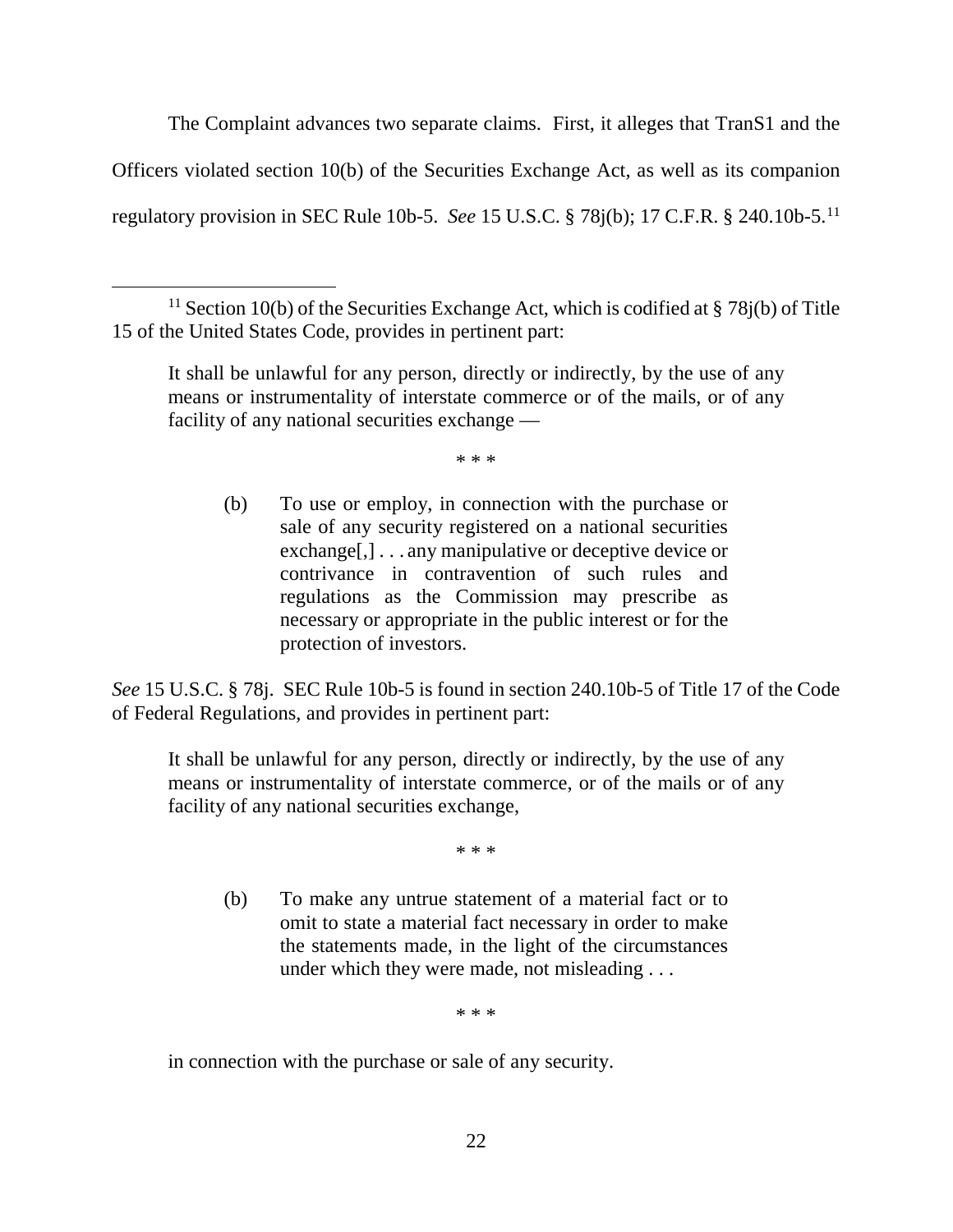The Complaint advances two separate claims. First, it alleges that TranS1 and the Officers violated section 10(b) of the Securities Exchange Act, as well as its companion regulatory provision in SEC Rule 10b-5. *See* 15 U.S.C. § 78j(b); 17 C.F.R. § 240.10b-5.[11]

---

[11] Section 10(b) of the Securities Exchange Act, which is codified at § 78j(b) of Title 15 of the United States Code, provides in pertinent part:

> It shall be unlawful for any person, directly or indirectly, by the use of any means or instrumentality of interstate commerce or of the mails, or of any facility of any national securities exchange —
>
> * * *
>
> (b) To use or employ, in connection with the purchase or sale of any security registered on a national securities exchange[,] . . . any manipulative or deceptive device or contrivance in contravention of such rules and regulations as the Commission may prescribe as necessary or appropriate in the public interest or for the protection of investors.

*See* 15 U.S.C. § 78j. SEC Rule 10b-5 is found in section 240.10b-5 of Title 17 of the Code of Federal Regulations, and provides in pertinent part:

> It shall be unlawful for any person, directly or indirectly, by the use of any means or instrumentality of interstate commerce, or of the mails or of any facility of any national securities exchange,
>
> * * *
>
> (b) To make any untrue statement of a material fact or to omit to state a material fact necessary in order to make the statements made, in the light of the circumstances under which they were made, not misleading . . .
>
> * * *
>
> in connection with the purchase or sale of any security.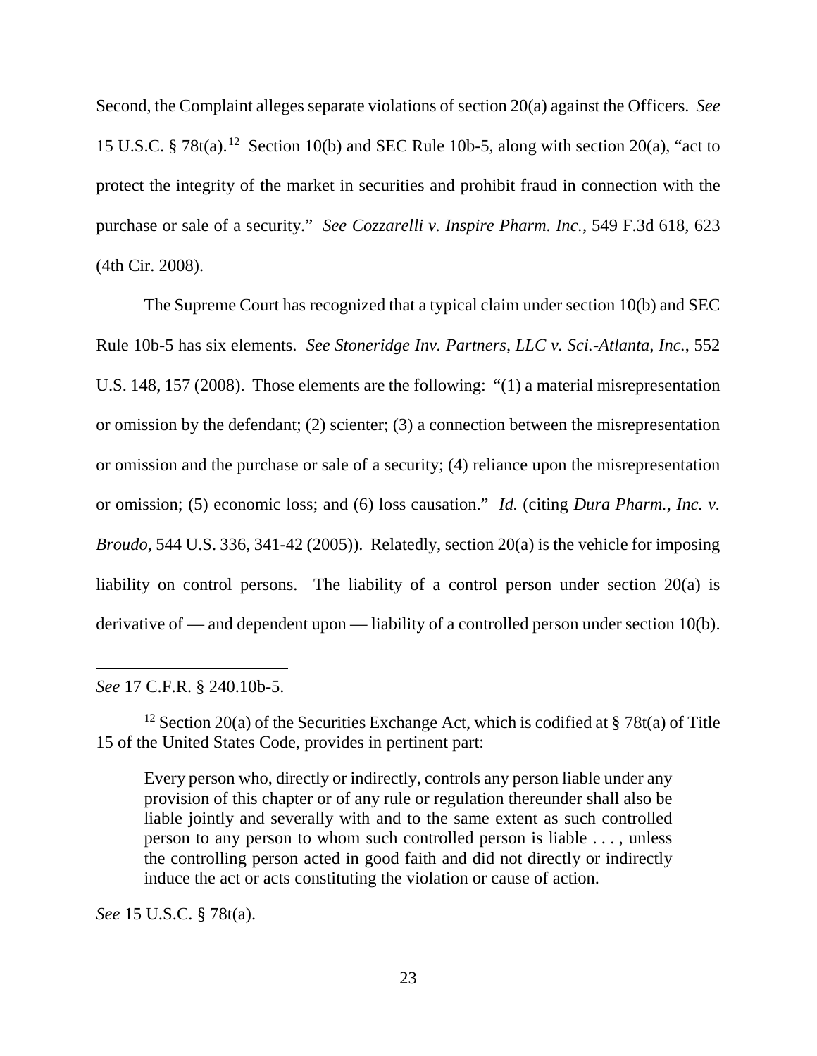Second, the Complaint alleges separate violations of section 20(a) against the Officers. *See* 15 U.S.C. § 78t(a).[12] Section 10(b) and SEC Rule 10b-5, along with section 20(a), "act to protect the integrity of the market in securities and prohibit fraud in connection with the purchase or sale of a security." *See Cozzarelli v. Inspire Pharm. Inc.*, 549 F.3d 618, 623 (4th Cir. 2008).

The Supreme Court has recognized that a typical claim under section 10(b) and SEC Rule 10b-5 has six elements. *See Stoneridge Inv. Partners, LLC v. Sci.-Atlanta, Inc.*, 552 U.S. 148, 157 (2008). Those elements are the following: "(1) a material misrepresentation or omission by the defendant; (2) scienter; (3) a connection between the misrepresentation or omission and the purchase or sale of a security; (4) reliance upon the misrepresentation or omission; (5) economic loss; and (6) loss causation." *Id.* (citing *Dura Pharm., Inc. v. Broudo*, 544 U.S. 336, 341-42 (2005)). Relatedly, section 20(a) is the vehicle for imposing liability on control persons. The liability of a control person under section 20(a) is derivative of — and dependent upon — liability of a controlled person under section 10(b).

---

*See* 17 C.F.R. § 240.10b-5.

[12] Section 20(a) of the Securities Exchange Act, which is codified at § 78t(a) of Title 15 of the United States Code, provides in pertinent part:

> Every person who, directly or indirectly, controls any person liable under any provision of this chapter or of any rule or regulation thereunder shall also be liable jointly and severally with and to the same extent as such controlled person to any person to whom such controlled person is liable . . . , unless the controlling person acted in good faith and did not directly or indirectly induce the act or acts constituting the violation or cause of action.

*See* 15 U.S.C. § 78t(a).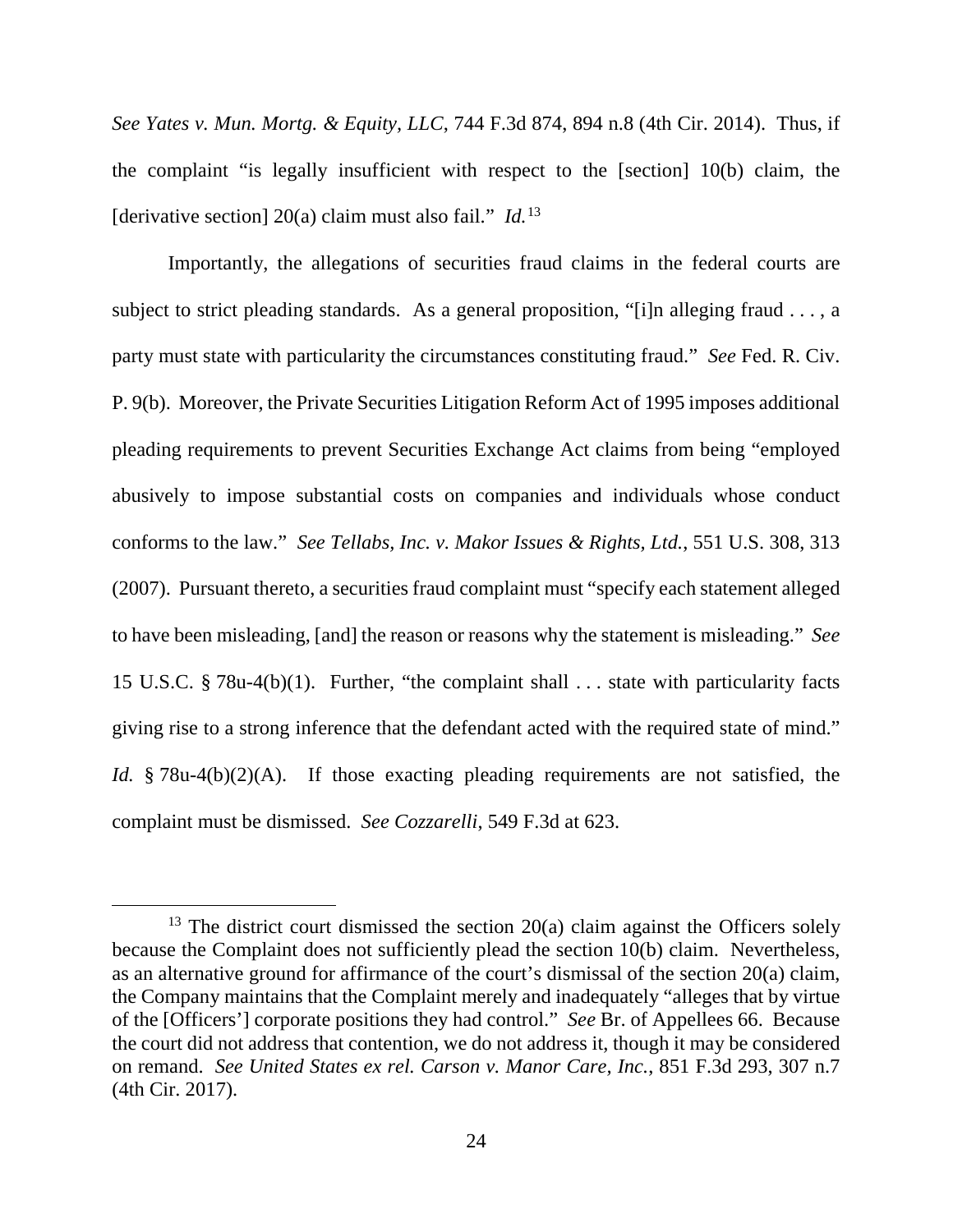*See Yates v. Mun. Mortg. & Equity, LLC*, 744 F.3d 874, 894 n.8 (4th Cir. 2014). Thus, if the complaint "is legally insufficient with respect to the [section] 10(b) claim, the [derivative section] 20(a) claim must also fail." *Id.*[13]

Importantly, the allegations of securities fraud claims in the federal courts are subject to strict pleading standards. As a general proposition, "[i]n alleging fraud . . . , a party must state with particularity the circumstances constituting fraud." *See* Fed. R. Civ. P. 9(b). Moreover, the Private Securities Litigation Reform Act of 1995 imposes additional pleading requirements to prevent Securities Exchange Act claims from being "employed abusively to impose substantial costs on companies and individuals whose conduct conforms to the law." *See Tellabs, Inc. v. Makor Issues & Rights, Ltd.*, 551 U.S. 308, 313 (2007). Pursuant thereto, a securities fraud complaint must "specify each statement alleged to have been misleading, [and] the reason or reasons why the statement is misleading." *See* 15 U.S.C. § 78u-4(b)(1). Further, "the complaint shall . . . state with particularity facts giving rise to a strong inference that the defendant acted with the required state of mind." *Id.* § 78u-4(b)(2)(A). If those exacting pleading requirements are not satisfied, the complaint must be dismissed. *See Cozzarelli*, 549 F.3d at 623.

[13] The district court dismissed the section 20(a) claim against the Officers solely because the Complaint does not sufficiently plead the section 10(b) claim. Nevertheless, as an alternative ground for affirmance of the court's dismissal of the section 20(a) claim, the Company maintains that the Complaint merely and inadequately "alleges that by virtue of the [Officers'] corporate positions they had control." *See* Br. of Appellees 66. Because the court did not address that contention, we do not address it, though it may be considered on remand. *See United States ex rel. Carson v. Manor Care, Inc.*, 851 F.3d 293, 307 n.7 (4th Cir. 2017).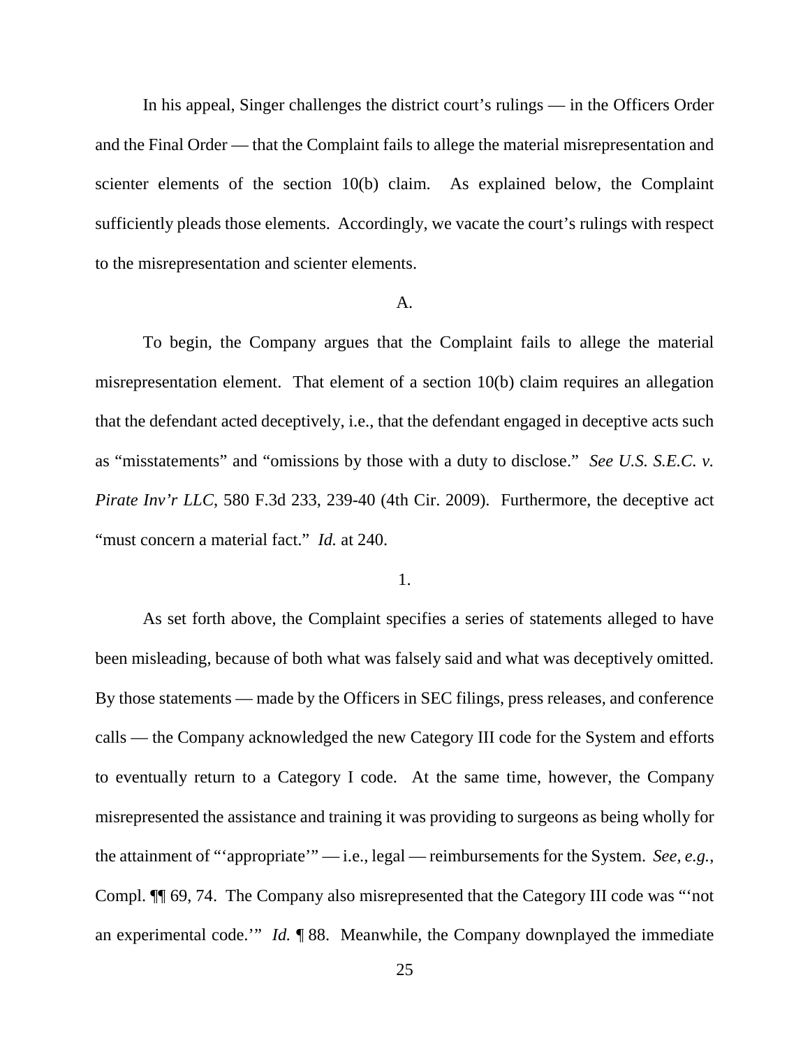In his appeal, Singer challenges the district court's rulings — in the Officers Order and the Final Order — that the Complaint fails to allege the material misrepresentation and scienter elements of the section 10(b) claim. As explained below, the Complaint sufficiently pleads those elements. Accordingly, we vacate the court's rulings with respect to the misrepresentation and scienter elements.

A.

To begin, the Company argues that the Complaint fails to allege the material misrepresentation element. That element of a section 10(b) claim requires an allegation that the defendant acted deceptively, i.e., that the defendant engaged in deceptive acts such as "misstatements" and "omissions by those with a duty to disclose." *See U.S. S.E.C. v. Pirate Inv'r LLC*, 580 F.3d 233, 239-40 (4th Cir. 2009). Furthermore, the deceptive act "must concern a material fact." *Id.* at 240.

1.

As set forth above, the Complaint specifies a series of statements alleged to have been misleading, because of both what was falsely said and what was deceptively omitted. By those statements — made by the Officers in SEC filings, press releases, and conference calls — the Company acknowledged the new Category III code for the System and efforts to eventually return to a Category I code. At the same time, however, the Company misrepresented the assistance and training it was providing to surgeons as being wholly for the attainment of "'appropriate'" — i.e., legal — reimbursements for the System. *See, e.g.*, Compl. ¶¶ 69, 74. The Company also misrepresented that the Category III code was "'not an experimental code.'" *Id.* ¶ 88. Meanwhile, the Company downplayed the immediate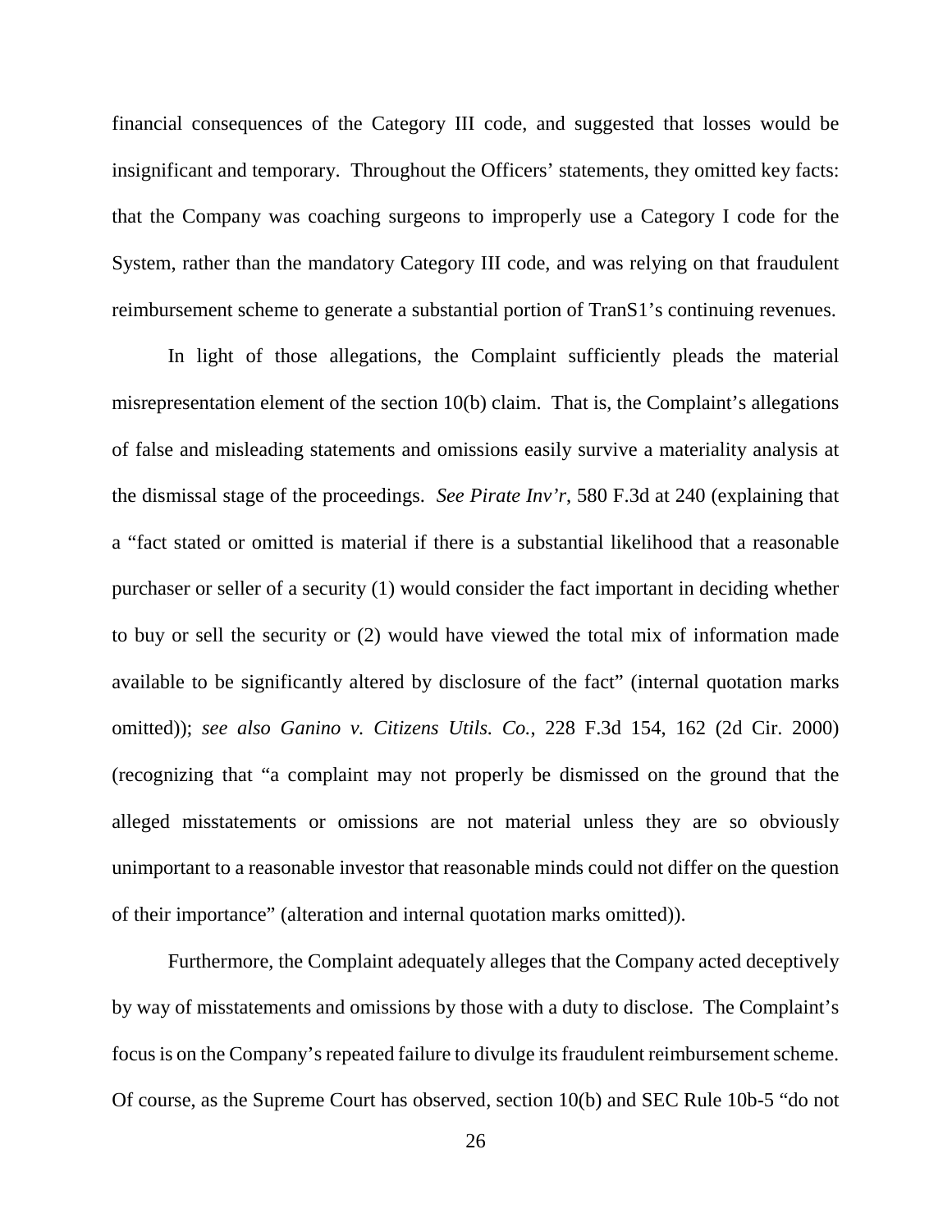financial consequences of the Category III code, and suggested that losses would be insignificant and temporary. Throughout the Officers' statements, they omitted key facts: that the Company was coaching surgeons to improperly use a Category I code for the System, rather than the mandatory Category III code, and was relying on that fraudulent reimbursement scheme to generate a substantial portion of TranS1's continuing revenues.

In light of those allegations, the Complaint sufficiently pleads the material misrepresentation element of the section 10(b) claim. That is, the Complaint's allegations of false and misleading statements and omissions easily survive a materiality analysis at the dismissal stage of the proceedings. *See Pirate Inv'r*, 580 F.3d at 240 (explaining that a "fact stated or omitted is material if there is a substantial likelihood that a reasonable purchaser or seller of a security (1) would consider the fact important in deciding whether to buy or sell the security or (2) would have viewed the total mix of information made available to be significantly altered by disclosure of the fact" (internal quotation marks omitted)); *see also Ganino v. Citizens Utils. Co.*, 228 F.3d 154, 162 (2d Cir. 2000) (recognizing that "a complaint may not properly be dismissed on the ground that the alleged misstatements or omissions are not material unless they are so obviously unimportant to a reasonable investor that reasonable minds could not differ on the question of their importance" (alteration and internal quotation marks omitted)).

Furthermore, the Complaint adequately alleges that the Company acted deceptively by way of misstatements and omissions by those with a duty to disclose. The Complaint's focus is on the Company's repeated failure to divulge its fraudulent reimbursement scheme. Of course, as the Supreme Court has observed, section 10(b) and SEC Rule 10b-5 "do not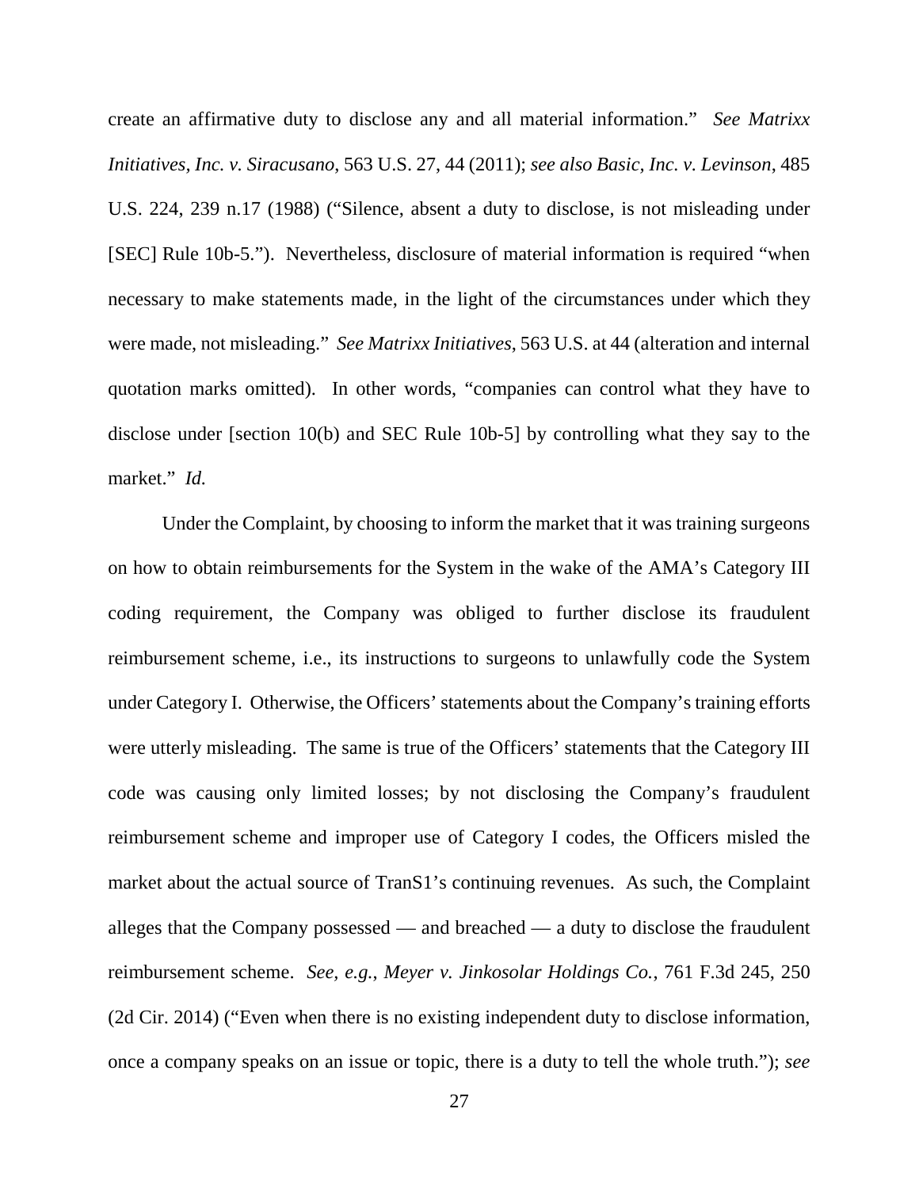create an affirmative duty to disclose any and all material information." *See Matrixx Initiatives, Inc. v. Siracusano*, 563 U.S. 27, 44 (2011); *see also Basic, Inc. v. Levinson*, 485 U.S. 224, 239 n.17 (1988) ("Silence, absent a duty to disclose, is not misleading under [SEC] Rule 10b-5."). Nevertheless, disclosure of material information is required "when necessary to make statements made, in the light of the circumstances under which they were made, not misleading." *See Matrixx Initiatives*, 563 U.S. at 44 (alteration and internal quotation marks omitted). In other words, "companies can control what they have to disclose under [section 10(b) and SEC Rule 10b-5] by controlling what they say to the market." *Id.*

Under the Complaint, by choosing to inform the market that it was training surgeons on how to obtain reimbursements for the System in the wake of the AMA's Category III coding requirement, the Company was obliged to further disclose its fraudulent reimbursement scheme, i.e., its instructions to surgeons to unlawfully code the System under Category I. Otherwise, the Officers' statements about the Company's training efforts were utterly misleading. The same is true of the Officers' statements that the Category III code was causing only limited losses; by not disclosing the Company's fraudulent reimbursement scheme and improper use of Category I codes, the Officers misled the market about the actual source of TranS1's continuing revenues. As such, the Complaint alleges that the Company possessed — and breached — a duty to disclose the fraudulent reimbursement scheme. *See, e.g.*, *Meyer v. Jinkosolar Holdings Co.*, 761 F.3d 245, 250 (2d Cir. 2014) ("Even when there is no existing independent duty to disclose information, once a company speaks on an issue or topic, there is a duty to tell the whole truth."); *see*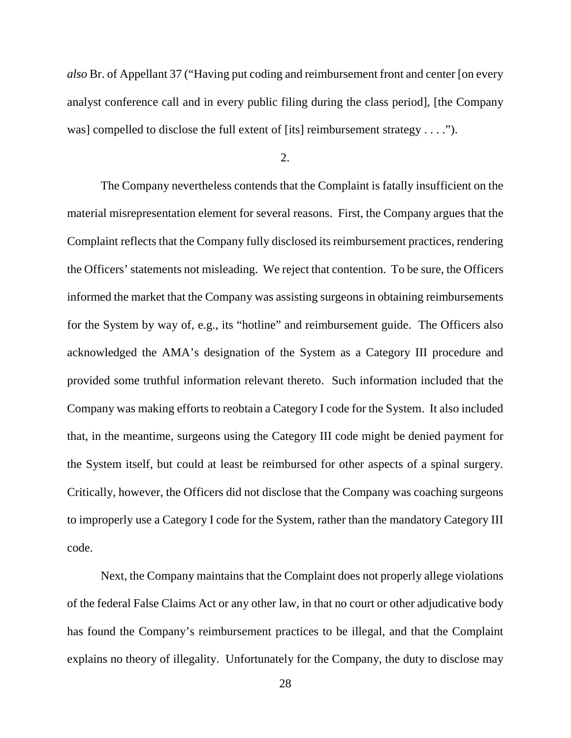*also* Br. of Appellant 37 ("Having put coding and reimbursement front and center [on every analyst conference call and in every public filing during the class period], [the Company was] compelled to disclose the full extent of [its] reimbursement strategy . . . .").

2.

The Company nevertheless contends that the Complaint is fatally insufficient on the material misrepresentation element for several reasons. First, the Company argues that the Complaint reflects that the Company fully disclosed its reimbursement practices, rendering the Officers' statements not misleading. We reject that contention. To be sure, the Officers informed the market that the Company was assisting surgeons in obtaining reimbursements for the System by way of, e.g., its "hotline" and reimbursement guide. The Officers also acknowledged the AMA's designation of the System as a Category III procedure and provided some truthful information relevant thereto. Such information included that the Company was making efforts to reobtain a Category I code for the System. It also included that, in the meantime, surgeons using the Category III code might be denied payment for the System itself, but could at least be reimbursed for other aspects of a spinal surgery. Critically, however, the Officers did not disclose that the Company was coaching surgeons to improperly use a Category I code for the System, rather than the mandatory Category III code.

Next, the Company maintains that the Complaint does not properly allege violations of the federal False Claims Act or any other law, in that no court or other adjudicative body has found the Company's reimbursement practices to be illegal, and that the Complaint explains no theory of illegality. Unfortunately for the Company, the duty to disclose may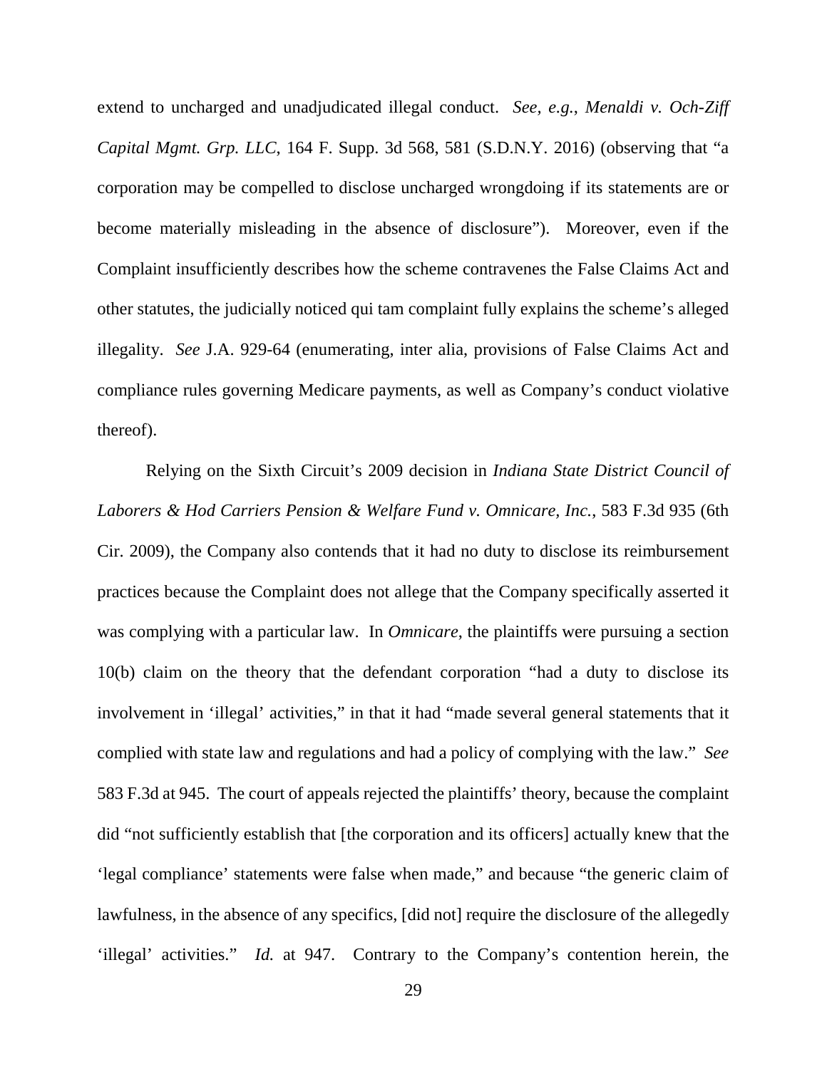extend to uncharged and unadjudicated illegal conduct. *See, e.g.*, *Menaldi v. Och-Ziff Capital Mgmt. Grp. LLC*, 164 F. Supp. 3d 568, 581 (S.D.N.Y. 2016) (observing that "a corporation may be compelled to disclose uncharged wrongdoing if its statements are or become materially misleading in the absence of disclosure"). Moreover, even if the Complaint insufficiently describes how the scheme contravenes the False Claims Act and other statutes, the judicially noticed qui tam complaint fully explains the scheme's alleged illegality. *See* J.A. 929-64 (enumerating, inter alia, provisions of False Claims Act and compliance rules governing Medicare payments, as well as Company's conduct violative thereof).

Relying on the Sixth Circuit's 2009 decision in *Indiana State District Council of Laborers & Hod Carriers Pension & Welfare Fund v. Omnicare, Inc.*, 583 F.3d 935 (6th Cir. 2009), the Company also contends that it had no duty to disclose its reimbursement practices because the Complaint does not allege that the Company specifically asserted it was complying with a particular law. In *Omnicare*, the plaintiffs were pursuing a section 10(b) claim on the theory that the defendant corporation "had a duty to disclose its involvement in 'illegal' activities," in that it had "made several general statements that it complied with state law and regulations and had a policy of complying with the law." *See* 583 F.3d at 945. The court of appeals rejected the plaintiffs' theory, because the complaint did "not sufficiently establish that [the corporation and its officers] actually knew that the 'legal compliance' statements were false when made," and because "the generic claim of lawfulness, in the absence of any specifics, [did not] require the disclosure of the allegedly 'illegal' activities." *Id.* at 947. Contrary to the Company's contention herein, the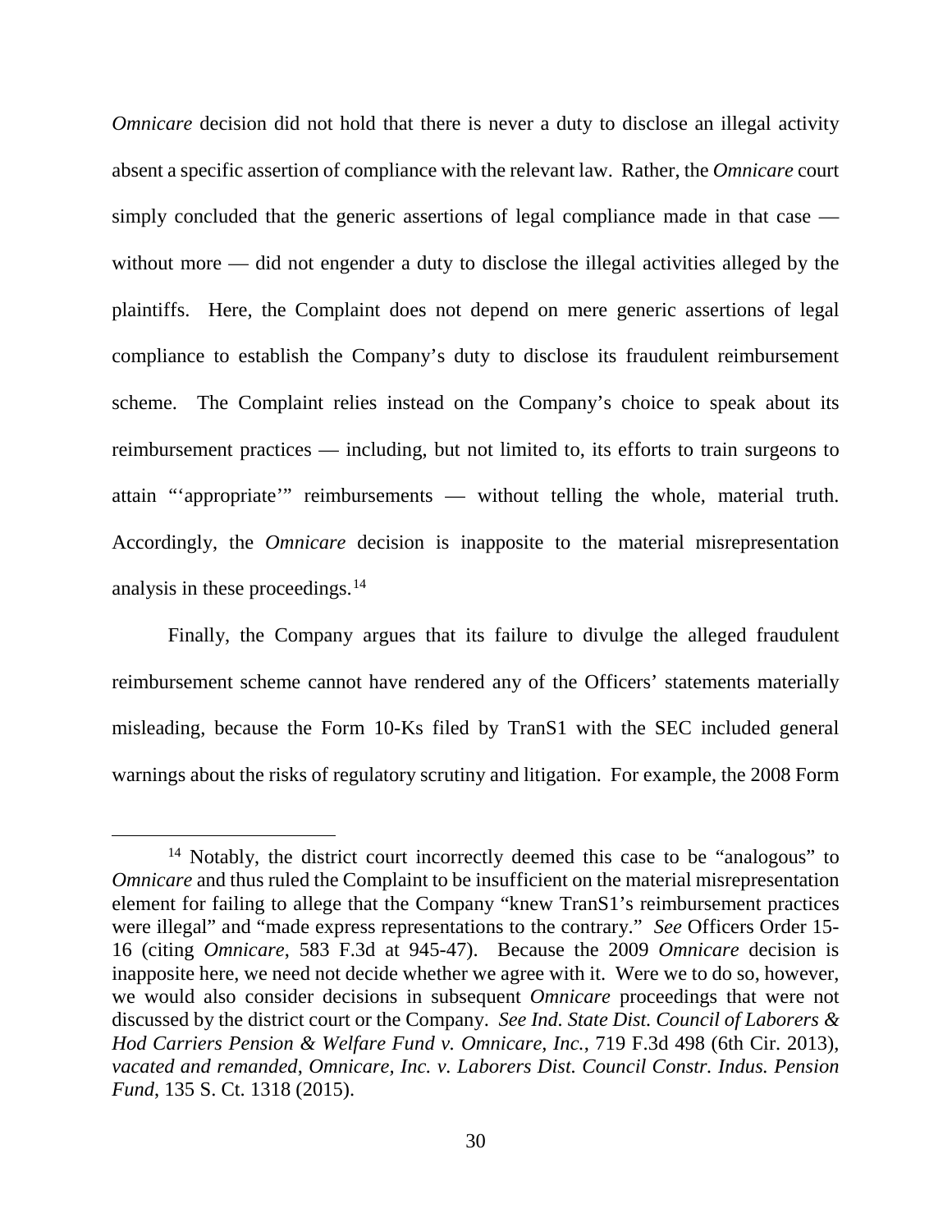*Omnicare* decision did not hold that there is never a duty to disclose an illegal activity absent a specific assertion of compliance with the relevant law. Rather, the *Omnicare* court simply concluded that the generic assertions of legal compliance made in that case — without more — did not engender a duty to disclose the illegal activities alleged by the plaintiffs. Here, the Complaint does not depend on mere generic assertions of legal compliance to establish the Company's duty to disclose its fraudulent reimbursement scheme. The Complaint relies instead on the Company's choice to speak about its reimbursement practices — including, but not limited to, its efforts to train surgeons to attain "'appropriate'" reimbursements — without telling the whole, material truth. Accordingly, the *Omnicare* decision is inapposite to the material misrepresentation analysis in these proceedings.[14]

Finally, the Company argues that its failure to divulge the alleged fraudulent reimbursement scheme cannot have rendered any of the Officers' statements materially misleading, because the Form 10-Ks filed by TranS1 with the SEC included general warnings about the risks of regulatory scrutiny and litigation. For example, the 2008 Form

---

[14] Notably, the district court incorrectly deemed this case to be "analogous" to *Omnicare* and thus ruled the Complaint to be insufficient on the material misrepresentation element for failing to allege that the Company "knew TranS1's reimbursement practices were illegal" and "made express representations to the contrary." *See* Officers Order 15-16 (citing *Omnicare*, 583 F.3d at 945-47). Because the 2009 *Omnicare* decision is inapposite here, we need not decide whether we agree with it. Were we to do so, however, we would also consider decisions in subsequent *Omnicare* proceedings that were not discussed by the district court or the Company. *See Ind. State Dist. Council of Laborers & Hod Carriers Pension & Welfare Fund v. Omnicare, Inc.*, 719 F.3d 498 (6th Cir. 2013), *vacated and remanded*, *Omnicare, Inc. v. Laborers Dist. Council Constr. Indus. Pension Fund*, 135 S. Ct. 1318 (2015).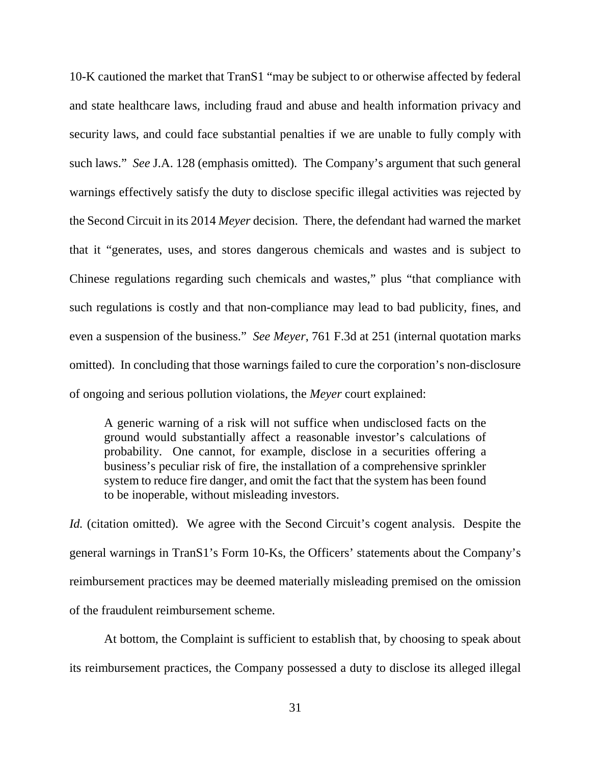10-K cautioned the market that TranS1 "may be subject to or otherwise affected by federal and state healthcare laws, including fraud and abuse and health information privacy and security laws, and could face substantial penalties if we are unable to fully comply with such laws." *See* J.A. 128 (emphasis omitted). The Company's argument that such general warnings effectively satisfy the duty to disclose specific illegal activities was rejected by the Second Circuit in its 2014 *Meyer* decision. There, the defendant had warned the market that it "generates, uses, and stores dangerous chemicals and wastes and is subject to Chinese regulations regarding such chemicals and wastes," plus "that compliance with such regulations is costly and that non-compliance may lead to bad publicity, fines, and even a suspension of the business." *See Meyer*, 761 F.3d at 251 (internal quotation marks omitted). In concluding that those warnings failed to cure the corporation's non-disclosure of ongoing and serious pollution violations, the *Meyer* court explained:

> A generic warning of a risk will not suffice when undisclosed facts on the ground would substantially affect a reasonable investor's calculations of probability. One cannot, for example, disclose in a securities offering a business's peculiar risk of fire, the installation of a comprehensive sprinkler system to reduce fire danger, and omit the fact that the system has been found to be inoperable, without misleading investors.

*Id.* (citation omitted). We agree with the Second Circuit's cogent analysis. Despite the general warnings in TranS1's Form 10-Ks, the Officers' statements about the Company's reimbursement practices may be deemed materially misleading premised on the omission of the fraudulent reimbursement scheme.

At bottom, the Complaint is sufficient to establish that, by choosing to speak about its reimbursement practices, the Company possessed a duty to disclose its alleged illegal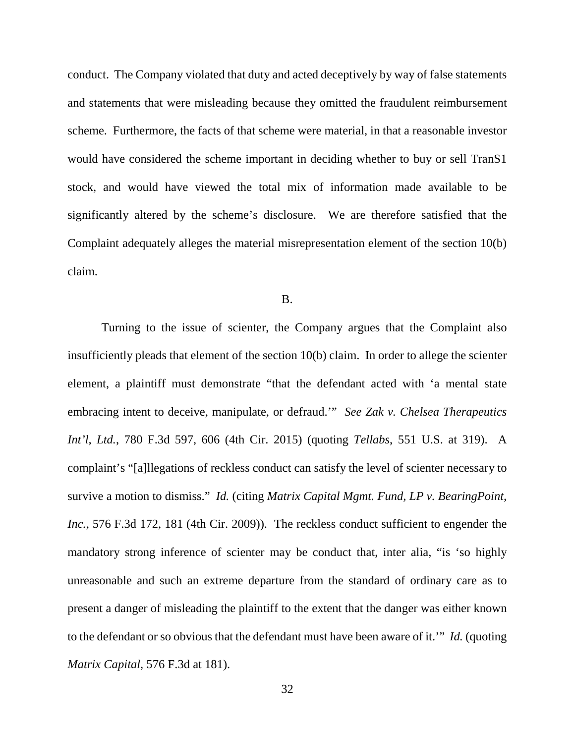conduct. The Company violated that duty and acted deceptively by way of false statements and statements that were misleading because they omitted the fraudulent reimbursement scheme. Furthermore, the facts of that scheme were material, in that a reasonable investor would have considered the scheme important in deciding whether to buy or sell TranS1 stock, and would have viewed the total mix of information made available to be significantly altered by the scheme's disclosure. We are therefore satisfied that the Complaint adequately alleges the material misrepresentation element of the section 10(b) claim.

B.

Turning to the issue of scienter, the Company argues that the Complaint also insufficiently pleads that element of the section 10(b) claim. In order to allege the scienter element, a plaintiff must demonstrate "that the defendant acted with 'a mental state embracing intent to deceive, manipulate, or defraud.'" *See Zak v. Chelsea Therapeutics Int'l, Ltd.*, 780 F.3d 597, 606 (4th Cir. 2015) (quoting *Tellabs*, 551 U.S. at 319). A complaint's "[a]llegations of reckless conduct can satisfy the level of scienter necessary to survive a motion to dismiss." *Id.* (citing *Matrix Capital Mgmt. Fund, LP v. BearingPoint, Inc.*, 576 F.3d 172, 181 (4th Cir. 2009)). The reckless conduct sufficient to engender the mandatory strong inference of scienter may be conduct that, inter alia, "is 'so highly unreasonable and such an extreme departure from the standard of ordinary care as to present a danger of misleading the plaintiff to the extent that the danger was either known to the defendant or so obvious that the defendant must have been aware of it.'" *Id.* (quoting *Matrix Capital*, 576 F.3d at 181).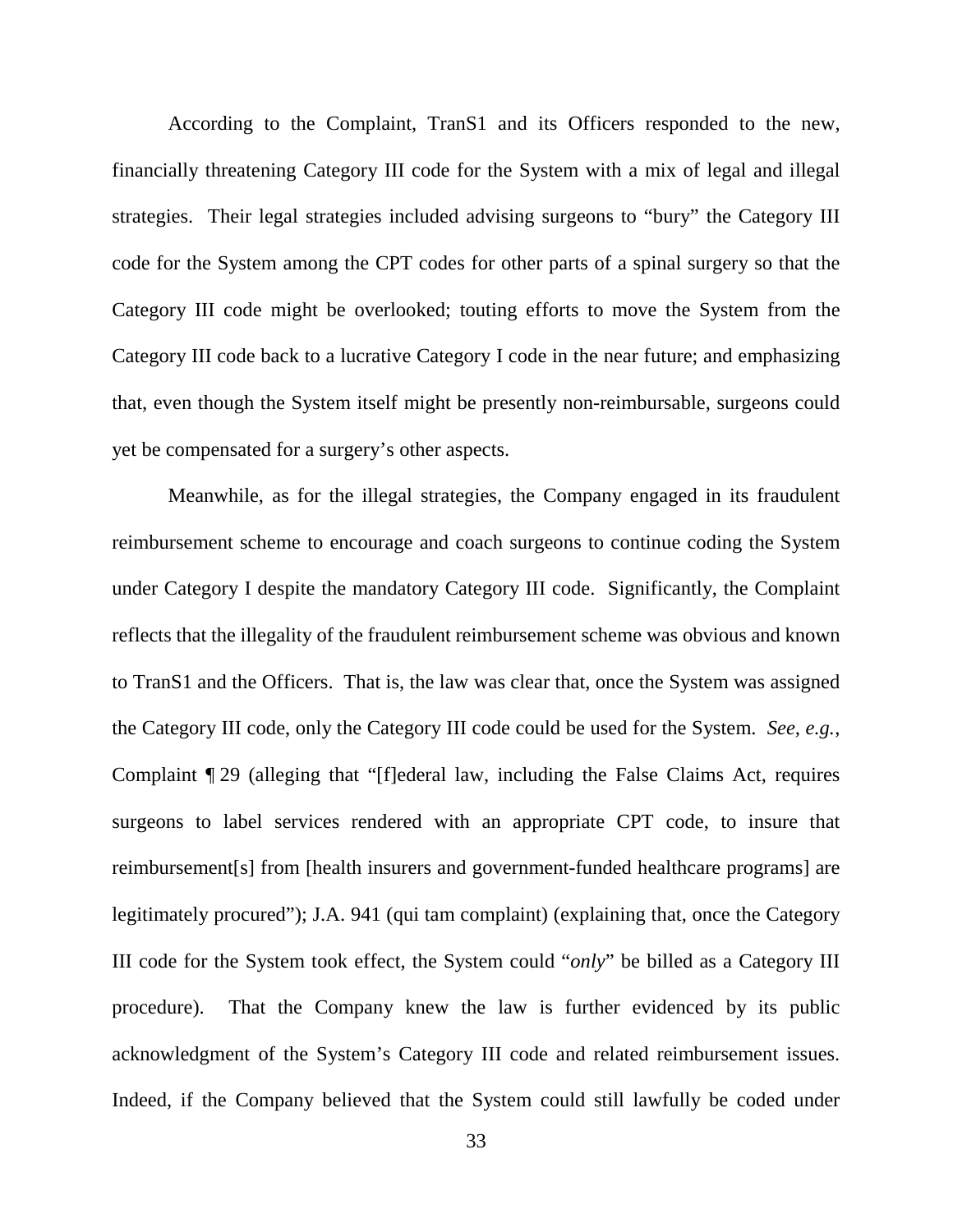According to the Complaint, TranS1 and its Officers responded to the new, financially threatening Category III code for the System with a mix of legal and illegal strategies. Their legal strategies included advising surgeons to "bury" the Category III code for the System among the CPT codes for other parts of a spinal surgery so that the Category III code might be overlooked; touting efforts to move the System from the Category III code back to a lucrative Category I code in the near future; and emphasizing that, even though the System itself might be presently non-reimbursable, surgeons could yet be compensated for a surgery's other aspects.

Meanwhile, as for the illegal strategies, the Company engaged in its fraudulent reimbursement scheme to encourage and coach surgeons to continue coding the System under Category I despite the mandatory Category III code. Significantly, the Complaint reflects that the illegality of the fraudulent reimbursement scheme was obvious and known to TranS1 and the Officers. That is, the law was clear that, once the System was assigned the Category III code, only the Category III code could be used for the System. *See, e.g.*, Complaint ¶ 29 (alleging that "[f]ederal law, including the False Claims Act, requires surgeons to label services rendered with an appropriate CPT code, to insure that reimbursement[s] from [health insurers and government-funded healthcare programs] are legitimately procured"); J.A. 941 (qui tam complaint) (explaining that, once the Category III code for the System took effect, the System could "*only*" be billed as a Category III procedure). That the Company knew the law is further evidenced by its public acknowledgment of the System's Category III code and related reimbursement issues. Indeed, if the Company believed that the System could still lawfully be coded under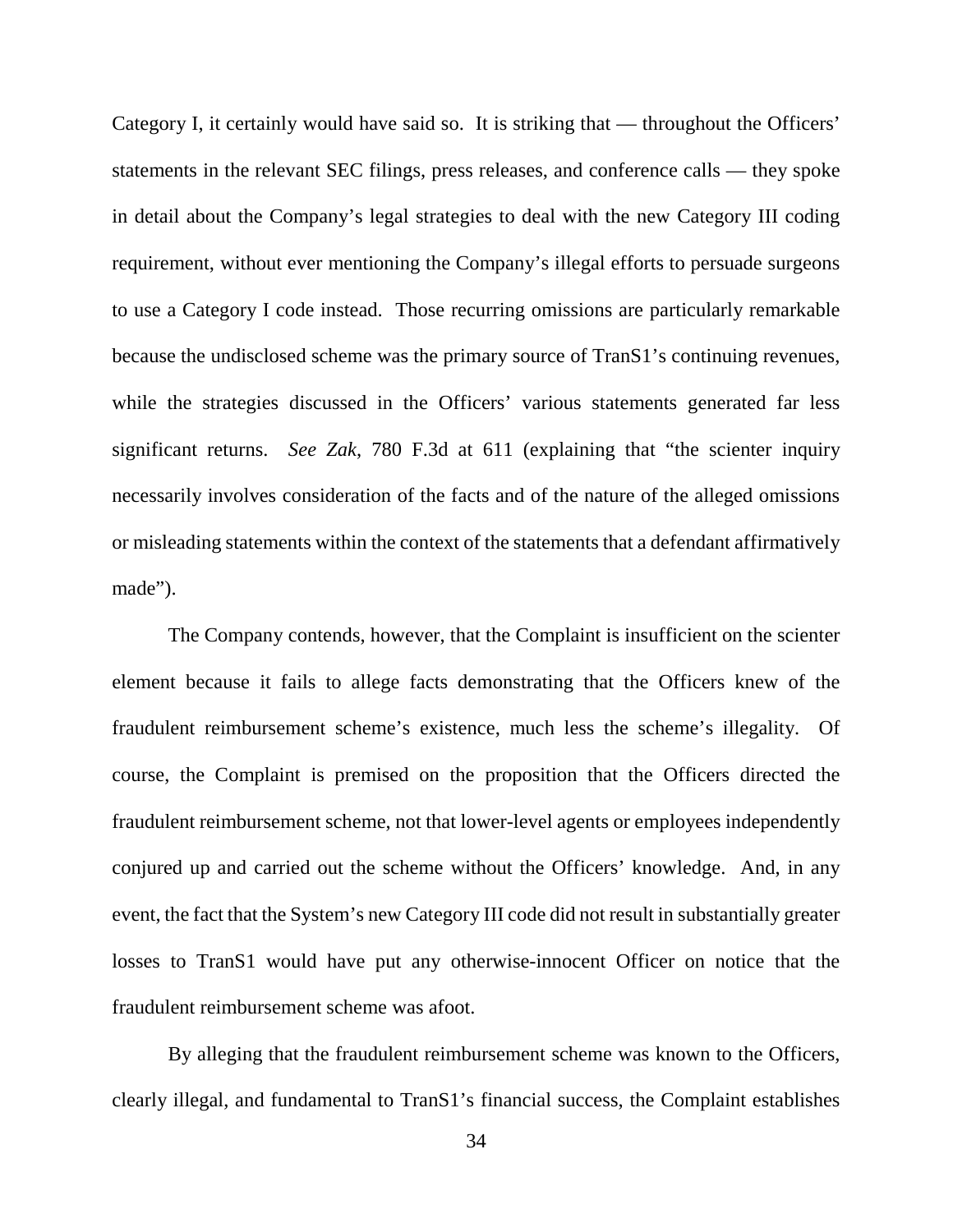Category I, it certainly would have said so. It is striking that — throughout the Officers' statements in the relevant SEC filings, press releases, and conference calls — they spoke in detail about the Company's legal strategies to deal with the new Category III coding requirement, without ever mentioning the Company's illegal efforts to persuade surgeons to use a Category I code instead. Those recurring omissions are particularly remarkable because the undisclosed scheme was the primary source of TranS1's continuing revenues, while the strategies discussed in the Officers' various statements generated far less significant returns. *See Zak*, 780 F.3d at 611 (explaining that "the scienter inquiry necessarily involves consideration of the facts and of the nature of the alleged omissions or misleading statements within the context of the statements that a defendant affirmatively made").

The Company contends, however, that the Complaint is insufficient on the scienter element because it fails to allege facts demonstrating that the Officers knew of the fraudulent reimbursement scheme's existence, much less the scheme's illegality. Of course, the Complaint is premised on the proposition that the Officers directed the fraudulent reimbursement scheme, not that lower-level agents or employees independently conjured up and carried out the scheme without the Officers' knowledge. And, in any event, the fact that the System's new Category III code did not result in substantially greater losses to TranS1 would have put any otherwise-innocent Officer on notice that the fraudulent reimbursement scheme was afoot.

By alleging that the fraudulent reimbursement scheme was known to the Officers, clearly illegal, and fundamental to TranS1's financial success, the Complaint establishes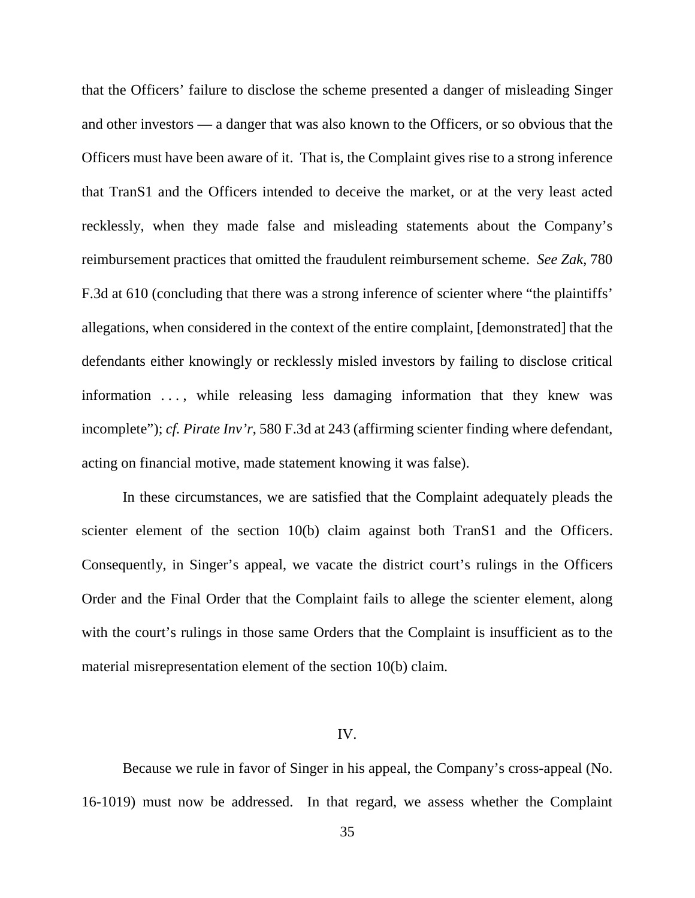that the Officers' failure to disclose the scheme presented a danger of misleading Singer and other investors — a danger that was also known to the Officers, or so obvious that the Officers must have been aware of it. That is, the Complaint gives rise to a strong inference that TranS1 and the Officers intended to deceive the market, or at the very least acted recklessly, when they made false and misleading statements about the Company's reimbursement practices that omitted the fraudulent reimbursement scheme. *See Zak*, 780 F.3d at 610 (concluding that there was a strong inference of scienter where "the plaintiffs' allegations, when considered in the context of the entire complaint, [demonstrated] that the defendants either knowingly or recklessly misled investors by failing to disclose critical information . . . , while releasing less damaging information that they knew was incomplete"); *cf. Pirate Inv'r*, 580 F.3d at 243 (affirming scienter finding where defendant, acting on financial motive, made statement knowing it was false).

In these circumstances, we are satisfied that the Complaint adequately pleads the scienter element of the section 10(b) claim against both TranS1 and the Officers. Consequently, in Singer's appeal, we vacate the district court's rulings in the Officers Order and the Final Order that the Complaint fails to allege the scienter element, along with the court's rulings in those same Orders that the Complaint is insufficient as to the material misrepresentation element of the section 10(b) claim.

## IV.

Because we rule in favor of Singer in his appeal, the Company's cross-appeal (No. 16-1019) must now be addressed. In that regard, we assess whether the Complaint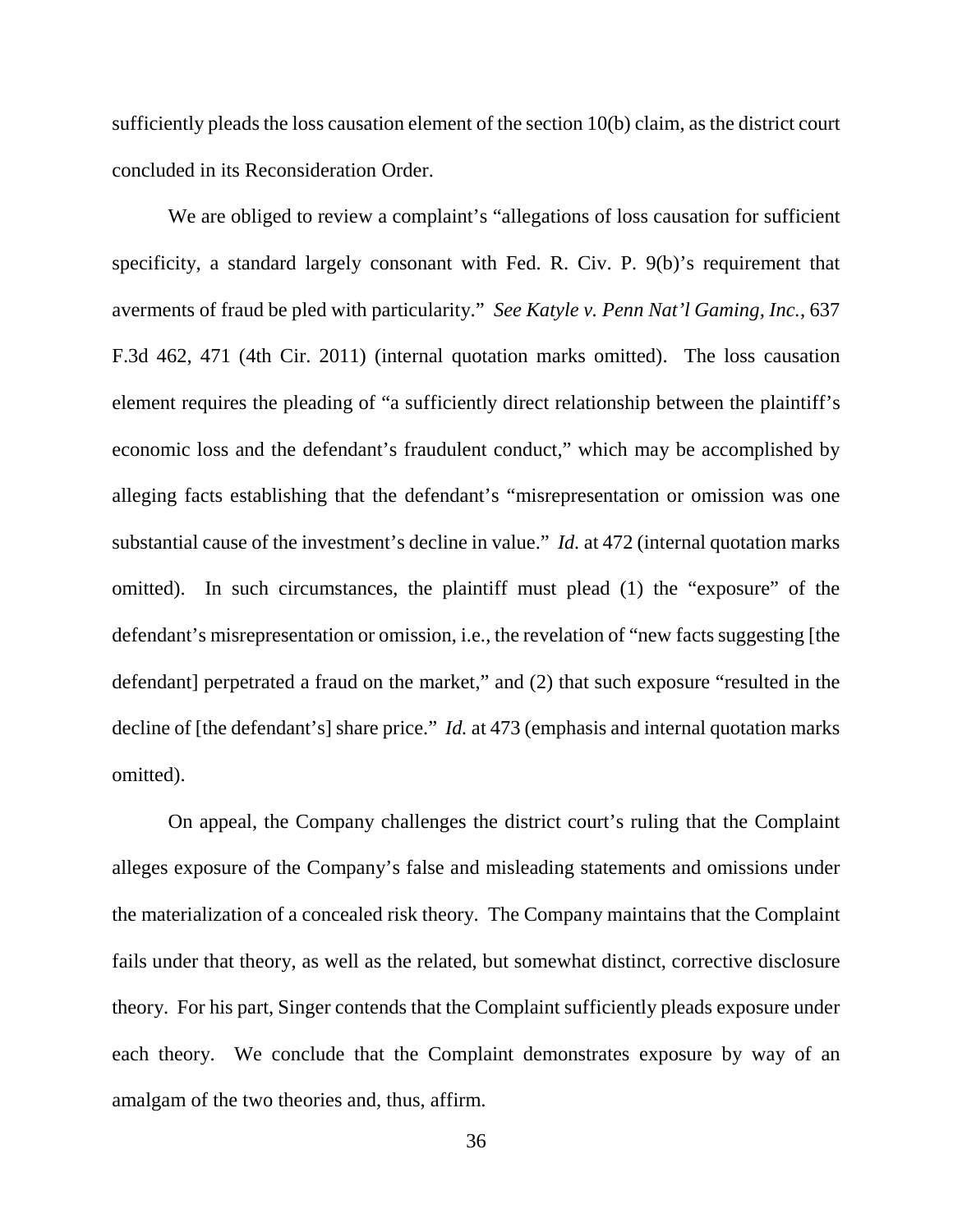sufficiently pleads the loss causation element of the section 10(b) claim, as the district court concluded in its Reconsideration Order.

We are obliged to review a complaint's "allegations of loss causation for sufficient specificity, a standard largely consonant with Fed. R. Civ. P. 9(b)'s requirement that averments of fraud be pled with particularity." *See Katyle v. Penn Nat'l Gaming, Inc.*, 637 F.3d 462, 471 (4th Cir. 2011) (internal quotation marks omitted). The loss causation element requires the pleading of "a sufficiently direct relationship between the plaintiff's economic loss and the defendant's fraudulent conduct," which may be accomplished by alleging facts establishing that the defendant's "misrepresentation or omission was one substantial cause of the investment's decline in value." *Id.* at 472 (internal quotation marks omitted). In such circumstances, the plaintiff must plead (1) the "exposure" of the defendant's misrepresentation or omission, i.e., the revelation of "new facts suggesting [the defendant] perpetrated a fraud on the market," and (2) that such exposure "resulted in the decline of [the defendant's] share price." *Id.* at 473 (emphasis and internal quotation marks omitted).

On appeal, the Company challenges the district court's ruling that the Complaint alleges exposure of the Company's false and misleading statements and omissions under the materialization of a concealed risk theory. The Company maintains that the Complaint fails under that theory, as well as the related, but somewhat distinct, corrective disclosure theory. For his part, Singer contends that the Complaint sufficiently pleads exposure under each theory. We conclude that the Complaint demonstrates exposure by way of an amalgam of the two theories and, thus, affirm.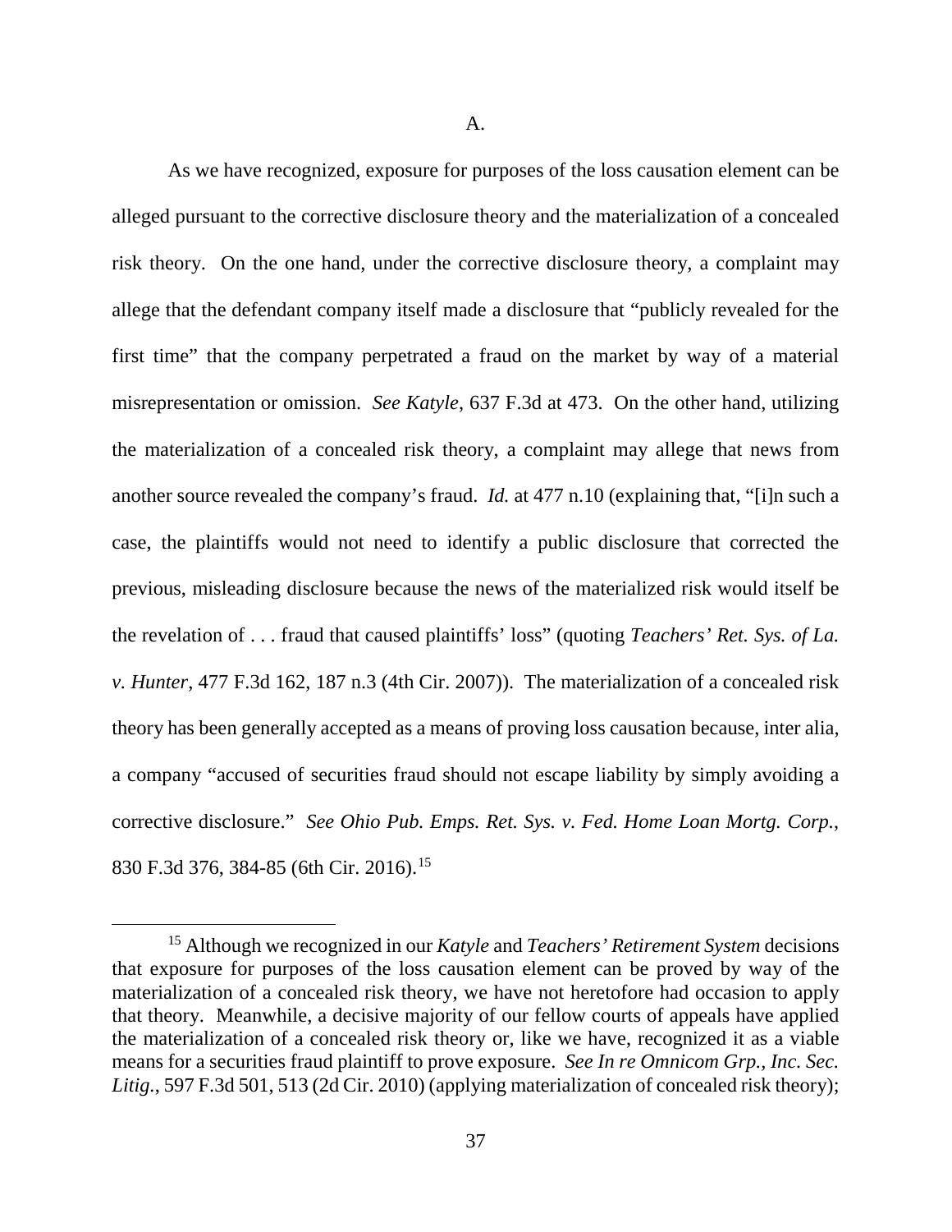A.

As we have recognized, exposure for purposes of the loss causation element can be alleged pursuant to the corrective disclosure theory and the materialization of a concealed risk theory. On the one hand, under the corrective disclosure theory, a complaint may allege that the defendant company itself made a disclosure that "publicly revealed for the first time" that the company perpetrated a fraud on the market by way of a material misrepresentation or omission. *See Katyle*, 637 F.3d at 473. On the other hand, utilizing the materialization of a concealed risk theory, a complaint may allege that news from another source revealed the company's fraud. *Id.* at 477 n.10 (explaining that, "[i]n such a case, the plaintiffs would not need to identify a public disclosure that corrected the previous, misleading disclosure because the news of the materialized risk would itself be the revelation of . . . fraud that caused plaintiffs' loss" (quoting *Teachers' Ret. Sys. of La. v. Hunter*, 477 F.3d 162, 187 n.3 (4th Cir. 2007)). The materialization of a concealed risk theory has been generally accepted as a means of proving loss causation because, inter alia, a company "accused of securities fraud should not escape liability by simply avoiding a corrective disclosure." *See Ohio Pub. Emps. Ret. Sys. v. Fed. Home Loan Mortg. Corp.*, 830 F.3d 376, 384-85 (6th Cir. 2016).[15]

[15] Although we recognized in our *Katyle* and *Teachers' Retirement System* decisions that exposure for purposes of the loss causation element can be proved by way of the materialization of a concealed risk theory, we have not heretofore had occasion to apply that theory. Meanwhile, a decisive majority of our fellow courts of appeals have applied the materialization of a concealed risk theory or, like we have, recognized it as a viable means for a securities fraud plaintiff to prove exposure. *See In re Omnicom Grp., Inc. Sec. Litig.*, 597 F.3d 501, 513 (2d Cir. 2010) (applying materialization of concealed risk theory);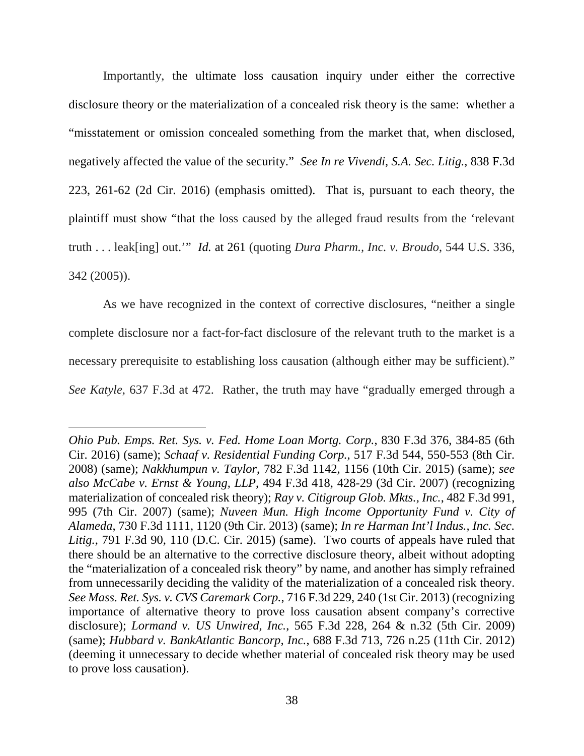Importantly, the ultimate loss causation inquiry under either the corrective disclosure theory or the materialization of a concealed risk theory is the same: whether a "misstatement or omission concealed something from the market that, when disclosed, negatively affected the value of the security." *See In re Vivendi, S.A. Sec. Litig.*, 838 F.3d 223, 261-62 (2d Cir. 2016) (emphasis omitted). That is, pursuant to each theory, the plaintiff must show "that the loss caused by the alleged fraud results from the 'relevant truth . . . leak[ing] out.'" *Id.* at 261 (quoting *Dura Pharm., Inc. v. Broudo*, 544 U.S. 336, 342 (2005)).

As we have recognized in the context of corrective disclosures, "neither a single complete disclosure nor a fact-for-fact disclosure of the relevant truth to the market is a necessary prerequisite to establishing loss causation (although either may be sufficient)." *See Katyle*, 637 F.3d at 472. Rather, the truth may have "gradually emerged through a

---

*Ohio Pub. Emps. Ret. Sys. v. Fed. Home Loan Mortg. Corp.*, 830 F.3d 376, 384-85 (6th Cir. 2016) (same); *Schaaf v. Residential Funding Corp.*, 517 F.3d 544, 550-553 (8th Cir. 2008) (same); *Nakkhumpun v. Taylor*, 782 F.3d 1142, 1156 (10th Cir. 2015) (same); *see also McCabe v. Ernst & Young, LLP*, 494 F.3d 418, 428-29 (3d Cir. 2007) (recognizing materialization of concealed risk theory); *Ray v. Citigroup Glob. Mkts., Inc.*, 482 F.3d 991, 995 (7th Cir. 2007) (same); *Nuveen Mun. High Income Opportunity Fund v. City of Alameda*, 730 F.3d 1111, 1120 (9th Cir. 2013) (same); *In re Harman Int'l Indus., Inc. Sec. Litig.*, 791 F.3d 90, 110 (D.C. Cir. 2015) (same). Two courts of appeals have ruled that there should be an alternative to the corrective disclosure theory, albeit without adopting the "materialization of a concealed risk theory" by name, and another has simply refrained from unnecessarily deciding the validity of the materialization of a concealed risk theory. *See Mass. Ret. Sys. v. CVS Caremark Corp.*, 716 F.3d 229, 240 (1st Cir. 2013) (recognizing importance of alternative theory to prove loss causation absent company's corrective disclosure); *Lormand v. US Unwired, Inc.*, 565 F.3d 228, 264 & n.32 (5th Cir. 2009) (same); *Hubbard v. BankAtlantic Bancorp, Inc.*, 688 F.3d 713, 726 n.25 (11th Cir. 2012) (deeming it unnecessary to decide whether material of concealed risk theory may be used to prove loss causation).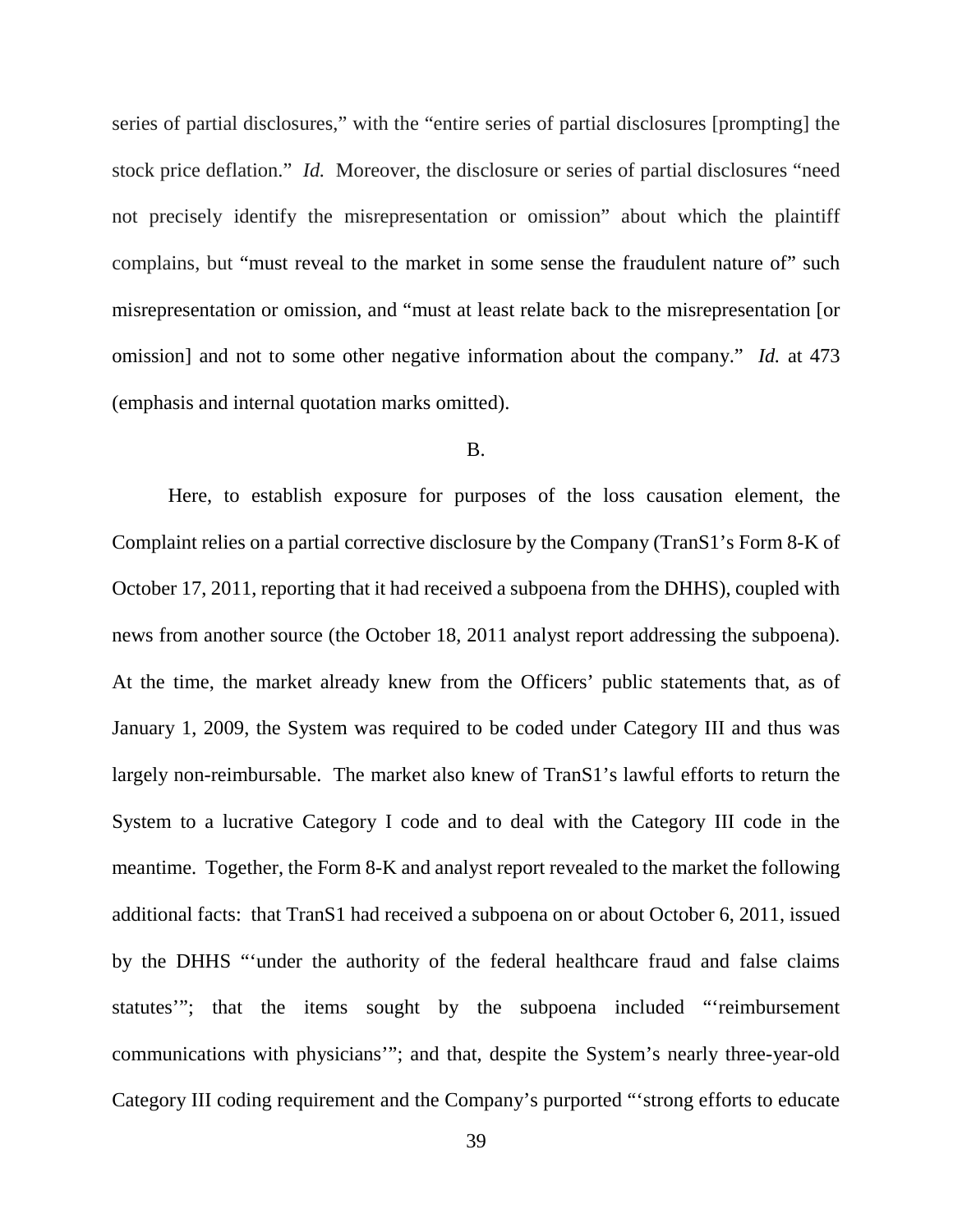series of partial disclosures," with the "entire series of partial disclosures [prompting] the stock price deflation." *Id.* Moreover, the disclosure or series of partial disclosures "need not precisely identify the misrepresentation or omission" about which the plaintiff complains, but "must reveal to the market in some sense the fraudulent nature of" such misrepresentation or omission, and "must at least relate back to the misrepresentation [or omission] and not to some other negative information about the company." *Id.* at 473 (emphasis and internal quotation marks omitted).

B.

Here, to establish exposure for purposes of the loss causation element, the Complaint relies on a partial corrective disclosure by the Company (TranS1's Form 8-K of October 17, 2011, reporting that it had received a subpoena from the DHHS), coupled with news from another source (the October 18, 2011 analyst report addressing the subpoena). At the time, the market already knew from the Officers' public statements that, as of January 1, 2009, the System was required to be coded under Category III and thus was largely non-reimbursable. The market also knew of TranS1's lawful efforts to return the System to a lucrative Category I code and to deal with the Category III code in the meantime. Together, the Form 8-K and analyst report revealed to the market the following additional facts: that TranS1 had received a subpoena on or about October 6, 2011, issued by the DHHS "'under the authority of the federal healthcare fraud and false claims statutes'"; that the items sought by the subpoena included "'reimbursement communications with physicians'"; and that, despite the System's nearly three-year-old Category III coding requirement and the Company's purported "'strong efforts to educate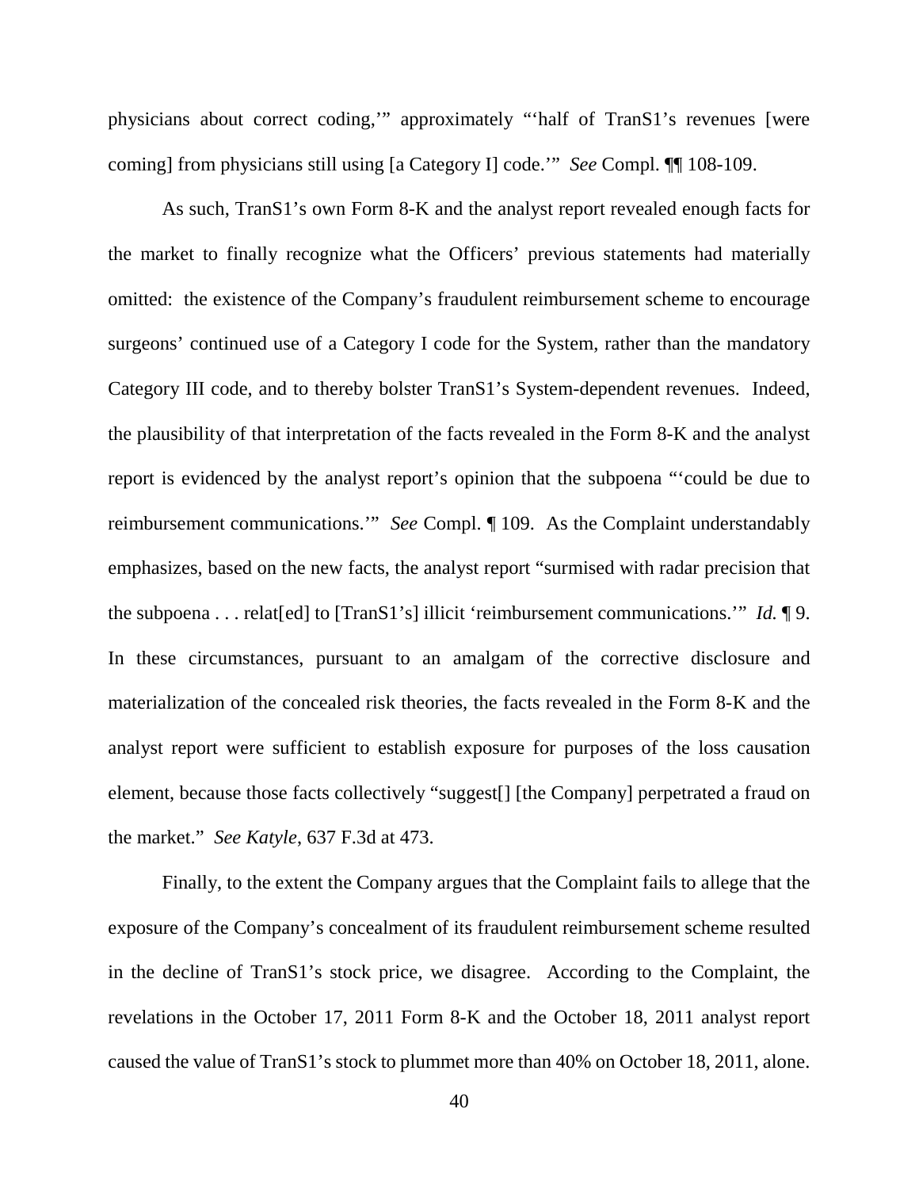physicians about correct coding,'" approximately "'half of TranS1's revenues [were coming] from physicians still using [a Category I] code.'" *See* Compl. ¶¶ 108-109.

As such, TranS1's own Form 8-K and the analyst report revealed enough facts for the market to finally recognize what the Officers' previous statements had materially omitted: the existence of the Company's fraudulent reimbursement scheme to encourage surgeons' continued use of a Category I code for the System, rather than the mandatory Category III code, and to thereby bolster TranS1's System-dependent revenues. Indeed, the plausibility of that interpretation of the facts revealed in the Form 8-K and the analyst report is evidenced by the analyst report's opinion that the subpoena "'could be due to reimbursement communications.'" *See* Compl. ¶ 109. As the Complaint understandably emphasizes, based on the new facts, the analyst report "surmised with radar precision that the subpoena . . . relat[ed] to [TranS1's] illicit 'reimbursement communications.'" *Id.* ¶ 9. In these circumstances, pursuant to an amalgam of the corrective disclosure and materialization of the concealed risk theories, the facts revealed in the Form 8-K and the analyst report were sufficient to establish exposure for purposes of the loss causation element, because those facts collectively "suggest[] [the Company] perpetrated a fraud on the market." *See Katyle*, 637 F.3d at 473.

Finally, to the extent the Company argues that the Complaint fails to allege that the exposure of the Company's concealment of its fraudulent reimbursement scheme resulted in the decline of TranS1's stock price, we disagree. According to the Complaint, the revelations in the October 17, 2011 Form 8-K and the October 18, 2011 analyst report caused the value of TranS1's stock to plummet more than 40% on October 18, 2011, alone.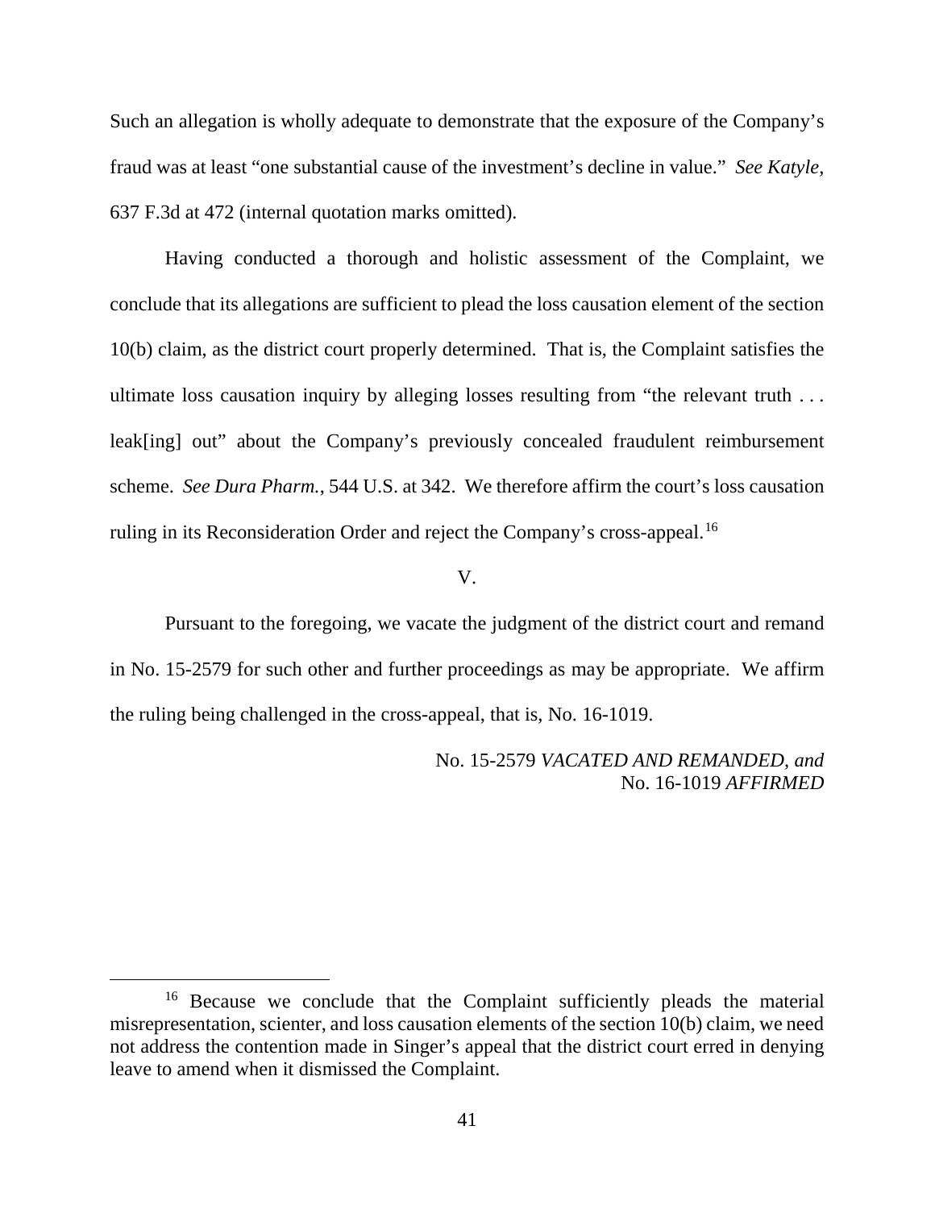Such an allegation is wholly adequate to demonstrate that the exposure of the Company's fraud was at least "one substantial cause of the investment's decline in value." *See Katyle*, 637 F.3d at 472 (internal quotation marks omitted).

Having conducted a thorough and holistic assessment of the Complaint, we conclude that its allegations are sufficient to plead the loss causation element of the section 10(b) claim, as the district court properly determined. That is, the Complaint satisfies the ultimate loss causation inquiry by alleging losses resulting from "the relevant truth . . . leak[ing] out" about the Company's previously concealed fraudulent reimbursement scheme. *See Dura Pharm.*, 544 U.S. at 342. We therefore affirm the court's loss causation ruling in its Reconsideration Order and reject the Company's cross-appeal.[16]

V.

Pursuant to the foregoing, we vacate the judgment of the district court and remand in No. 15-2579 for such other and further proceedings as may be appropriate. We affirm the ruling being challenged in the cross-appeal, that is, No. 16-1019.

No. 15-2579 *VACATED AND REMANDED, and*
No. 16-1019 *AFFIRMED*

---

[16] Because we conclude that the Complaint sufficiently pleads the material misrepresentation, scienter, and loss causation elements of the section 10(b) claim, we need not address the contention made in Singer's appeal that the district court erred in denying leave to amend when it dismissed the Complaint.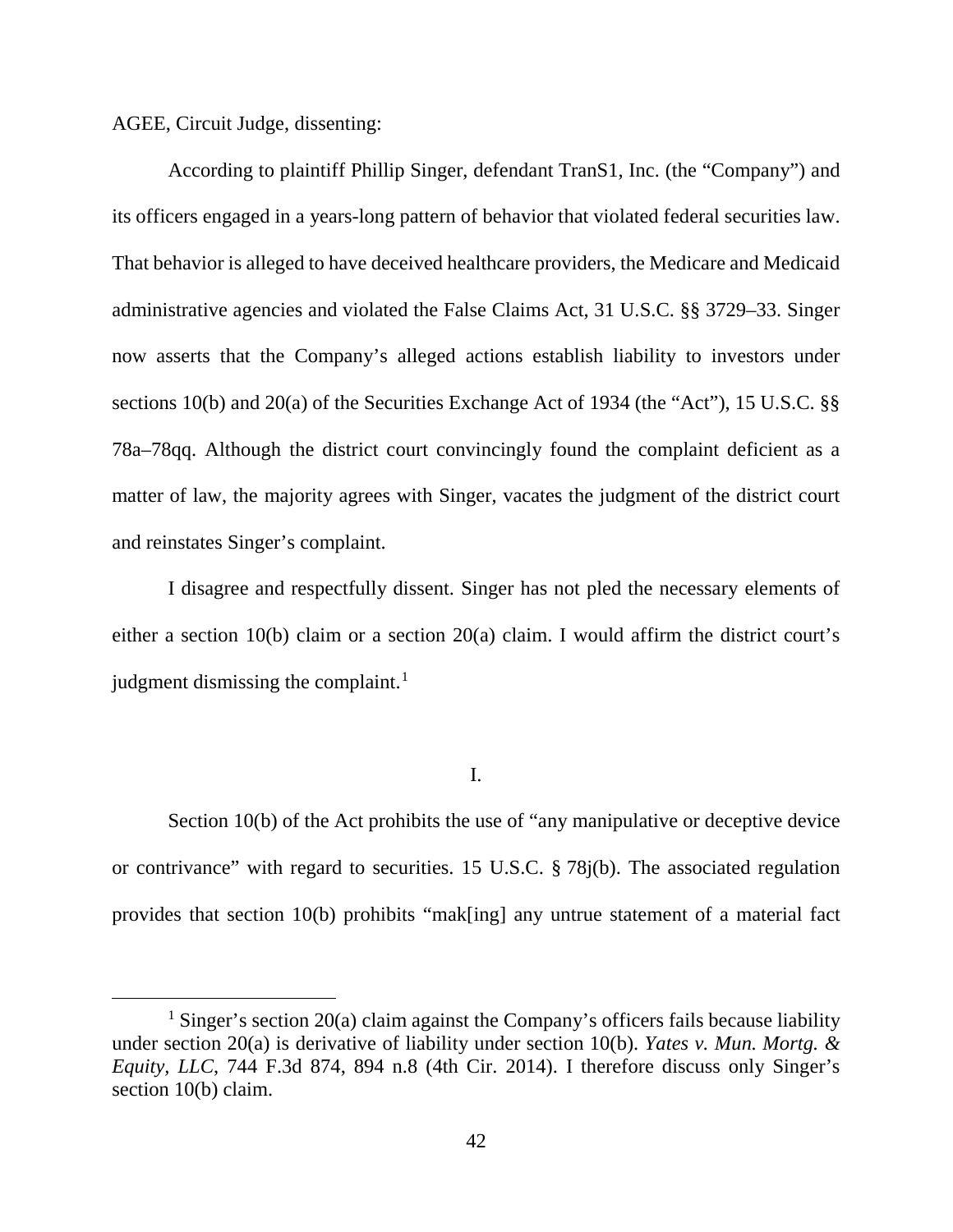AGEE, Circuit Judge, dissenting:

According to plaintiff Phillip Singer, defendant TranS1, Inc. (the "Company") and its officers engaged in a years-long pattern of behavior that violated federal securities law. That behavior is alleged to have deceived healthcare providers, the Medicare and Medicaid administrative agencies and violated the False Claims Act, 31 U.S.C. §§ 3729–33. Singer now asserts that the Company's alleged actions establish liability to investors under sections 10(b) and 20(a) of the Securities Exchange Act of 1934 (the "Act"), 15 U.S.C. §§ 78a–78qq. Although the district court convincingly found the complaint deficient as a matter of law, the majority agrees with Singer, vacates the judgment of the district court and reinstates Singer's complaint.

I disagree and respectfully dissent. Singer has not pled the necessary elements of either a section 10(b) claim or a section 20(a) claim. I would affirm the district court's judgment dismissing the complaint.[1]

I.

Section 10(b) of the Act prohibits the use of "any manipulative or deceptive device or contrivance" with regard to securities. 15 U.S.C. § 78j(b). The associated regulation provides that section 10(b) prohibits "mak[ing] any untrue statement of a material fact

[1] Singer's section 20(a) claim against the Company's officers fails because liability under section 20(a) is derivative of liability under section 10(b). *Yates v. Mun. Mortg. & Equity, LLC*, 744 F.3d 874, 894 n.8 (4th Cir. 2014). I therefore discuss only Singer's section 10(b) claim.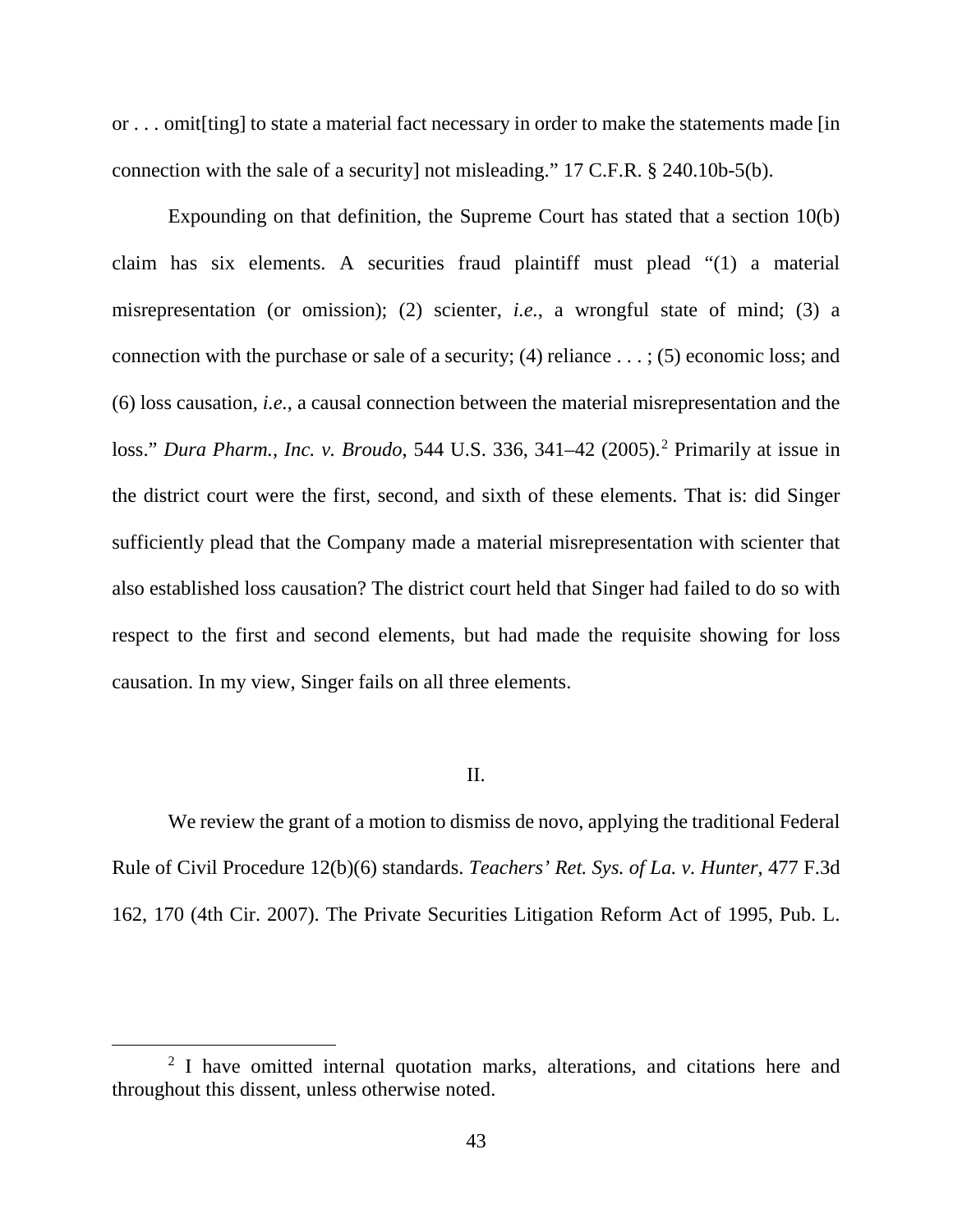or . . . omit[ting] to state a material fact necessary in order to make the statements made [in connection with the sale of a security] not misleading." 17 C.F.R. § 240.10b-5(b).

Expounding on that definition, the Supreme Court has stated that a section 10(b) claim has six elements. A securities fraud plaintiff must plead "(1) a material misrepresentation (or omission); (2) scienter, *i.e.*, a wrongful state of mind; (3) a connection with the purchase or sale of a security; (4) reliance . . . ; (5) economic loss; and (6) loss causation, *i.e.*, a causal connection between the material misrepresentation and the loss." *Dura Pharm., Inc. v. Broudo*, 544 U.S. 336, 341–42 (2005).[2] Primarily at issue in the district court were the first, second, and sixth of these elements. That is: did Singer sufficiently plead that the Company made a material misrepresentation with scienter that also established loss causation? The district court held that Singer had failed to do so with respect to the first and second elements, but had made the requisite showing for loss causation. In my view, Singer fails on all three elements.

II.

We review the grant of a motion to dismiss de novo, applying the traditional Federal Rule of Civil Procedure 12(b)(6) standards. *Teachers' Ret. Sys. of La. v. Hunter*, 477 F.3d 162, 170 (4th Cir. 2007). The Private Securities Litigation Reform Act of 1995, Pub. L.

[2] I have omitted internal quotation marks, alterations, and citations here and throughout this dissent, unless otherwise noted.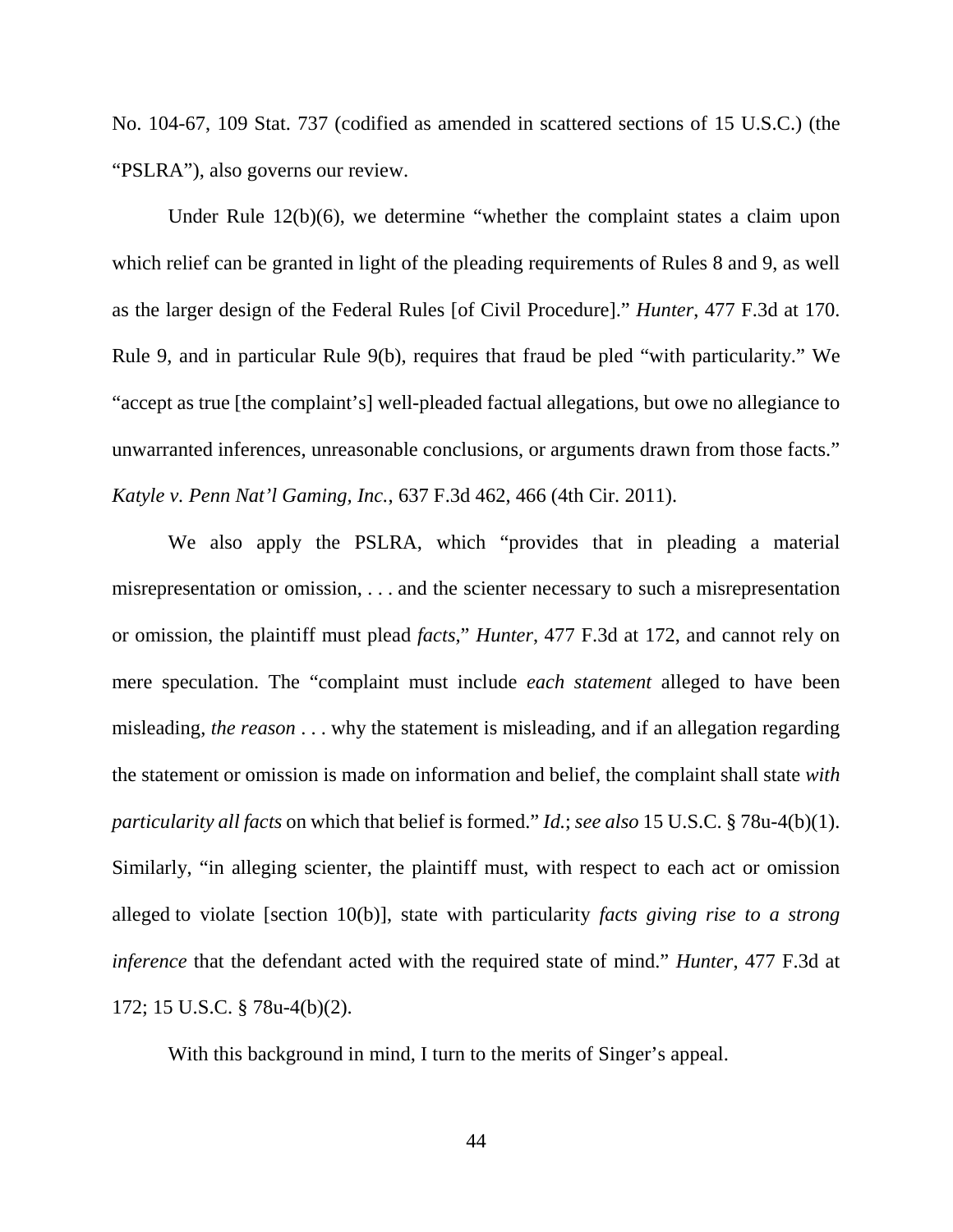No. 104-67, 109 Stat. 737 (codified as amended in scattered sections of 15 U.S.C.) (the "PSLRA"), also governs our review.

Under Rule 12(b)(6), we determine "whether the complaint states a claim upon which relief can be granted in light of the pleading requirements of Rules 8 and 9, as well as the larger design of the Federal Rules [of Civil Procedure]." *Hunter*, 477 F.3d at 170. Rule 9, and in particular Rule 9(b), requires that fraud be pled "with particularity." We "accept as true [the complaint's] well-pleaded factual allegations, but owe no allegiance to unwarranted inferences, unreasonable conclusions, or arguments drawn from those facts." *Katyle v. Penn Nat'l Gaming, Inc.*, 637 F.3d 462, 466 (4th Cir. 2011).

We also apply the PSLRA, which "provides that in pleading a material misrepresentation or omission, . . . and the scienter necessary to such a misrepresentation or omission, the plaintiff must plead *facts*," *Hunter*, 477 F.3d at 172, and cannot rely on mere speculation. The "complaint must include *each statement* alleged to have been misleading, *the reason* . . . why the statement is misleading, and if an allegation regarding the statement or omission is made on information and belief, the complaint shall state *with particularity all facts* on which that belief is formed." *Id.*; *see also* 15 U.S.C. § 78u-4(b)(1). Similarly, "in alleging scienter, the plaintiff must, with respect to each act or omission alleged to violate [section 10(b)], state with particularity *facts giving rise to a strong inference* that the defendant acted with the required state of mind." *Hunter*, 477 F.3d at 172; 15 U.S.C. § 78u-4(b)(2).

With this background in mind, I turn to the merits of Singer's appeal.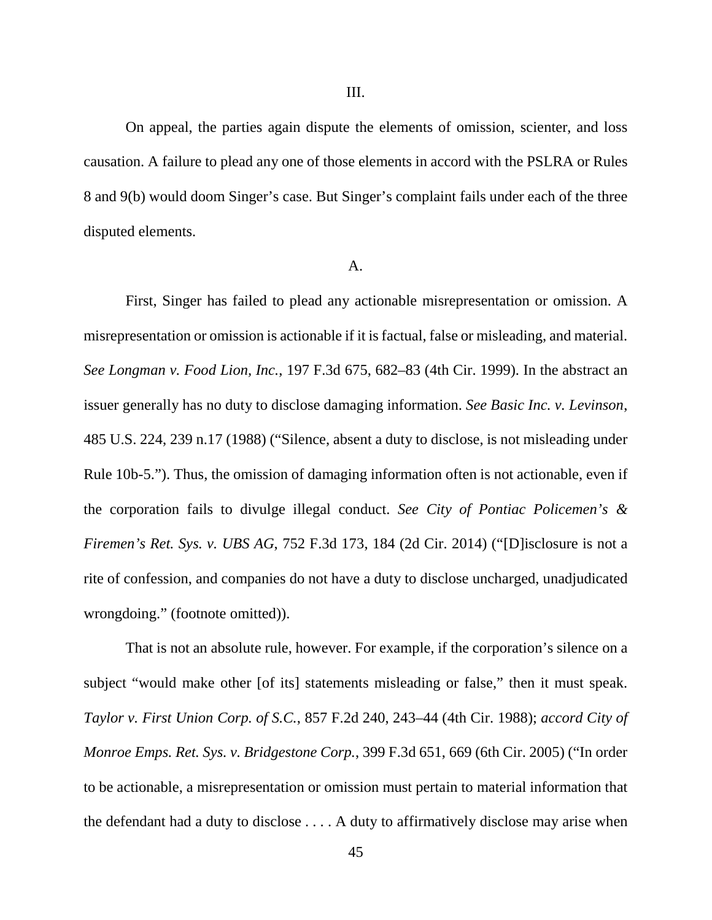III.

On appeal, the parties again dispute the elements of omission, scienter, and loss causation. A failure to plead any one of those elements in accord with the PSLRA or Rules 8 and 9(b) would doom Singer's case. But Singer's complaint fails under each of the three disputed elements.

A.

First, Singer has failed to plead any actionable misrepresentation or omission. A misrepresentation or omission is actionable if it is factual, false or misleading, and material. *See Longman v. Food Lion, Inc.*, 197 F.3d 675, 682–83 (4th Cir. 1999). In the abstract an issuer generally has no duty to disclose damaging information. *See Basic Inc. v. Levinson*, 485 U.S. 224, 239 n.17 (1988) ("Silence, absent a duty to disclose, is not misleading under Rule 10b-5."). Thus, the omission of damaging information often is not actionable, even if the corporation fails to divulge illegal conduct. *See City of Pontiac Policemen's & Firemen's Ret. Sys. v. UBS AG*, 752 F.3d 173, 184 (2d Cir. 2014) ("[D]isclosure is not a rite of confession, and companies do not have a duty to disclose uncharged, unadjudicated wrongdoing." (footnote omitted)).

That is not an absolute rule, however. For example, if the corporation's silence on a subject "would make other [of its] statements misleading or false," then it must speak. *Taylor v. First Union Corp. of S.C.*, 857 F.2d 240, 243–44 (4th Cir. 1988); *accord City of Monroe Emps. Ret. Sys. v. Bridgestone Corp.*, 399 F.3d 651, 669 (6th Cir. 2005) ("In order to be actionable, a misrepresentation or omission must pertain to material information that the defendant had a duty to disclose . . . . A duty to affirmatively disclose may arise when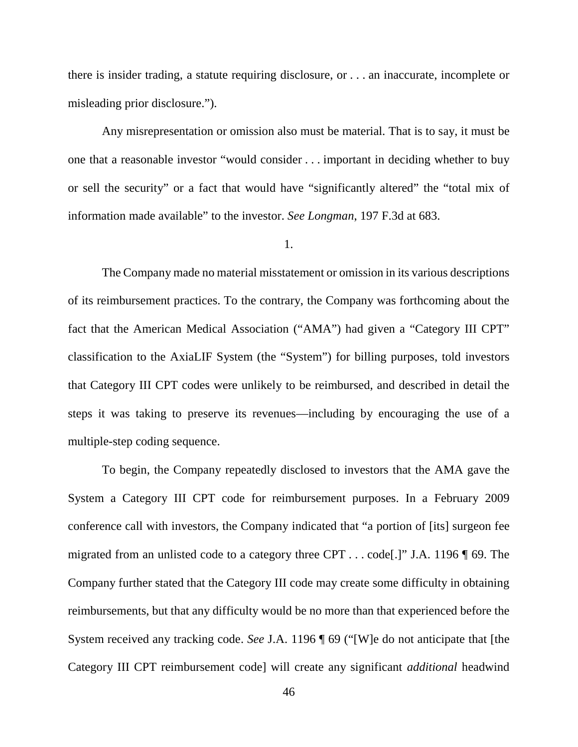there is insider trading, a statute requiring disclosure, or . . . an inaccurate, incomplete or misleading prior disclosure.").

Any misrepresentation or omission also must be material. That is to say, it must be one that a reasonable investor "would consider . . . important in deciding whether to buy or sell the security" or a fact that would have "significantly altered" the "total mix of information made available" to the investor. *See Longman*, 197 F.3d at 683.

1.

The Company made no material misstatement or omission in its various descriptions of its reimbursement practices. To the contrary, the Company was forthcoming about the fact that the American Medical Association ("AMA") had given a "Category III CPT" classification to the AxiaLIF System (the "System") for billing purposes, told investors that Category III CPT codes were unlikely to be reimbursed, and described in detail the steps it was taking to preserve its revenues—including by encouraging the use of a multiple-step coding sequence.

To begin, the Company repeatedly disclosed to investors that the AMA gave the System a Category III CPT code for reimbursement purposes. In a February 2009 conference call with investors, the Company indicated that "a portion of [its] surgeon fee migrated from an unlisted code to a category three CPT . . . code[.]" J.A. 1196 ¶ 69. The Company further stated that the Category III code may create some difficulty in obtaining reimbursements, but that any difficulty would be no more than that experienced before the System received any tracking code. *See* J.A. 1196 ¶ 69 ("[W]e do not anticipate that [the Category III CPT reimbursement code] will create any significant *additional* headwind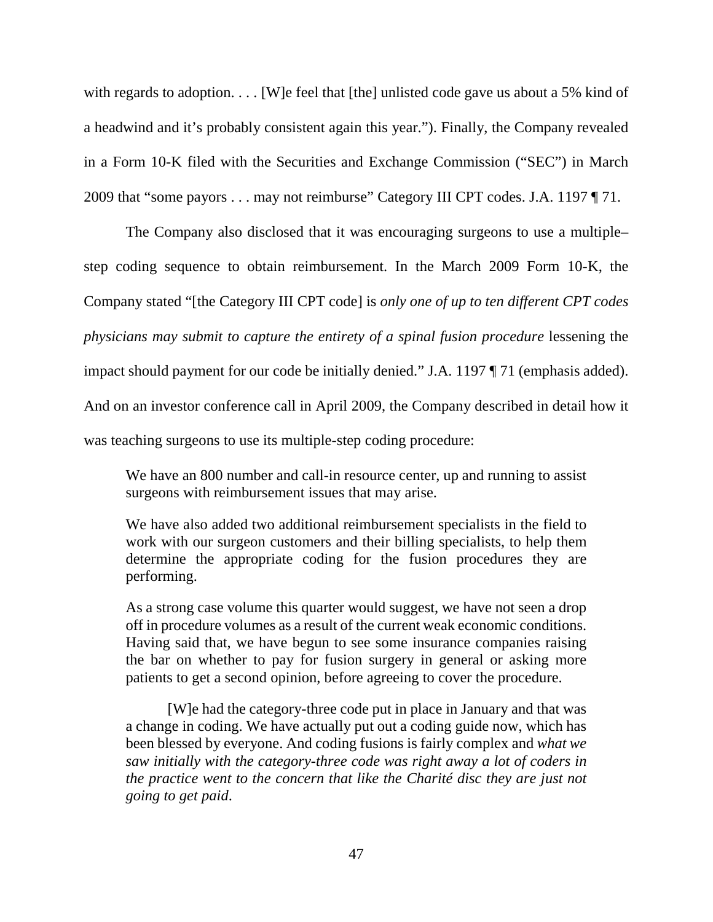with regards to adoption. . . . [W]e feel that [the] unlisted code gave us about a 5% kind of a headwind and it's probably consistent again this year."). Finally, the Company revealed in a Form 10-K filed with the Securities and Exchange Commission ("SEC") in March 2009 that "some payors . . . may not reimburse" Category III CPT codes. J.A. 1197 ¶ 71.

The Company also disclosed that it was encouraging surgeons to use a multiple–step coding sequence to obtain reimbursement. In the March 2009 Form 10-K, the Company stated "[the Category III CPT code] is *only one of up to ten different CPT codes physicians may submit to capture the entirety of a spinal fusion procedure* lessening the impact should payment for our code be initially denied." J.A. 1197 ¶ 71 (emphasis added). And on an investor conference call in April 2009, the Company described in detail how it was teaching surgeons to use its multiple-step coding procedure:

> We have an 800 number and call-in resource center, up and running to assist surgeons with reimbursement issues that may arise.
>
> We have also added two additional reimbursement specialists in the field to work with our surgeon customers and their billing specialists, to help them determine the appropriate coding for the fusion procedures they are performing.
>
> As a strong case volume this quarter would suggest, we have not seen a drop off in procedure volumes as a result of the current weak economic conditions. Having said that, we have begun to see some insurance companies raising the bar on whether to pay for fusion surgery in general or asking more patients to get a second opinion, before agreeing to cover the procedure.
>
> [W]e had the category-three code put in place in January and that was a change in coding. We have actually put out a coding guide now, which has been blessed by everyone. And coding fusions is fairly complex and *what we saw initially with the category-three code was right away a lot of coders in the practice went to the concern that like the Charité disc they are just not going to get paid*.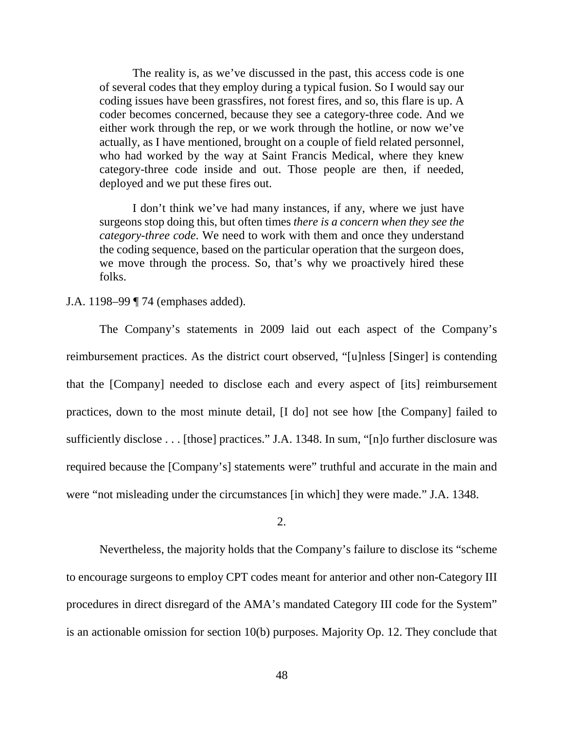> The reality is, as we've discussed in the past, this access code is one of several codes that they employ during a typical fusion. So I would say our coding issues have been grassfires, not forest fires, and so, this flare is up. A coder becomes concerned, because they see a category-three code. And we either work through the rep, or we work through the hotline, or now we've actually, as I have mentioned, brought on a couple of field related personnel, who had worked by the way at Saint Francis Medical, where they knew category-three code inside and out. Those people are then, if needed, deployed and we put these fires out.
>
> I don't think we've had many instances, if any, where we just have surgeons stop doing this, but often times *there is a concern when they see the category-three code*. We need to work with them and once they understand the coding sequence, based on the particular operation that the surgeon does, we move through the process. So, that's why we proactively hired these folks.

J.A. 1198–99 ¶ 74 (emphases added).

The Company's statements in 2009 laid out each aspect of the Company's reimbursement practices. As the district court observed, "[u]nless [Singer] is contending that the [Company] needed to disclose each and every aspect of [its] reimbursement practices, down to the most minute detail, [I do] not see how [the Company] failed to sufficiently disclose . . . [those] practices." J.A. 1348. In sum, "[n]o further disclosure was required because the [Company's] statements were" truthful and accurate in the main and were "not misleading under the circumstances [in which] they were made." J.A. 1348.

2.

Nevertheless, the majority holds that the Company's failure to disclose its "scheme to encourage surgeons to employ CPT codes meant for anterior and other non-Category III procedures in direct disregard of the AMA's mandated Category III code for the System" is an actionable omission for section 10(b) purposes. Majority Op. 12. They conclude that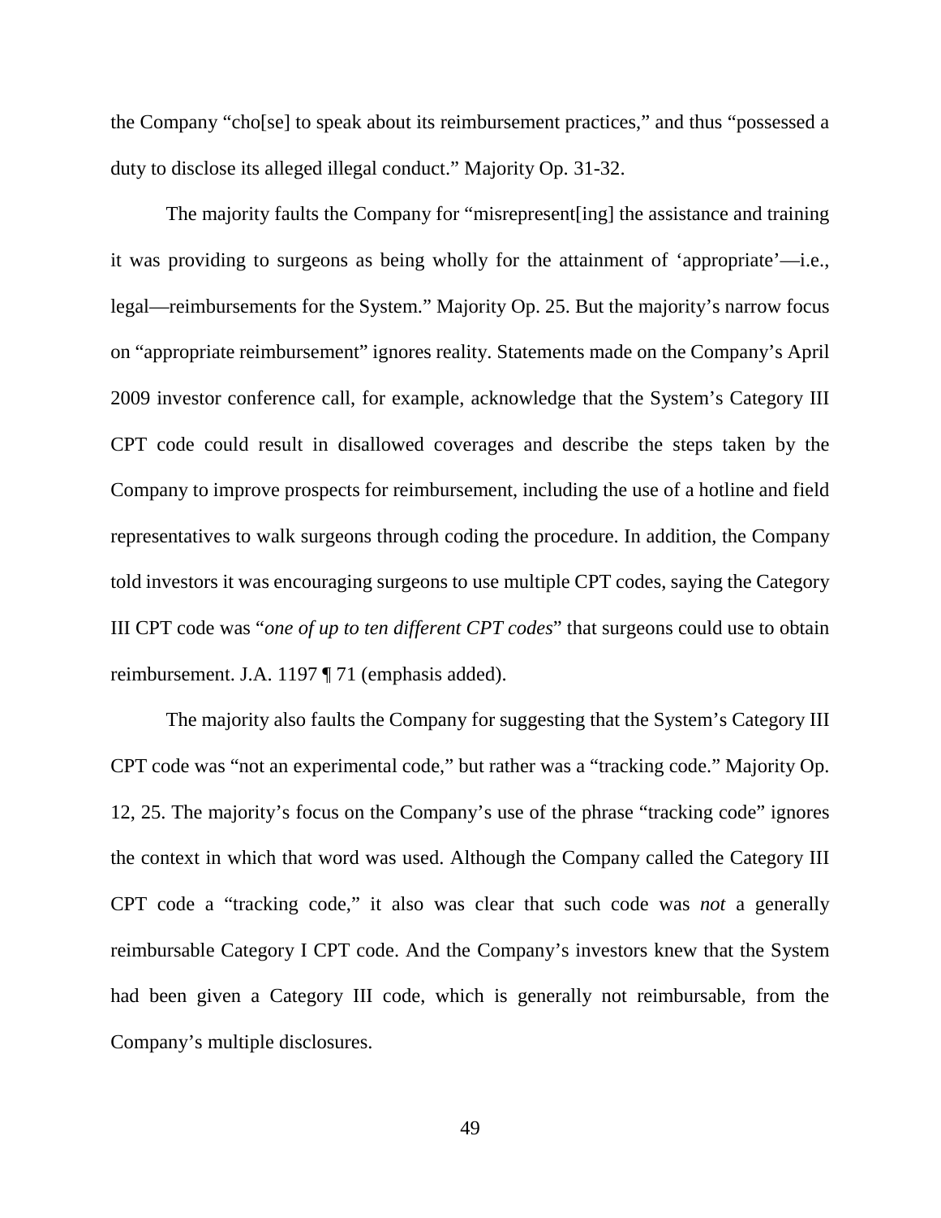the Company "cho[se] to speak about its reimbursement practices," and thus "possessed a duty to disclose its alleged illegal conduct." Majority Op. 31-32.

The majority faults the Company for "misrepresent[ing] the assistance and training it was providing to surgeons as being wholly for the attainment of 'appropriate'—i.e., legal—reimbursements for the System." Majority Op. 25. But the majority's narrow focus on "appropriate reimbursement" ignores reality. Statements made on the Company's April 2009 investor conference call, for example, acknowledge that the System's Category III CPT code could result in disallowed coverages and describe the steps taken by the Company to improve prospects for reimbursement, including the use of a hotline and field representatives to walk surgeons through coding the procedure. In addition, the Company told investors it was encouraging surgeons to use multiple CPT codes, saying the Category III CPT code was "*one of up to ten different CPT codes*" that surgeons could use to obtain reimbursement. J.A. 1197 ¶ 71 (emphasis added).

The majority also faults the Company for suggesting that the System's Category III CPT code was "not an experimental code," but rather was a "tracking code." Majority Op. 12, 25. The majority's focus on the Company's use of the phrase "tracking code" ignores the context in which that word was used. Although the Company called the Category III CPT code a "tracking code," it also was clear that such code was *not* a generally reimbursable Category I CPT code. And the Company's investors knew that the System had been given a Category III code, which is generally not reimbursable, from the Company's multiple disclosures.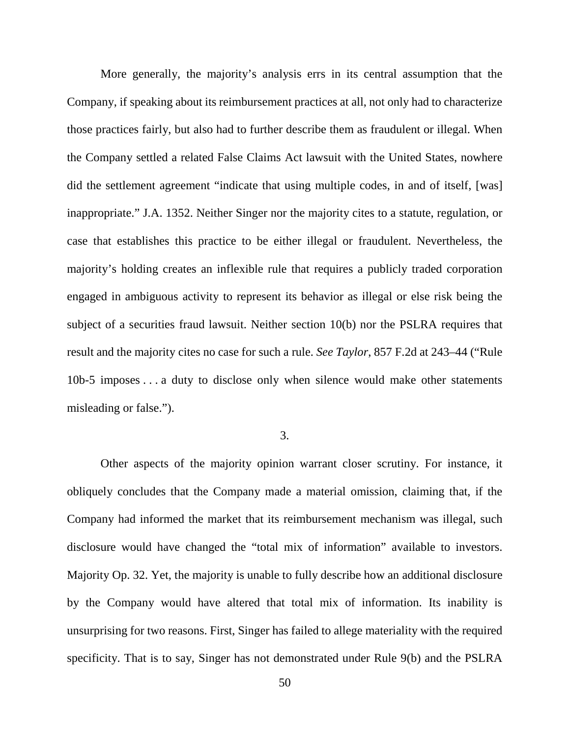More generally, the majority's analysis errs in its central assumption that the Company, if speaking about its reimbursement practices at all, not only had to characterize those practices fairly, but also had to further describe them as fraudulent or illegal. When the Company settled a related False Claims Act lawsuit with the United States, nowhere did the settlement agreement "indicate that using multiple codes, in and of itself, [was] inappropriate." J.A. 1352. Neither Singer nor the majority cites to a statute, regulation, or case that establishes this practice to be either illegal or fraudulent. Nevertheless, the majority's holding creates an inflexible rule that requires a publicly traded corporation engaged in ambiguous activity to represent its behavior as illegal or else risk being the subject of a securities fraud lawsuit. Neither section 10(b) nor the PSLRA requires that result and the majority cites no case for such a rule. *See Taylor*, 857 F.2d at 243–44 ("Rule 10b-5 imposes . . . a duty to disclose only when silence would make other statements misleading or false.").

3.

Other aspects of the majority opinion warrant closer scrutiny. For instance, it obliquely concludes that the Company made a material omission, claiming that, if the Company had informed the market that its reimbursement mechanism was illegal, such disclosure would have changed the "total mix of information" available to investors. Majority Op. 32. Yet, the majority is unable to fully describe how an additional disclosure by the Company would have altered that total mix of information. Its inability is unsurprising for two reasons. First, Singer has failed to allege materiality with the required specificity. That is to say, Singer has not demonstrated under Rule 9(b) and the PSLRA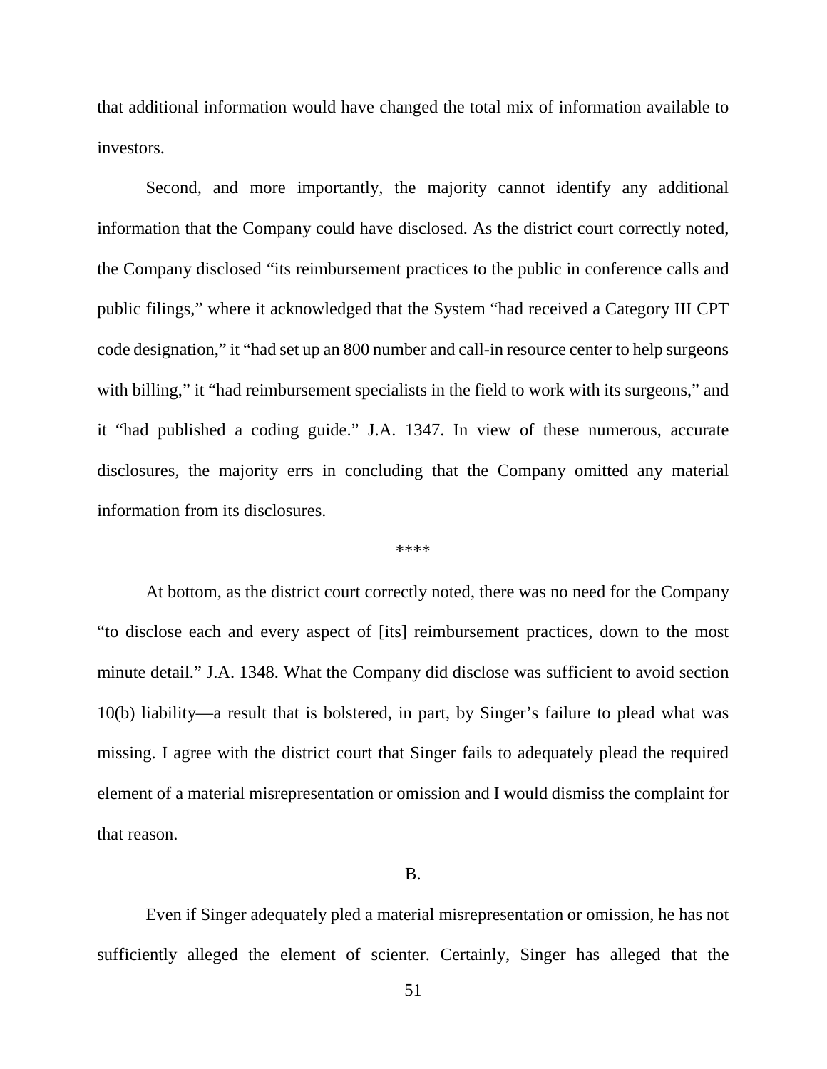that additional information would have changed the total mix of information available to investors.

Second, and more importantly, the majority cannot identify any additional information that the Company could have disclosed. As the district court correctly noted, the Company disclosed "its reimbursement practices to the public in conference calls and public filings," where it acknowledged that the System "had received a Category III CPT code designation," it "had set up an 800 number and call-in resource center to help surgeons with billing," it "had reimbursement specialists in the field to work with its surgeons," and it "had published a coding guide." J.A. 1347. In view of these numerous, accurate disclosures, the majority errs in concluding that the Company omitted any material information from its disclosures.

\*\*\*\*

At bottom, as the district court correctly noted, there was no need for the Company "to disclose each and every aspect of [its] reimbursement practices, down to the most minute detail." J.A. 1348. What the Company did disclose was sufficient to avoid section 10(b) liability—a result that is bolstered, in part, by Singer's failure to plead what was missing. I agree with the district court that Singer fails to adequately plead the required element of a material misrepresentation or omission and I would dismiss the complaint for that reason.

B.

Even if Singer adequately pled a material misrepresentation or omission, he has not sufficiently alleged the element of scienter. Certainly, Singer has alleged that the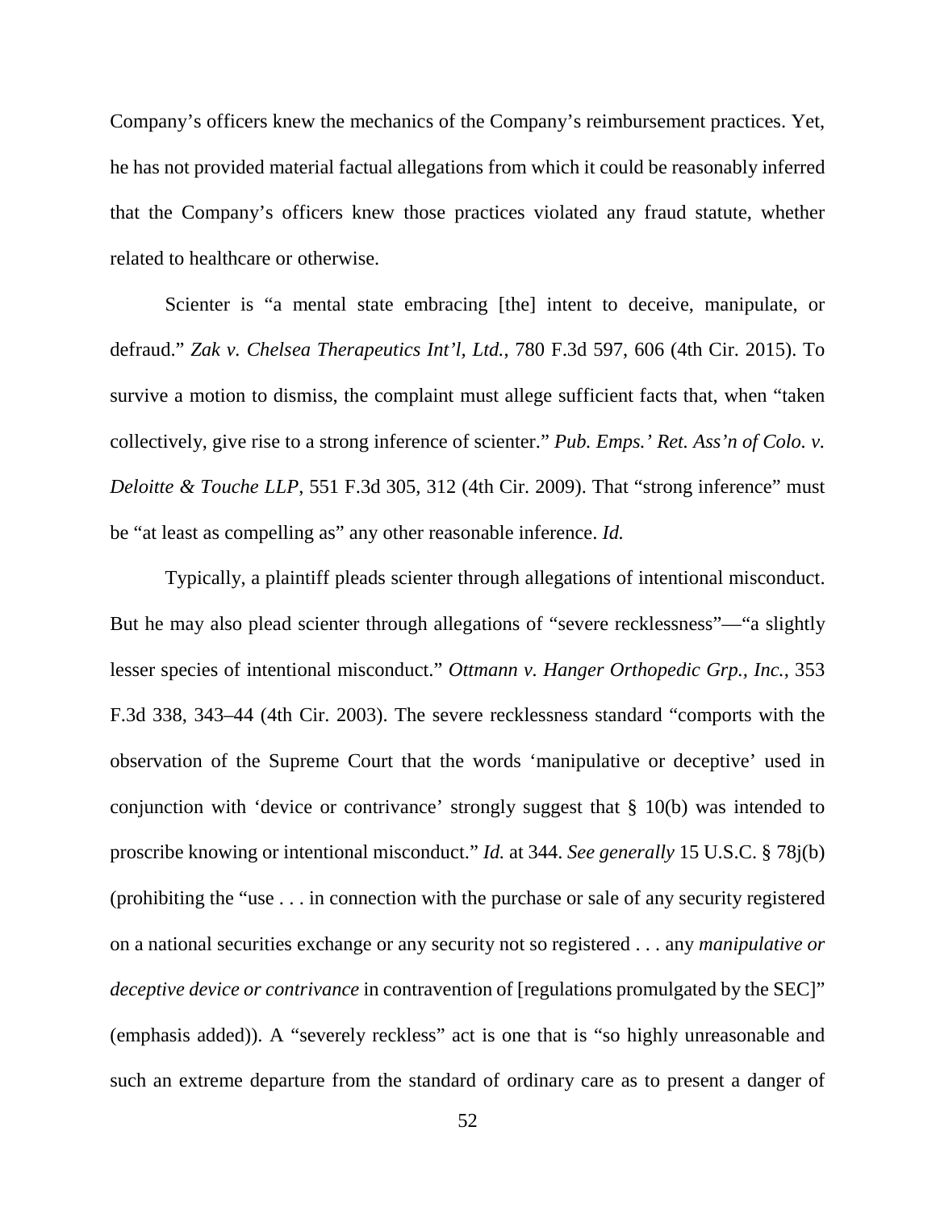Company's officers knew the mechanics of the Company's reimbursement practices. Yet, he has not provided material factual allegations from which it could be reasonably inferred that the Company's officers knew those practices violated any fraud statute, whether related to healthcare or otherwise.

Scienter is "a mental state embracing [the] intent to deceive, manipulate, or defraud." *Zak v. Chelsea Therapeutics Int'l, Ltd.*, 780 F.3d 597, 606 (4th Cir. 2015). To survive a motion to dismiss, the complaint must allege sufficient facts that, when "taken collectively, give rise to a strong inference of scienter." *Pub. Emps.' Ret. Ass'n of Colo. v. Deloitte & Touche LLP*, 551 F.3d 305, 312 (4th Cir. 2009). That "strong inference" must be "at least as compelling as" any other reasonable inference. *Id.*

Typically, a plaintiff pleads scienter through allegations of intentional misconduct. But he may also plead scienter through allegations of "severe recklessness"—"a slightly lesser species of intentional misconduct." *Ottmann v. Hanger Orthopedic Grp., Inc.*, 353 F.3d 338, 343–44 (4th Cir. 2003). The severe recklessness standard "comports with the observation of the Supreme Court that the words 'manipulative or deceptive' used in conjunction with 'device or contrivance' strongly suggest that § 10(b) was intended to proscribe knowing or intentional misconduct." *Id.* at 344. *See generally* 15 U.S.C. § 78j(b) (prohibiting the "use . . . in connection with the purchase or sale of any security registered on a national securities exchange or any security not so registered . . . any *manipulative or deceptive device or contrivance* in contravention of [regulations promulgated by the SEC]" (emphasis added)). A "severely reckless" act is one that is "so highly unreasonable and such an extreme departure from the standard of ordinary care as to present a danger of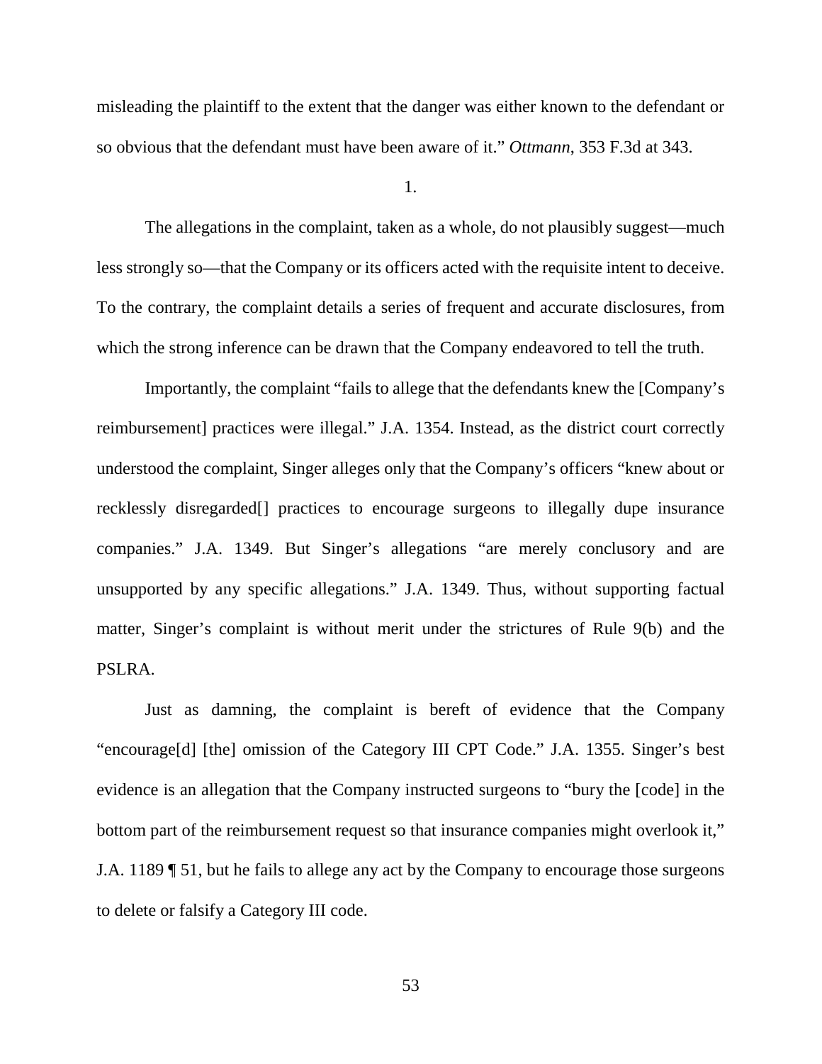misleading the plaintiff to the extent that the danger was either known to the defendant or so obvious that the defendant must have been aware of it." *Ottmann*, 353 F.3d at 343.

1.

The allegations in the complaint, taken as a whole, do not plausibly suggest—much less strongly so—that the Company or its officers acted with the requisite intent to deceive. To the contrary, the complaint details a series of frequent and accurate disclosures, from which the strong inference can be drawn that the Company endeavored to tell the truth.

Importantly, the complaint "fails to allege that the defendants knew the [Company's reimbursement] practices were illegal." J.A. 1354. Instead, as the district court correctly understood the complaint, Singer alleges only that the Company's officers "knew about or recklessly disregarded[] practices to encourage surgeons to illegally dupe insurance companies." J.A. 1349. But Singer's allegations "are merely conclusory and are unsupported by any specific allegations." J.A. 1349. Thus, without supporting factual matter, Singer's complaint is without merit under the strictures of Rule 9(b) and the PSLRA.

Just as damning, the complaint is bereft of evidence that the Company "encourage[d] [the] omission of the Category III CPT Code." J.A. 1355. Singer's best evidence is an allegation that the Company instructed surgeons to "bury the [code] in the bottom part of the reimbursement request so that insurance companies might overlook it," J.A. 1189 ¶ 51, but he fails to allege any act by the Company to encourage those surgeons to delete or falsify a Category III code.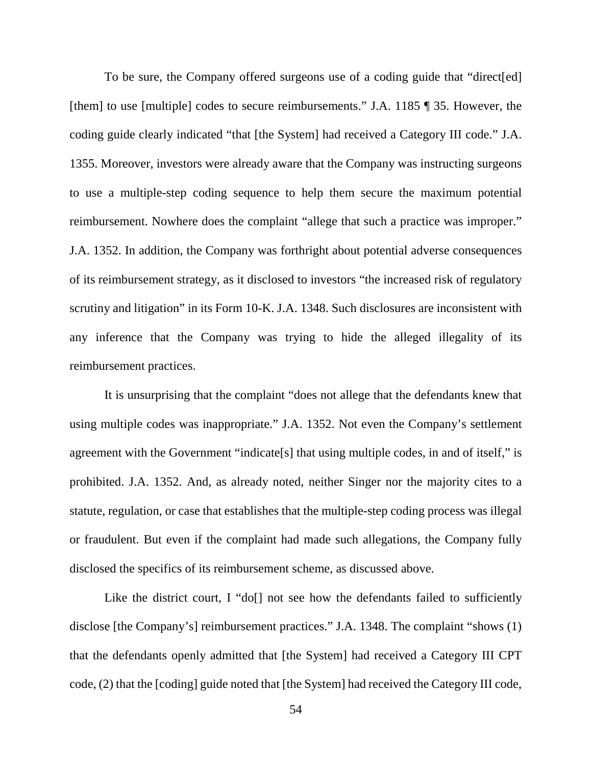To be sure, the Company offered surgeons use of a coding guide that "direct[ed] [them] to use [multiple] codes to secure reimbursements." J.A. 1185 ¶ 35. However, the coding guide clearly indicated "that [the System] had received a Category III code." J.A. 1355. Moreover, investors were already aware that the Company was instructing surgeons to use a multiple-step coding sequence to help them secure the maximum potential reimbursement. Nowhere does the complaint "allege that such a practice was improper." J.A. 1352. In addition, the Company was forthright about potential adverse consequences of its reimbursement strategy, as it disclosed to investors "the increased risk of regulatory scrutiny and litigation" in its Form 10-K. J.A. 1348. Such disclosures are inconsistent with any inference that the Company was trying to hide the alleged illegality of its reimbursement practices.

It is unsurprising that the complaint "does not allege that the defendants knew that using multiple codes was inappropriate." J.A. 1352. Not even the Company's settlement agreement with the Government "indicate[s] that using multiple codes, in and of itself," is prohibited. J.A. 1352. And, as already noted, neither Singer nor the majority cites to a statute, regulation, or case that establishes that the multiple-step coding process was illegal or fraudulent. But even if the complaint had made such allegations, the Company fully disclosed the specifics of its reimbursement scheme, as discussed above.

Like the district court, I "do[] not see how the defendants failed to sufficiently disclose [the Company's] reimbursement practices." J.A. 1348. The complaint "shows (1) that the defendants openly admitted that [the System] had received a Category III CPT code, (2) that the [coding] guide noted that [the System] had received the Category III code,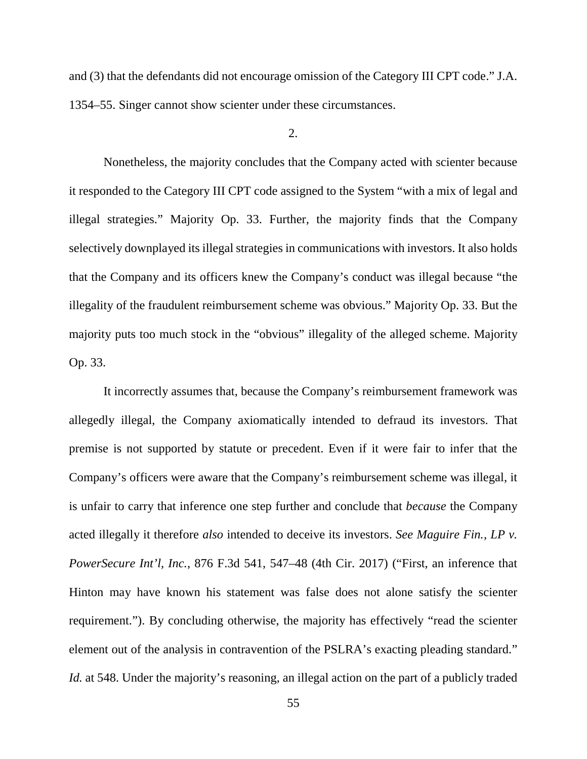and (3) that the defendants did not encourage omission of the Category III CPT code." J.A. 1354–55. Singer cannot show scienter under these circumstances.

2.

Nonetheless, the majority concludes that the Company acted with scienter because it responded to the Category III CPT code assigned to the System "with a mix of legal and illegal strategies." Majority Op. 33. Further, the majority finds that the Company selectively downplayed its illegal strategies in communications with investors. It also holds that the Company and its officers knew the Company's conduct was illegal because "the illegality of the fraudulent reimbursement scheme was obvious." Majority Op. 33. But the majority puts too much stock in the "obvious" illegality of the alleged scheme. Majority Op. 33.

It incorrectly assumes that, because the Company's reimbursement framework was allegedly illegal, the Company axiomatically intended to defraud its investors. That premise is not supported by statute or precedent. Even if it were fair to infer that the Company's officers were aware that the Company's reimbursement scheme was illegal, it is unfair to carry that inference one step further and conclude that *because* the Company acted illegally it therefore *also* intended to deceive its investors. *See Maguire Fin., LP v. PowerSecure Int'l, Inc.*, 876 F.3d 541, 547–48 (4th Cir. 2017) ("First, an inference that Hinton may have known his statement was false does not alone satisfy the scienter requirement."). By concluding otherwise, the majority has effectively "read the scienter element out of the analysis in contravention of the PSLRA's exacting pleading standard." *Id.* at 548. Under the majority's reasoning, an illegal action on the part of a publicly traded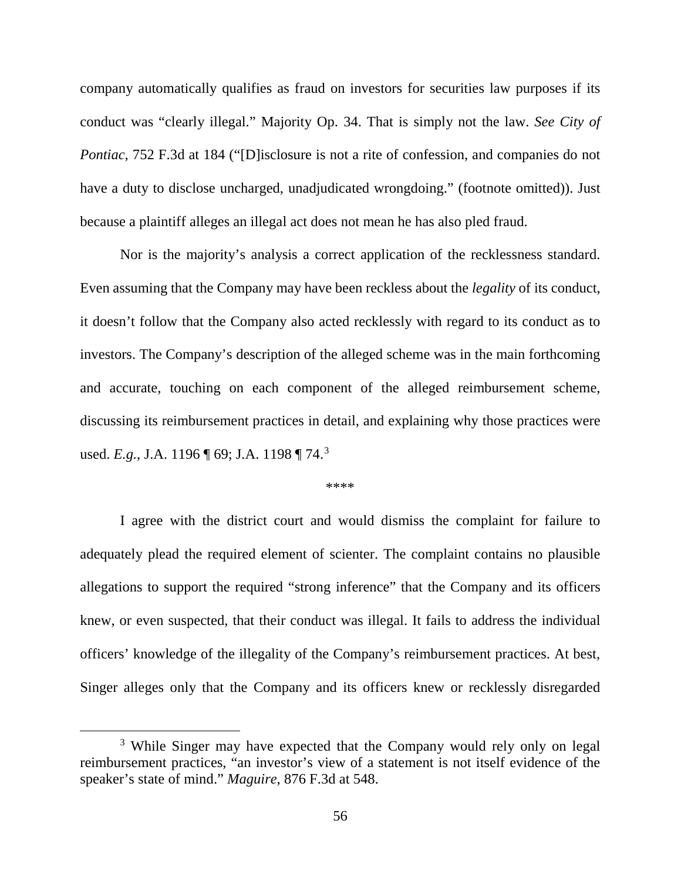company automatically qualifies as fraud on investors for securities law purposes if its conduct was "clearly illegal." Majority Op. 34. That is simply not the law. *See City of Pontiac*, 752 F.3d at 184 ("[D]isclosure is not a rite of confession, and companies do not have a duty to disclose uncharged, unadjudicated wrongdoing." (footnote omitted)). Just because a plaintiff alleges an illegal act does not mean he has also pled fraud.

Nor is the majority's analysis a correct application of the recklessness standard. Even assuming that the Company may have been reckless about the *legality* of its conduct, it doesn't follow that the Company also acted recklessly with regard to its conduct as to investors. The Company's description of the alleged scheme was in the main forthcoming and accurate, touching on each component of the alleged reimbursement scheme, discussing its reimbursement practices in detail, and explaining why those practices were used. *E.g.*, J.A. 1196 ¶ 69; J.A. 1198 ¶ 74.[3]

\*\*\*\*

I agree with the district court and would dismiss the complaint for failure to adequately plead the required element of scienter. The complaint contains no plausible allegations to support the required "strong inference" that the Company and its officers knew, or even suspected, that their conduct was illegal. It fails to address the individual officers' knowledge of the illegality of the Company's reimbursement practices. At best, Singer alleges only that the Company and its officers knew or recklessly disregarded

[3] While Singer may have expected that the Company would rely only on legal reimbursement practices, "an investor's view of a statement is not itself evidence of the speaker's state of mind." *Maguire*, 876 F.3d at 548.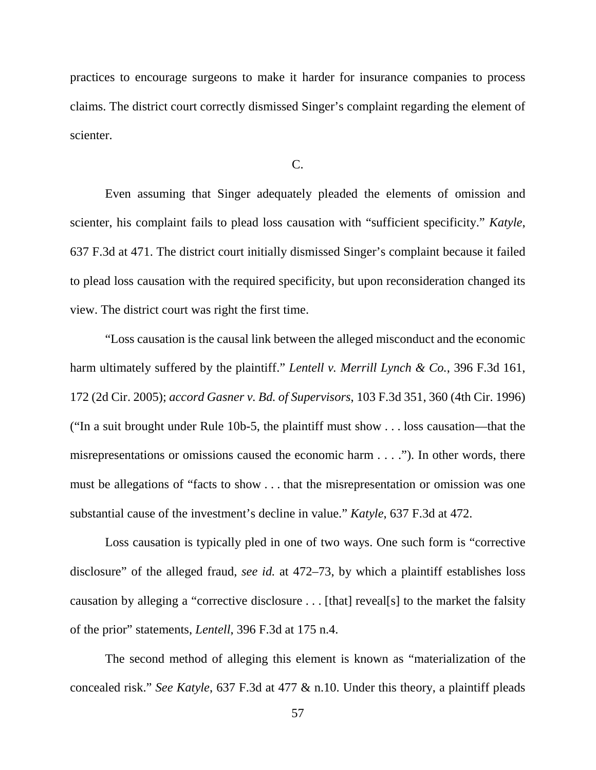practices to encourage surgeons to make it harder for insurance companies to process claims. The district court correctly dismissed Singer's complaint regarding the element of scienter.

### C.

Even assuming that Singer adequately pleaded the elements of omission and scienter, his complaint fails to plead loss causation with "sufficient specificity." *Katyle*, 637 F.3d at 471. The district court initially dismissed Singer's complaint because it failed to plead loss causation with the required specificity, but upon reconsideration changed its view. The district court was right the first time.

"Loss causation is the causal link between the alleged misconduct and the economic harm ultimately suffered by the plaintiff." *Lentell v. Merrill Lynch & Co.*, 396 F.3d 161, 172 (2d Cir. 2005); *accord Gasner v. Bd. of Supervisors*, 103 F.3d 351, 360 (4th Cir. 1996) ("In a suit brought under Rule 10b-5, the plaintiff must show . . . loss causation—that the misrepresentations or omissions caused the economic harm . . . ."). In other words, there must be allegations of "facts to show . . . that the misrepresentation or omission was one substantial cause of the investment's decline in value." *Katyle*, 637 F.3d at 472.

Loss causation is typically pled in one of two ways. One such form is "corrective disclosure" of the alleged fraud, *see id.* at 472–73, by which a plaintiff establishes loss causation by alleging a "corrective disclosure . . . [that] reveal[s] to the market the falsity of the prior" statements, *Lentell*, 396 F.3d at 175 n.4.

The second method of alleging this element is known as "materialization of the concealed risk." *See Katyle*, 637 F.3d at 477 & n.10. Under this theory, a plaintiff pleads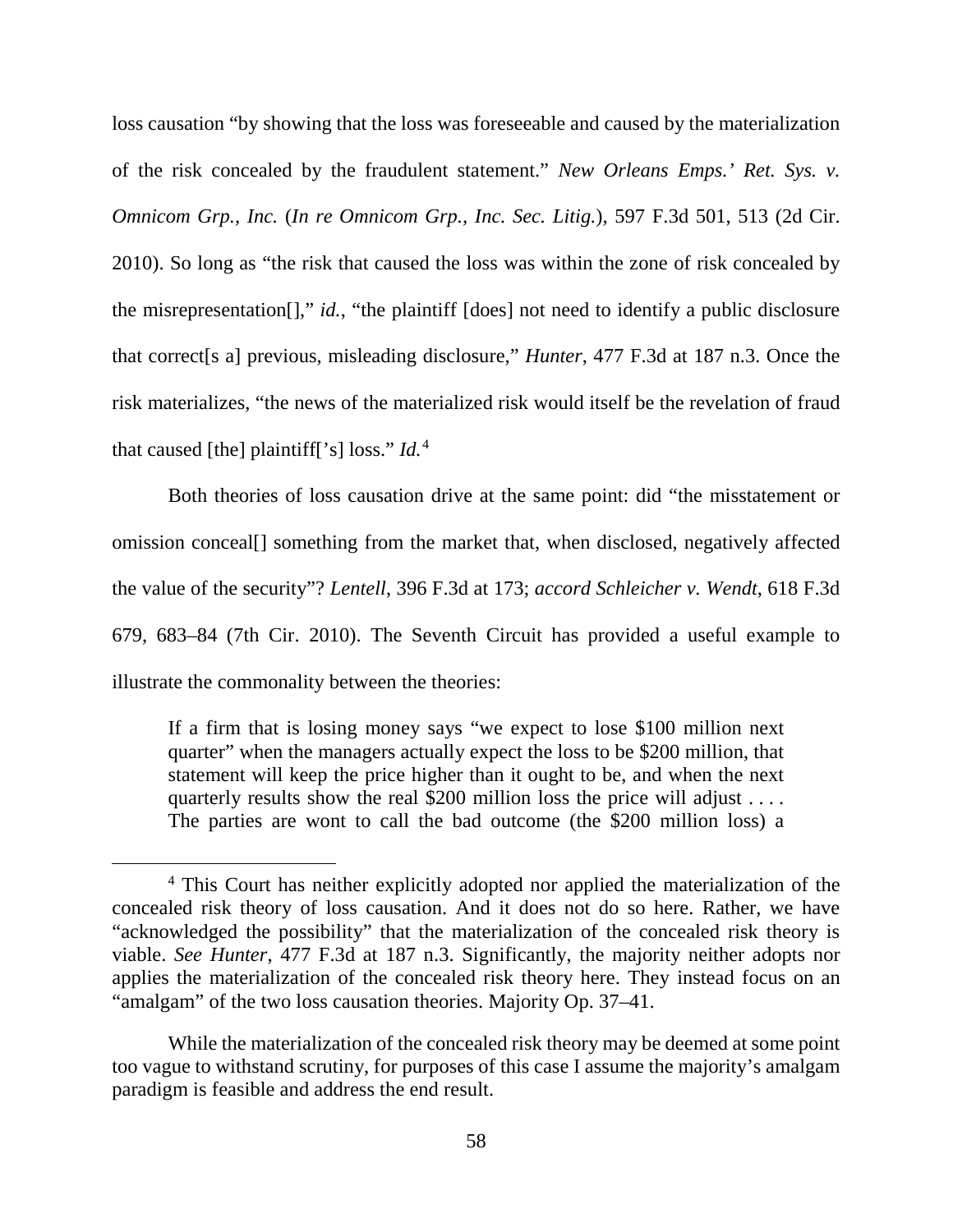loss causation "by showing that the loss was foreseeable and caused by the materialization of the risk concealed by the fraudulent statement." *New Orleans Emps.' Ret. Sys. v. Omnicom Grp., Inc.* (*In re Omnicom Grp., Inc. Sec. Litig.*), 597 F.3d 501, 513 (2d Cir. 2010). So long as "the risk that caused the loss was within the zone of risk concealed by the misrepresentation[]," *id.*, "the plaintiff [does] not need to identify a public disclosure that correct[s a] previous, misleading disclosure," *Hunter*, 477 F.3d at 187 n.3. Once the risk materializes, "the news of the materialized risk would itself be the revelation of fraud that caused [the] plaintiff['s] loss." *Id.*[4]

Both theories of loss causation drive at the same point: did "the misstatement or omission conceal[] something from the market that, when disclosed, negatively affected the value of the security"? *Lentell*, 396 F.3d at 173; *accord Schleicher v. Wendt*, 618 F.3d 679, 683–84 (7th Cir. 2010). The Seventh Circuit has provided a useful example to illustrate the commonality between the theories:

> If a firm that is losing money says "we expect to lose $100 million next quarter" when the managers actually expect the loss to be $200 million, that statement will keep the price higher than it ought to be, and when the next quarterly results show the real $200 million loss the price will adjust . . . . The parties are wont to call the bad outcome (the $200 million loss) a

---

[4] This Court has neither explicitly adopted nor applied the materialization of the concealed risk theory of loss causation. And it does not do so here. Rather, we have "acknowledged the possibility" that the materialization of the concealed risk theory is viable. *See Hunter*, 477 F.3d at 187 n.3. Significantly, the majority neither adopts nor applies the materialization of the concealed risk theory here. They instead focus on an "amalgam" of the two loss causation theories. Majority Op. 37–41.

While the materialization of the concealed risk theory may be deemed at some point too vague to withstand scrutiny, for purposes of this case I assume the majority's amalgam paradigm is feasible and address the end result.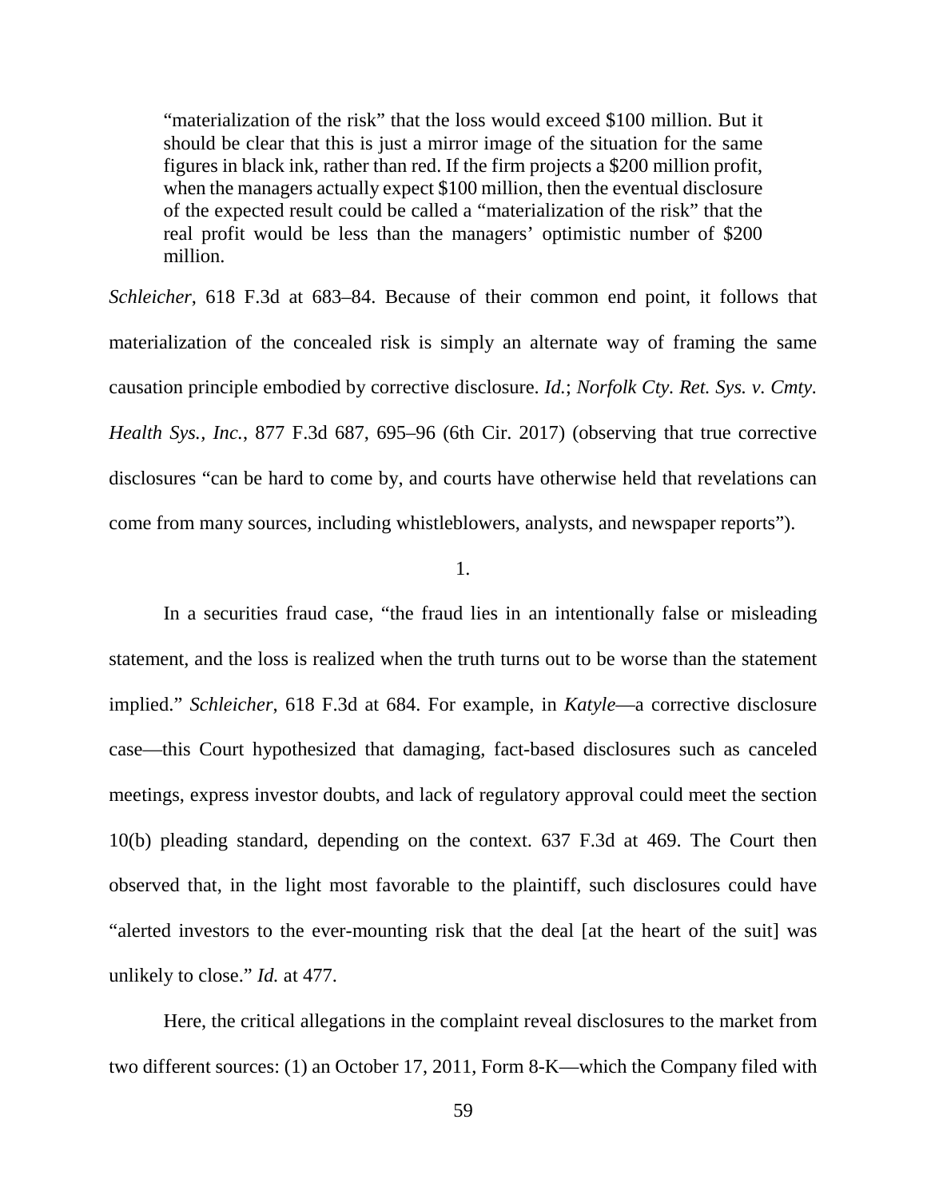> "materialization of the risk" that the loss would exceed $100 million. But it should be clear that this is just a mirror image of the situation for the same figures in black ink, rather than red. If the firm projects a $200 million profit, when the managers actually expect $100 million, then the eventual disclosure of the expected result could be called a "materialization of the risk" that the real profit would be less than the managers' optimistic number of $200 million.

*Schleicher*, 618 F.3d at 683–84. Because of their common end point, it follows that materialization of the concealed risk is simply an alternate way of framing the same causation principle embodied by corrective disclosure. *Id.*; *Norfolk Cty. Ret. Sys. v. Cmty. Health Sys., Inc.*, 877 F.3d 687, 695–96 (6th Cir. 2017) (observing that true corrective disclosures "can be hard to come by, and courts have otherwise held that revelations can come from many sources, including whistleblowers, analysts, and newspaper reports").

1.

In a securities fraud case, "the fraud lies in an intentionally false or misleading statement, and the loss is realized when the truth turns out to be worse than the statement implied." *Schleicher*, 618 F.3d at 684. For example, in *Katyle*—a corrective disclosure case—this Court hypothesized that damaging, fact-based disclosures such as canceled meetings, express investor doubts, and lack of regulatory approval could meet the section 10(b) pleading standard, depending on the context. 637 F.3d at 469. The Court then observed that, in the light most favorable to the plaintiff, such disclosures could have "alerted investors to the ever-mounting risk that the deal [at the heart of the suit] was unlikely to close." *Id.* at 477.

Here, the critical allegations in the complaint reveal disclosures to the market from two different sources: (1) an October 17, 2011, Form 8-K—which the Company filed with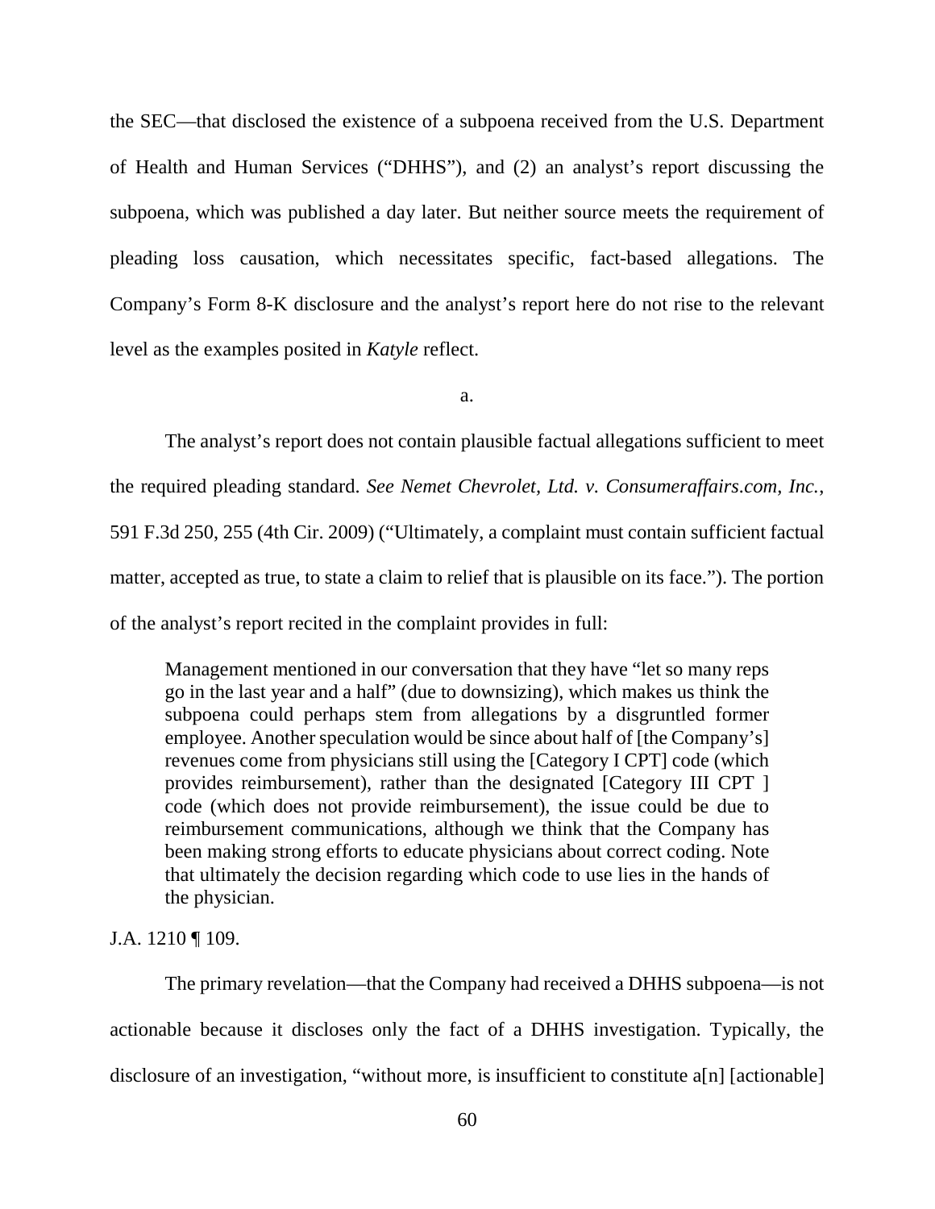the SEC—that disclosed the existence of a subpoena received from the U.S. Department of Health and Human Services ("DHHS"), and (2) an analyst's report discussing the subpoena, which was published a day later. But neither source meets the requirement of pleading loss causation, which necessitates specific, fact-based allegations. The Company's Form 8-K disclosure and the analyst's report here do not rise to the relevant level as the examples posited in *Katyle* reflect.

a.

The analyst's report does not contain plausible factual allegations sufficient to meet the required pleading standard. *See Nemet Chevrolet, Ltd. v. Consumeraffairs.com, Inc.*, 591 F.3d 250, 255 (4th Cir. 2009) ("Ultimately, a complaint must contain sufficient factual matter, accepted as true, to state a claim to relief that is plausible on its face."). The portion of the analyst's report recited in the complaint provides in full:

> Management mentioned in our conversation that they have "let so many reps go in the last year and a half" (due to downsizing), which makes us think the subpoena could perhaps stem from allegations by a disgruntled former employee. Another speculation would be since about half of [the Company's] revenues come from physicians still using the [Category I CPT] code (which provides reimbursement), rather than the designated [Category III CPT ] code (which does not provide reimbursement), the issue could be due to reimbursement communications, although we think that the Company has been making strong efforts to educate physicians about correct coding. Note that ultimately the decision regarding which code to use lies in the hands of the physician.

J.A. 1210 ¶ 109.

The primary revelation—that the Company had received a DHHS subpoena—is not actionable because it discloses only the fact of a DHHS investigation. Typically, the disclosure of an investigation, "without more, is insufficient to constitute a[n] [actionable]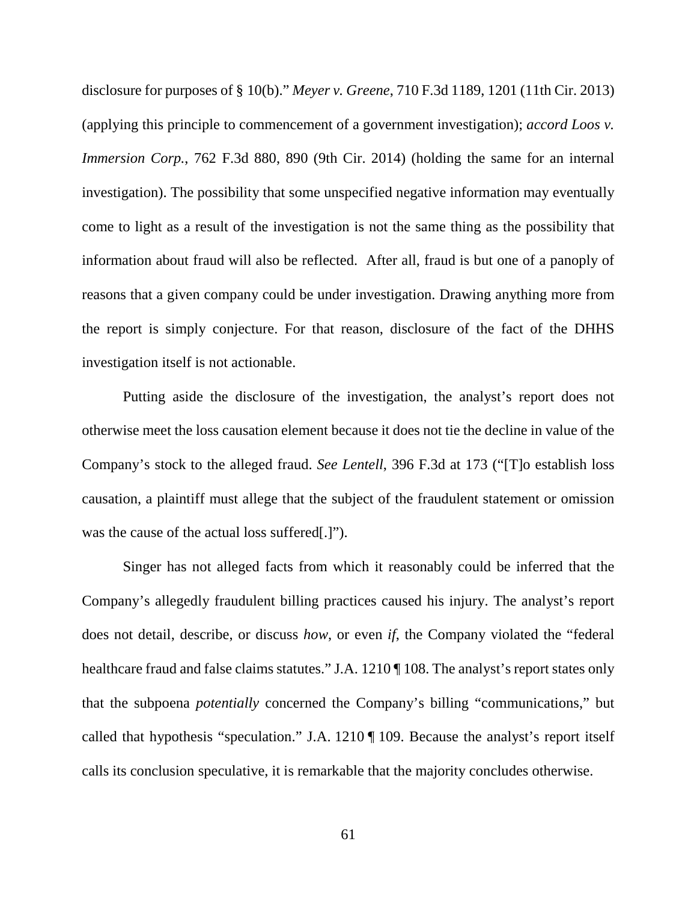disclosure for purposes of § 10(b)." *Meyer v. Greene*, 710 F.3d 1189, 1201 (11th Cir. 2013) (applying this principle to commencement of a government investigation); *accord Loos v. Immersion Corp.*, 762 F.3d 880, 890 (9th Cir. 2014) (holding the same for an internal investigation). The possibility that some unspecified negative information may eventually come to light as a result of the investigation is not the same thing as the possibility that information about fraud will also be reflected. After all, fraud is but one of a panoply of reasons that a given company could be under investigation. Drawing anything more from the report is simply conjecture. For that reason, disclosure of the fact of the DHHS investigation itself is not actionable.

Putting aside the disclosure of the investigation, the analyst's report does not otherwise meet the loss causation element because it does not tie the decline in value of the Company's stock to the alleged fraud. *See Lentell*, 396 F.3d at 173 ("[T]o establish loss causation, a plaintiff must allege that the subject of the fraudulent statement or omission was the cause of the actual loss suffered[.]").

Singer has not alleged facts from which it reasonably could be inferred that the Company's allegedly fraudulent billing practices caused his injury. The analyst's report does not detail, describe, or discuss *how*, or even *if*, the Company violated the "federal healthcare fraud and false claims statutes." J.A. 1210 ¶ 108. The analyst's report states only that the subpoena *potentially* concerned the Company's billing "communications," but called that hypothesis "speculation." J.A. 1210 ¶ 109. Because the analyst's report itself calls its conclusion speculative, it is remarkable that the majority concludes otherwise.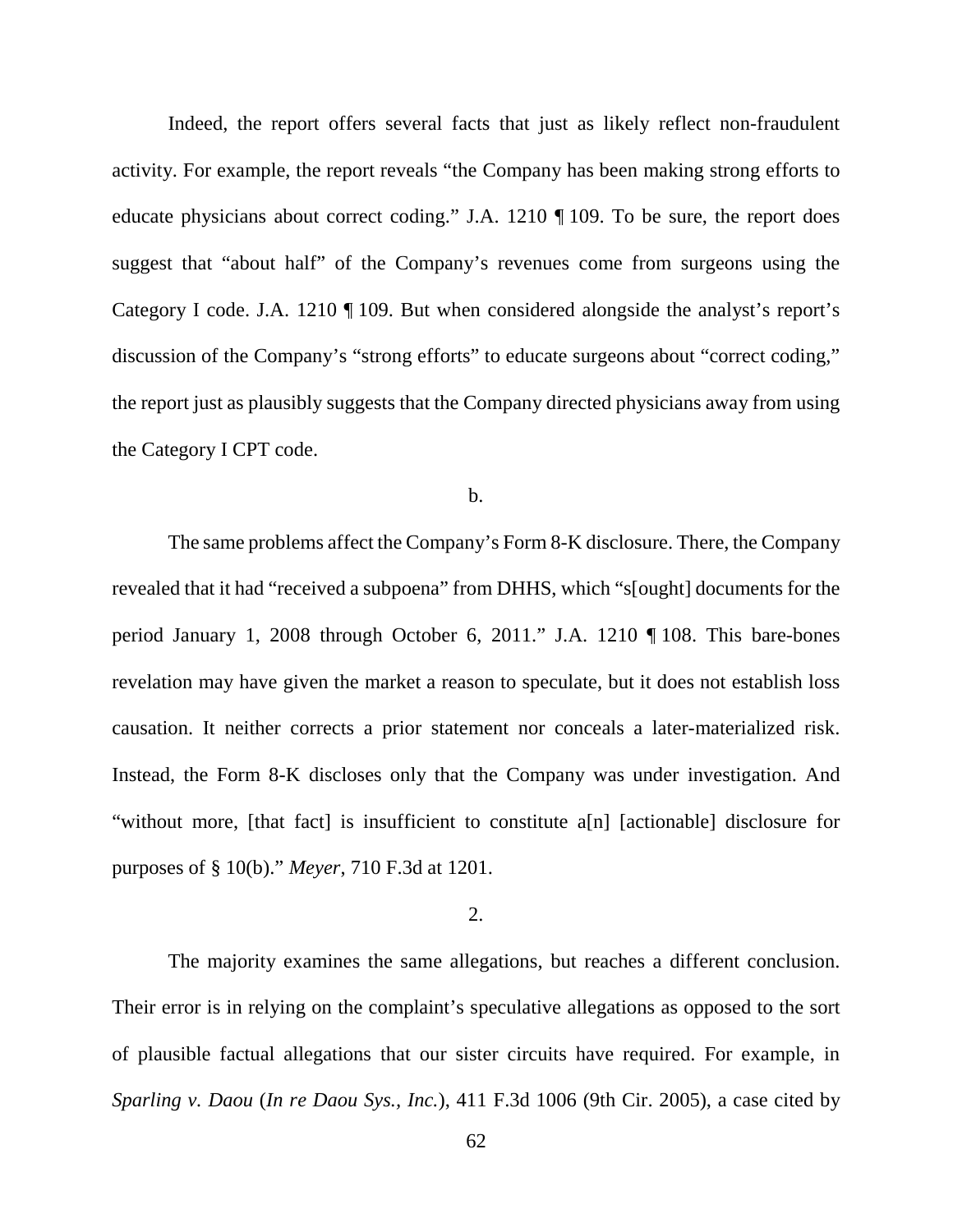Indeed, the report offers several facts that just as likely reflect non-fraudulent activity. For example, the report reveals "the Company has been making strong efforts to educate physicians about correct coding." J.A. 1210 ¶ 109. To be sure, the report does suggest that "about half" of the Company's revenues come from surgeons using the Category I code. J.A. 1210 ¶ 109. But when considered alongside the analyst's report's discussion of the Company's "strong efforts" to educate surgeons about "correct coding," the report just as plausibly suggests that the Company directed physicians away from using the Category I CPT code.

b.

The same problems affect the Company's Form 8-K disclosure. There, the Company revealed that it had "received a subpoena" from DHHS, which "s[ought] documents for the period January 1, 2008 through October 6, 2011." J.A. 1210 ¶ 108. This bare-bones revelation may have given the market a reason to speculate, but it does not establish loss causation. It neither corrects a prior statement nor conceals a later-materialized risk. Instead, the Form 8-K discloses only that the Company was under investigation. And "without more, [that fact] is insufficient to constitute a[n] [actionable] disclosure for purposes of § 10(b)." *Meyer*, 710 F.3d at 1201.

2.

The majority examines the same allegations, but reaches a different conclusion. Their error is in relying on the complaint's speculative allegations as opposed to the sort of plausible factual allegations that our sister circuits have required. For example, in *Sparling v. Daou* (*In re Daou Sys., Inc.*), 411 F.3d 1006 (9th Cir. 2005), a case cited by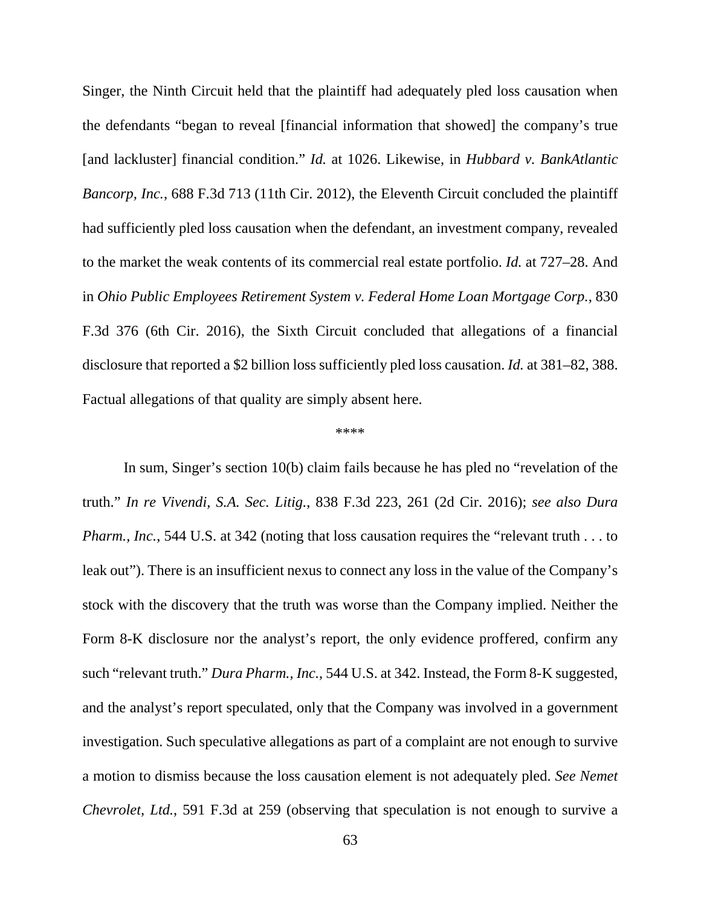Singer, the Ninth Circuit held that the plaintiff had adequately pled loss causation when the defendants "began to reveal [financial information that showed] the company's true [and lackluster] financial condition." *Id.* at 1026. Likewise, in *Hubbard v. BankAtlantic Bancorp, Inc.*, 688 F.3d 713 (11th Cir. 2012), the Eleventh Circuit concluded the plaintiff had sufficiently pled loss causation when the defendant, an investment company, revealed to the market the weak contents of its commercial real estate portfolio. *Id.* at 727–28. And in *Ohio Public Employees Retirement System v. Federal Home Loan Mortgage Corp.*, 830 F.3d 376 (6th Cir. 2016), the Sixth Circuit concluded that allegations of a financial disclosure that reported a $2 billion loss sufficiently pled loss causation. *Id.* at 381–82, 388. Factual allegations of that quality are simply absent here.

\*\*\*\*

In sum, Singer's section 10(b) claim fails because he has pled no "revelation of the truth." *In re Vivendi, S.A. Sec. Litig.*, 838 F.3d 223, 261 (2d Cir. 2016); *see also Dura Pharm., Inc.*, 544 U.S. at 342 (noting that loss causation requires the "relevant truth . . . to leak out"). There is an insufficient nexus to connect any loss in the value of the Company's stock with the discovery that the truth was worse than the Company implied. Neither the Form 8-K disclosure nor the analyst's report, the only evidence proffered, confirm any such "relevant truth." *Dura Pharm., Inc.*, 544 U.S. at 342. Instead, the Form 8-K suggested, and the analyst's report speculated, only that the Company was involved in a government investigation. Such speculative allegations as part of a complaint are not enough to survive a motion to dismiss because the loss causation element is not adequately pled. *See Nemet Chevrolet, Ltd.*, 591 F.3d at 259 (observing that speculation is not enough to survive a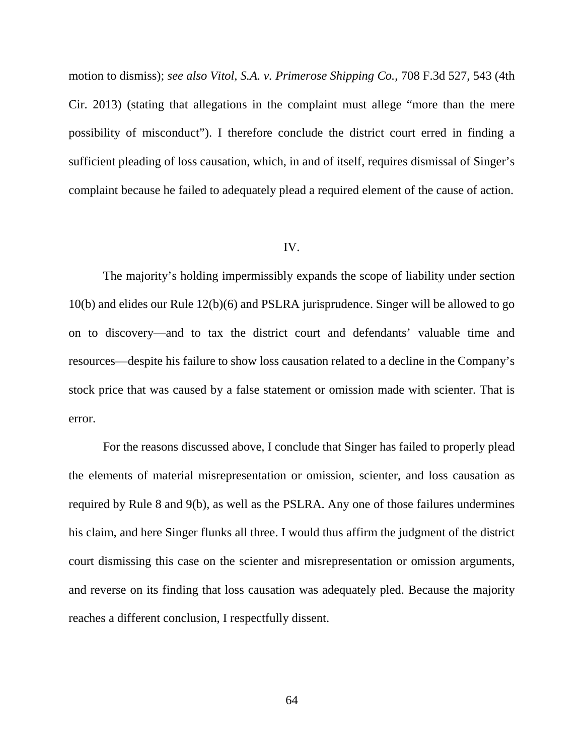motion to dismiss); *see also Vitol, S.A. v. Primerose Shipping Co.*, 708 F.3d 527, 543 (4th Cir. 2013) (stating that allegations in the complaint must allege "more than the mere possibility of misconduct"). I therefore conclude the district court erred in finding a sufficient pleading of loss causation, which, in and of itself, requires dismissal of Singer's complaint because he failed to adequately plead a required element of the cause of action.

IV.

The majority's holding impermissibly expands the scope of liability under section 10(b) and elides our Rule 12(b)(6) and PSLRA jurisprudence. Singer will be allowed to go on to discovery—and to tax the district court and defendants' valuable time and resources—despite his failure to show loss causation related to a decline in the Company's stock price that was caused by a false statement or omission made with scienter. That is error.

For the reasons discussed above, I conclude that Singer has failed to properly plead the elements of material misrepresentation or omission, scienter, and loss causation as required by Rule 8 and 9(b), as well as the PSLRA. Any one of those failures undermines his claim, and here Singer flunks all three. I would thus affirm the judgment of the district court dismissing this case on the scienter and misrepresentation or omission arguments, and reverse on its finding that loss causation was adequately pled. Because the majority reaches a different conclusion, I respectfully dissent.